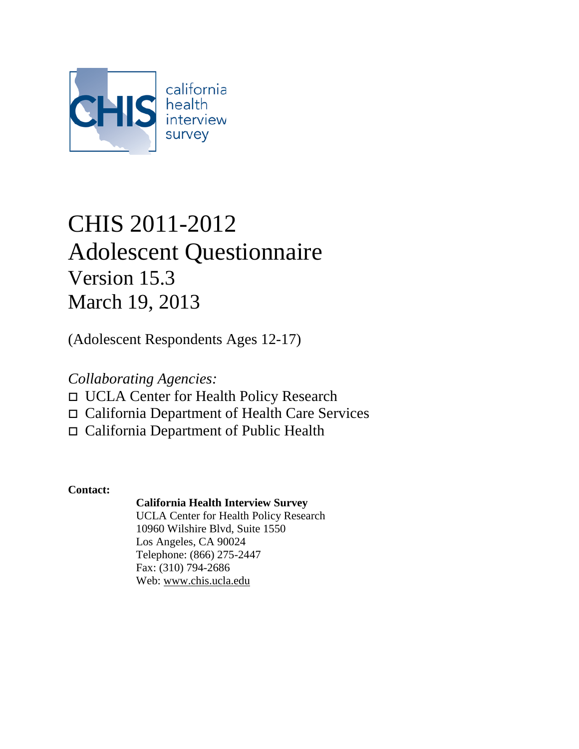CHIS california health interview survey

# CHIS 2011-2012
# Adolescent Questionnaire
## Version 15.3
## March 19, 2013

(Adolescent Respondents Ages 12-17)

*Collaborating Agencies:*

- UCLA Center for Health Policy Research
- California Department of Health Care Services
- California Department of Public Health

**Contact:**

**California Health Interview Survey**
UCLA Center for Health Policy Research
10960 Wilshire Blvd, Suite 1550
Los Angeles, CA 90024
Telephone: (866) 275-2447
Fax: (310) 794-2686
Web: www.chis.ucla.edu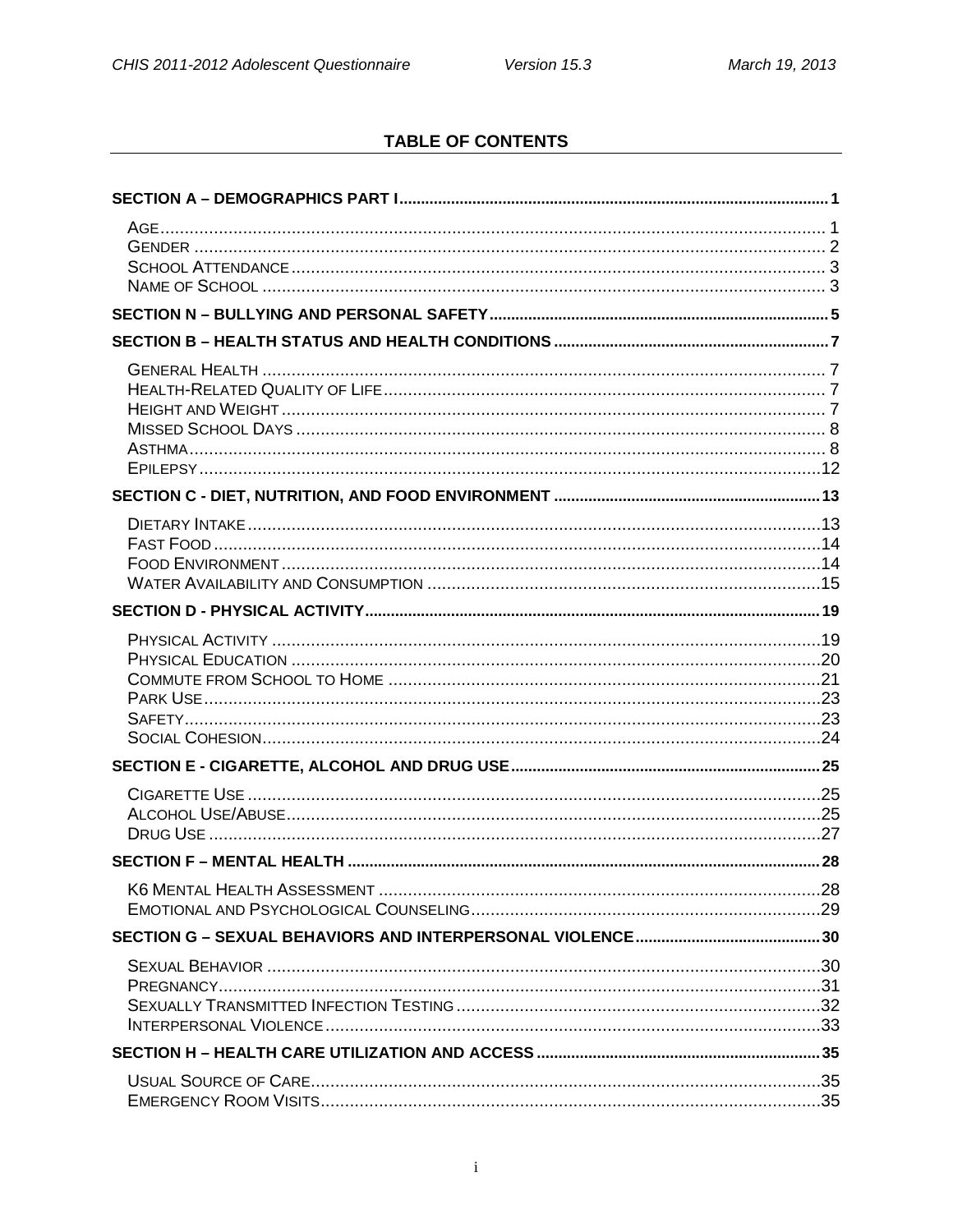## TABLE OF CONTENTS

**SECTION A – DEMOGRAPHICS PART I** .......... 1

- AGE .......... 1
- GENDER .......... 2
- SCHOOL ATTENDANCE .......... 3
- NAME OF SCHOOL .......... 3

**SECTION N – BULLYING AND PERSONAL SAFETY** .......... 5

**SECTION B – HEALTH STATUS AND HEALTH CONDITIONS** .......... 7

- GENERAL HEALTH .......... 7
- HEALTH-RELATED QUALITY OF LIFE .......... 7
- HEIGHT AND WEIGHT .......... 7
- MISSED SCHOOL DAYS .......... 8
- ASTHMA .......... 8
- EPILEPSY .......... 12

**SECTION C - DIET, NUTRITION, AND FOOD ENVIRONMENT** .......... 13

- DIETARY INTAKE .......... 13
- FAST FOOD .......... 14
- FOOD ENVIRONMENT .......... 14
- WATER AVAILABILITY AND CONSUMPTION .......... 15

**SECTION D - PHYSICAL ACTIVITY** .......... 19

- PHYSICAL ACTIVITY .......... 19
- PHYSICAL EDUCATION .......... 20
- COMMUTE FROM SCHOOL TO HOME .......... 21
- PARK USE .......... 23
- SAFETY .......... 23
- SOCIAL COHESION .......... 24

**SECTION E - CIGARETTE, ALCOHOL AND DRUG USE** .......... 25

- CIGARETTE USE .......... 25
- ALCOHOL USE/ABUSE .......... 25
- DRUG USE .......... 27

**SECTION F – MENTAL HEALTH** .......... 28

- K6 MENTAL HEALTH ASSESSMENT .......... 28
- EMOTIONAL AND PSYCHOLOGICAL COUNSELING .......... 29

**SECTION G – SEXUAL BEHAVIORS AND INTERPERSONAL VIOLENCE** .......... 30

- SEXUAL BEHAVIOR .......... 30
- PREGNANCY .......... 31
- SEXUALLY TRANSMITTED INFECTION TESTING .......... 32
- INTERPERSONAL VIOLENCE .......... 33

**SECTION H – HEALTH CARE UTILIZATION AND ACCESS** .......... 35

- USUAL SOURCE OF CARE .......... 35
- EMERGENCY ROOM VISITS .......... 35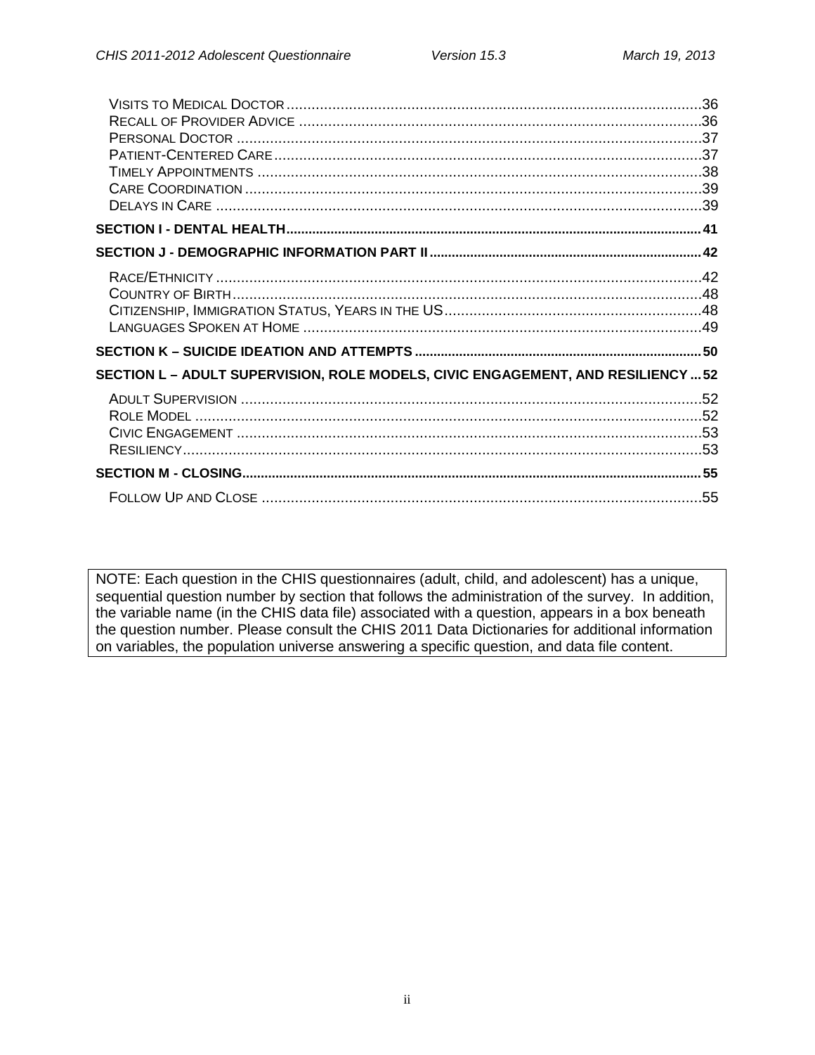Visits to Medical Doctor ....................................................................................................36
Recall of Provider Advice ..................................................................................................36
Personal Doctor ................................................................................................................37
Patient-Centered Care .......................................................................................................37
Timely Appointments ........................................................................................................38
Care Coordination .............................................................................................................39
Delays in Care ..................................................................................................................39

**SECTION I - DENTAL HEALTH................................................................................................................ 41**

**SECTION J - DEMOGRAPHIC INFORMATION PART II ........................................................................ 42**

Race/Ethnicity ...................................................................................................................42
Country of Birth ................................................................................................................48
Citizenship, Immigration Status, Years in the US..............................................................48
Languages Spoken at Home ..............................................................................................49

**SECTION K – SUICIDE IDEATION AND ATTEMPTS ............................................................................ 50**

**SECTION L – ADULT SUPERVISION, ROLE MODELS, CIVIC ENGAGEMENT, AND RESILIENCY ... 52**

Adult Supervision .............................................................................................................52
Role Model ........................................................................................................................52
Civic Engagement .............................................................................................................53
Resiliency..........................................................................................................................53

**SECTION M - CLOSING.............................................................................................................................. 55**

Follow Up and Close ........................................................................................................55

NOTE: Each question in the CHIS questionnaires (adult, child, and adolescent) has a unique, sequential question number by section that follows the administration of the survey. In addition, the variable name (in the CHIS data file) associated with a question, appears in a box beneath the question number. Please consult the CHIS 2011 Data Dictionaries for additional information on variables, the population universe answering a specific question, and data file content.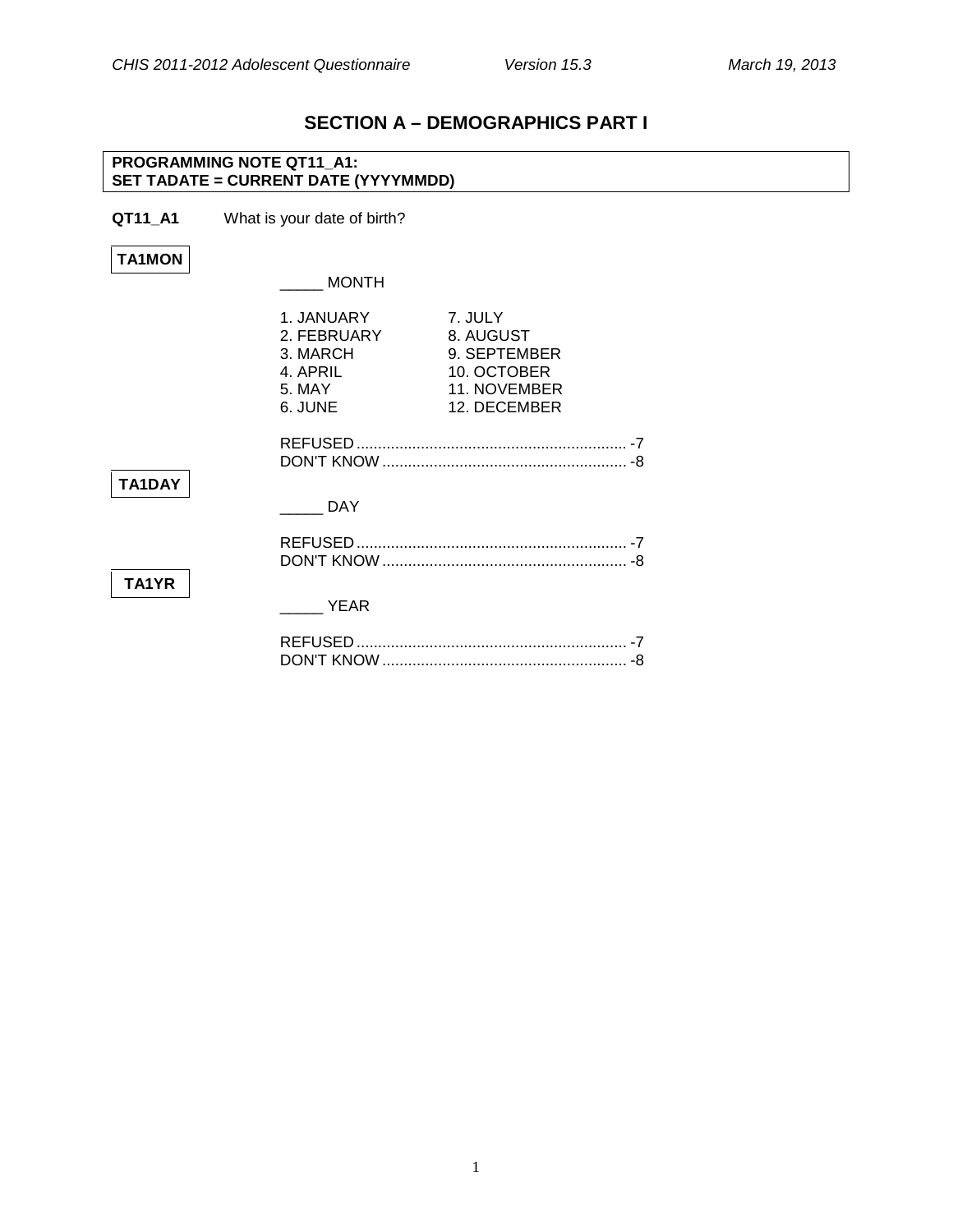## SECTION A – DEMOGRAPHICS PART I

**PROGRAMMING NOTE QT11_A1:**
**SET TADATE = CURRENT DATE (YYYYMMDD)**

**QT11_A1** What is your date of birth?

**TA1MON**

_____ MONTH

| | |
|---|---|
| 1. JANUARY | 7. JULY |
| 2. FEBRUARY | 8. AUGUST |
| 3. MARCH | 9. SEPTEMBER |
| 4. APRIL | 10. OCTOBER |
| 5. MAY | 11. NOVEMBER |
| 6. JUNE | 12. DECEMBER |

REFUSED ............................................................... -7
DON'T KNOW ......................................................... -8

**TA1DAY**

_____ DAY

REFUSED ............................................................... -7
DON'T KNOW ......................................................... -8

**TA1YR**

_____ YEAR

REFUSED ............................................................... -7
DON'T KNOW ......................................................... -8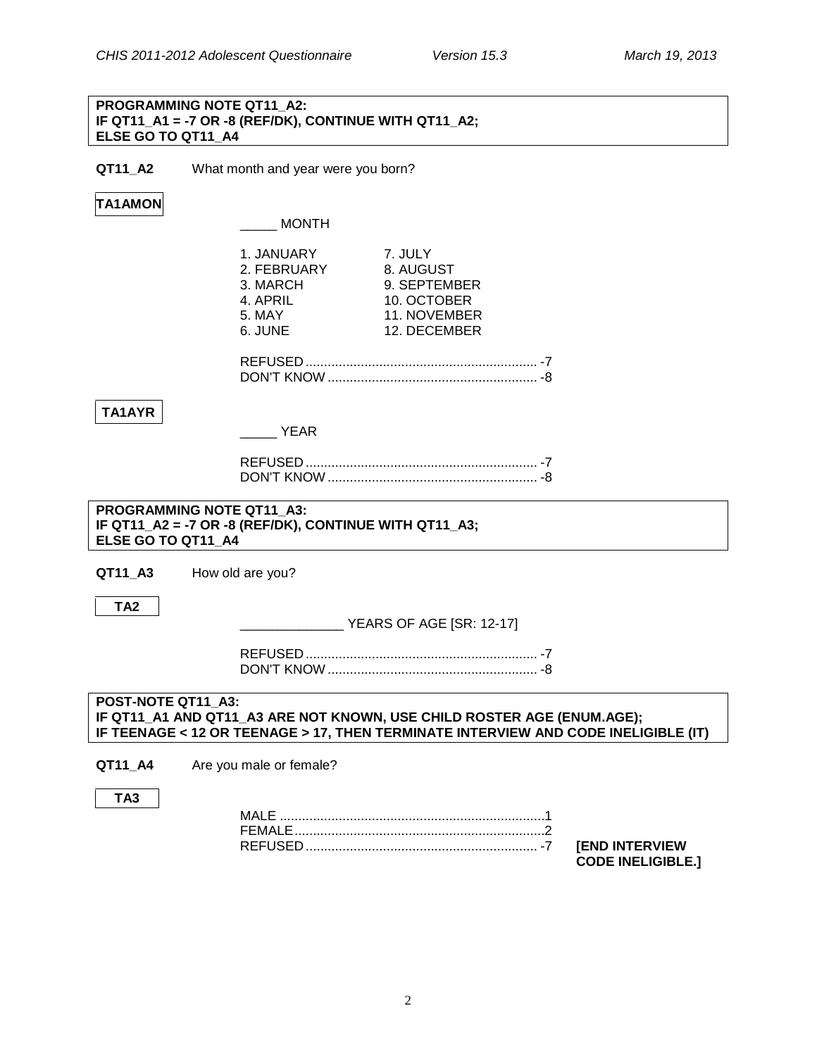**PROGRAMMING NOTE QT11_A2:**
**IF QT11_A1 = -7 OR -8 (REF/DK), CONTINUE WITH QT11_A2;**
**ELSE GO TO QT11_A4**

**QT11_A2** What month and year were you born?

**TA1AMON**

_____ MONTH

| | |
|---|---|
| 1. JANUARY | 7. JULY |
| 2. FEBRUARY | 8. AUGUST |
| 3. MARCH | 9. SEPTEMBER |
| 4. APRIL | 10. OCTOBER |
| 5. MAY | 11. NOVEMBER |
| 6. JUNE | 12. DECEMBER |

REFUSED ............................................................... -7
DON'T KNOW ......................................................... -8

**TA1AYR**

_____ YEAR

REFUSED ............................................................... -7
DON'T KNOW ......................................................... -8

**PROGRAMMING NOTE QT11_A3:**
**IF QT11_A2 = -7 OR -8 (REF/DK), CONTINUE WITH QT11_A3;**
**ELSE GO TO QT11_A4**

**QT11_A3** How old are you?

**TA2**

______________ YEARS OF AGE [SR: 12-17]

REFUSED ............................................................... -7
DON'T KNOW ......................................................... -8

**POST-NOTE QT11_A3:**
**IF QT11_A1 AND QT11_A3 ARE NOT KNOWN, USE CHILD ROSTER AGE (ENUM.AGE);**
**IF TEENAGE < 12 OR TEENAGE > 17, THEN TERMINATE INTERVIEW AND CODE INELIGIBLE (IT)**

**QT11_A4** Are you male or female?

**TA3**

MALE ........................................................................1
FEMALE ....................................................................2
REFUSED ............................................................... -7 **[END INTERVIEW CODE INELIGIBLE.]**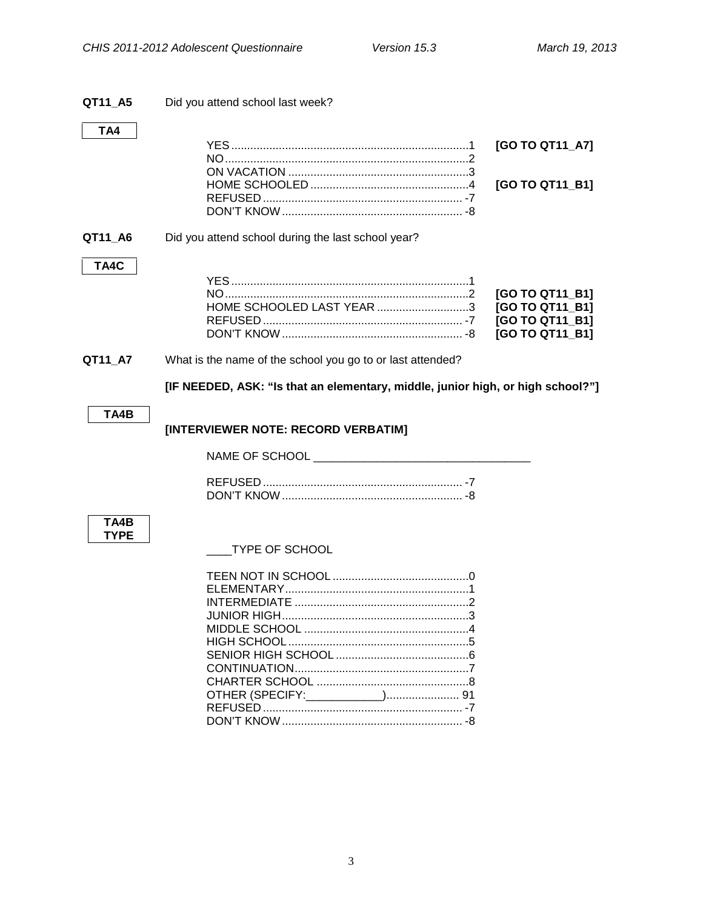**QT11_A5** Did you attend school last week?

**TA4**

| | | |
|---|---|---|
| YES | 1 | **[GO TO QT11_A7]** |
| NO | 2 | |
| ON VACATION | 3 | |
| HOME SCHOOLED | 4 | **[GO TO QT11_B1]** |
| REFUSED | -7 | |
| DON'T KNOW | -8 | |

**QT11_A6** Did you attend school during the last school year?

**TA4C**

| | | |
|---|---|---|
| YES | 1 | |
| NO | 2 | **[GO TO QT11_B1]** |
| HOME SCHOOLED LAST YEAR | 3 | **[GO TO QT11_B1]** |
| REFUSED | -7 | **[GO TO QT11_B1]** |
| DON'T KNOW | -8 | **[GO TO QT11_B1]** |

**QT11_A7** What is the name of the school you go to or last attended?

**[IF NEEDED, ASK: "Is that an elementary, middle, junior high, or high school?"]**

**TA4B**

**[INTERVIEWER NOTE: RECORD VERBATIM]**

NAME OF SCHOOL ___________________________________

| | |
|---|---|
| REFUSED | -7 |
| DON'T KNOW | -8 |

**TA4B TYPE**

____TYPE OF SCHOOL

| | |
|---|---|
| TEEN NOT IN SCHOOL | 0 |
| ELEMENTARY | 1 |
| INTERMEDIATE | 2 |
| JUNIOR HIGH | 3 |
| MIDDLE SCHOOL | 4 |
| HIGH SCHOOL | 5 |
| SENIOR HIGH SCHOOL | 6 |
| CONTINUATION | 7 |
| CHARTER SCHOOL | 8 |
| OTHER (SPECIFY:____________) | 91 |
| REFUSED | -7 |
| DON'T KNOW | -8 |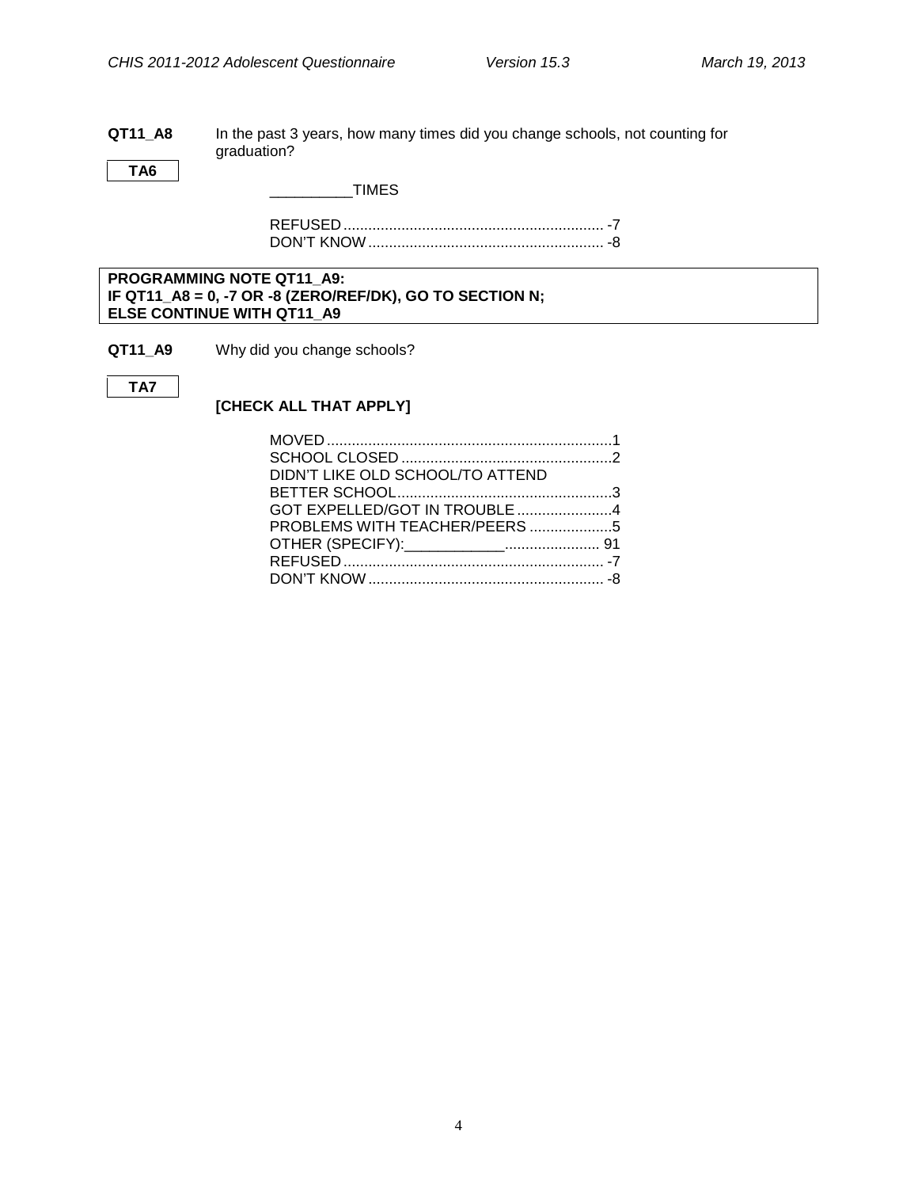**QT11_A8** In the past 3 years, how many times did you change schools, not counting for graduation?

**TA6**

__________TIMES

REFUSED ............................................................... -7
DON'T KNOW ......................................................... -8

**PROGRAMMING NOTE QT11_A9:**
**IF QT11_A8 = 0, -7 OR -8 (ZERO/REF/DK), GO TO SECTION N;**
**ELSE CONTINUE WITH QT11_A9**

**QT11_A9** Why did you change schools?

**TA7**

**[CHECK ALL THAT APPLY]**

MOVED ..................................................................... 1
SCHOOL CLOSED ................................................... 2
DIDN'T LIKE OLD SCHOOL/TO ATTEND
BETTER SCHOOL.................................................... 3
GOT EXPELLED/GOT IN TROUBLE ....................... 4
PROBLEMS WITH TEACHER/PEERS .................... 5
OTHER (SPECIFY):____________....................... 91
REFUSED ............................................................... -7
DON'T KNOW ......................................................... -8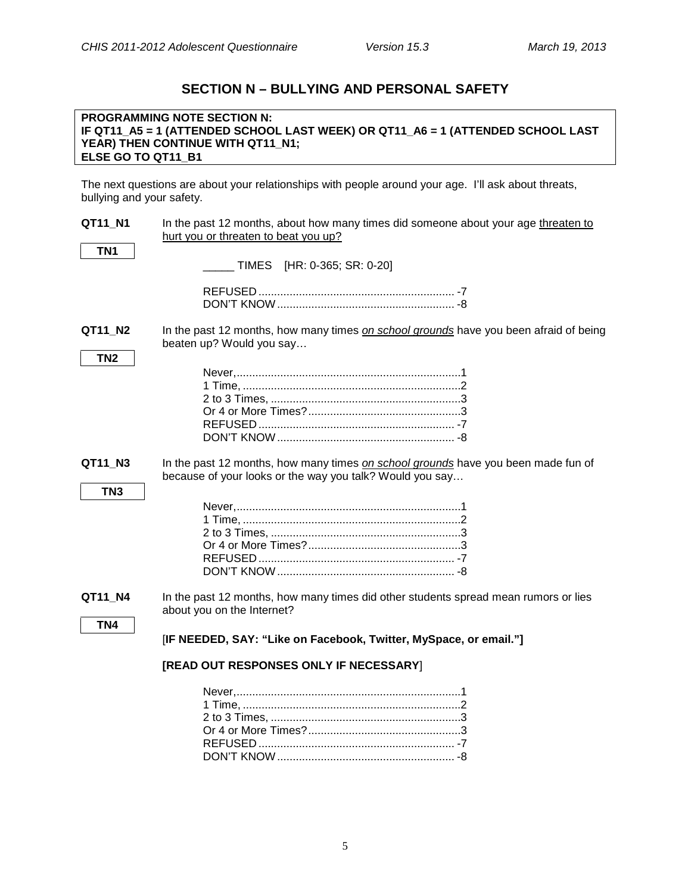## SECTION N – BULLYING AND PERSONAL SAFETY

**PROGRAMMING NOTE SECTION N:**
**IF QT11_A5 = 1 (ATTENDED SCHOOL LAST WEEK) OR QT11_A6 = 1 (ATTENDED SCHOOL LAST YEAR) THEN CONTINUE WITH QT11_N1;**
**ELSE GO TO QT11_B1**

The next questions are about your relationships with people around your age. I'll ask about threats, bullying and your safety.

**QT11_N1** In the past 12 months, about how many times did someone about your age <u>threaten to hurt you or threaten to beat you up?</u>

**TN1**

_____ TIMES [HR: 0-365; SR: 0-20]

REFUSED ............................................................... -7
DON'T KNOW ......................................................... -8

**QT11_N2** In the past 12 months, how many times *<u>on school grounds</u>* have you been afraid of being beaten up? Would you say…

**TN2**

Never, ........................................................................1
1 Time, ......................................................................2
2 to 3 Times, .............................................................3
Or 4 or More Times? .................................................3
REFUSED ............................................................... -7
DON'T KNOW ......................................................... -8

**QT11_N3** In the past 12 months, how many times *<u>on school grounds</u>* have you been made fun of because of your looks or the way you talk? Would you say…

**TN3**

Never, ........................................................................1
1 Time, ......................................................................2
2 to 3 Times, .............................................................3
Or 4 or More Times? .................................................3
REFUSED ............................................................... -7
DON'T KNOW ......................................................... -8

**QT11_N4** In the past 12 months, how many times did other students spread mean rumors or lies about you on the Internet?

**TN4**

[**IF NEEDED, SAY: "Like on Facebook, Twitter, MySpace, or email."]**

**[READ OUT RESPONSES ONLY IF NECESSARY**]

Never, ........................................................................1
1 Time, ......................................................................2
2 to 3 Times, .............................................................3
Or 4 or More Times? .................................................3
REFUSED ............................................................... -7
DON'T KNOW ......................................................... -8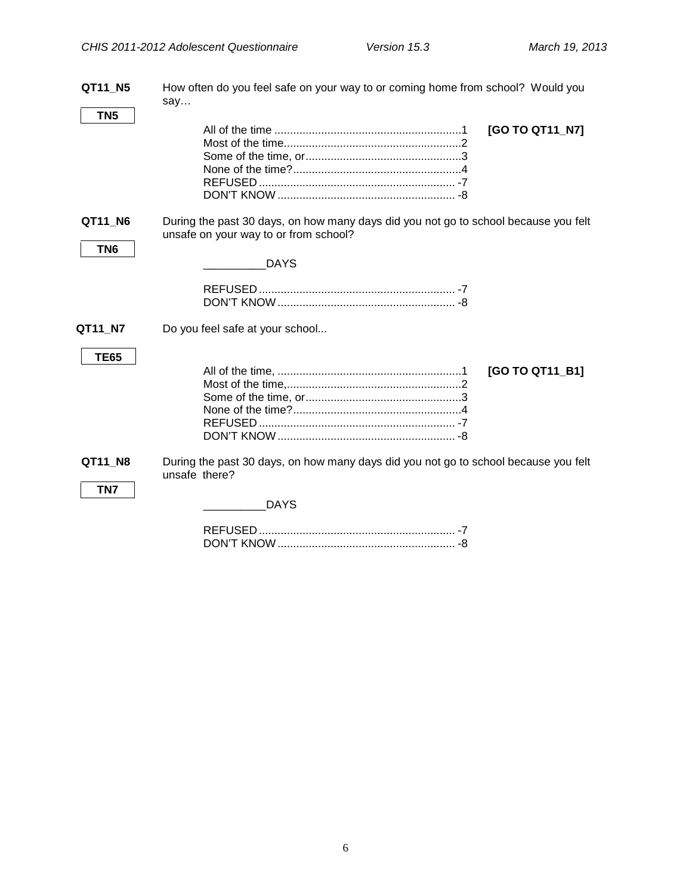**QT11_N5**

**TN5**

How often do you feel safe on your way to or coming home from school? Would you say…

| | | |
|---|---|---|
| All of the time | 1 | **[GO TO QT11_N7]** |
| Most of the time | 2 | |
| Some of the time, or | 3 | |
| None of the time? | 4 | |
| REFUSED | -7 | |
| DON'T KNOW | -8 | |

**QT11_N6**

**TN6**

During the past 30 days, on how many days did you not go to school because you felt unsafe on your way to or from school?

__________DAYS

| | |
|---|---|
| REFUSED | -7 |
| DON'T KNOW | -8 |

**QT11_N7**

**TE65**

Do you feel safe at your school...

| | | |
|---|---|---|
| All of the time, | 1 | **[GO TO QT11_B1]** |
| Most of the time, | 2 | |
| Some of the time, or | 3 | |
| None of the time? | 4 | |
| REFUSED | -7 | |
| DON'T KNOW | -8 | |

**QT11_N8**

**TN7**

During the past 30 days, on how many days did you not go to school because you felt unsafe there?

__________DAYS

| | |
|---|---|
| REFUSED | -7 |
| DON'T KNOW | -8 |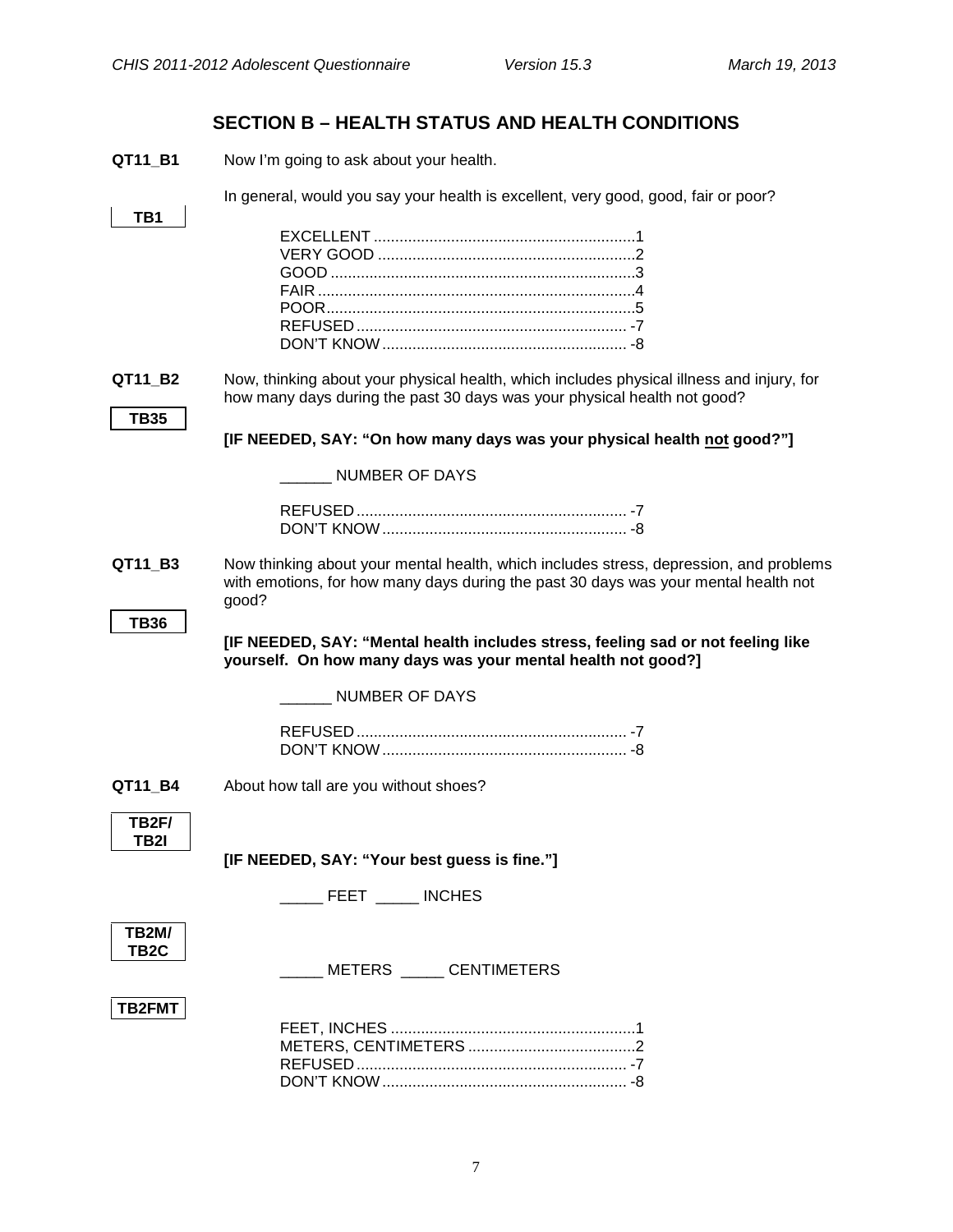## SECTION B – HEALTH STATUS AND HEALTH CONDITIONS

**QT11_B1** Now I'm going to ask about your health.

**TB1**

In general, would you say your health is excellent, very good, good, fair or poor?

EXCELLENT ............................................................1
VERY GOOD ...........................................................2
GOOD .....................................................................3
FAIR .......................................................................4
POOR......................................................................5
REFUSED .............................................................. -7
DON'T KNOW ........................................................ -8

**QT11_B2** Now, thinking about your physical health, which includes physical illness and injury, for how many days during the past 30 days was your physical health not good?

**TB35**

**[IF NEEDED, SAY: "On how many days was your physical health not good?"]**

______ NUMBER OF DAYS

REFUSED .............................................................. -7
DON'T KNOW ........................................................ -8

**QT11_B3** Now thinking about your mental health, which includes stress, depression, and problems with emotions, for how many days during the past 30 days was your mental health not good?

**TB36**

**[IF NEEDED, SAY: "Mental health includes stress, feeling sad or not feeling like yourself. On how many days was your mental health not good?]**

______ NUMBER OF DAYS

REFUSED .............................................................. -7
DON'T KNOW ........................................................ -8

**QT11_B4** About how tall are you without shoes?

**TB2F/ TB2I**

**[IF NEEDED, SAY: "Your best guess is fine."]**

_____ FEET _____ INCHES

**TB2M/ TB2C**

_____ METERS _____ CENTIMETERS

**TB2FMT**

FEET, INCHES .........................................................1
METERS, CENTIMETERS .......................................2
REFUSED .............................................................. -7
DON'T KNOW ........................................................ -8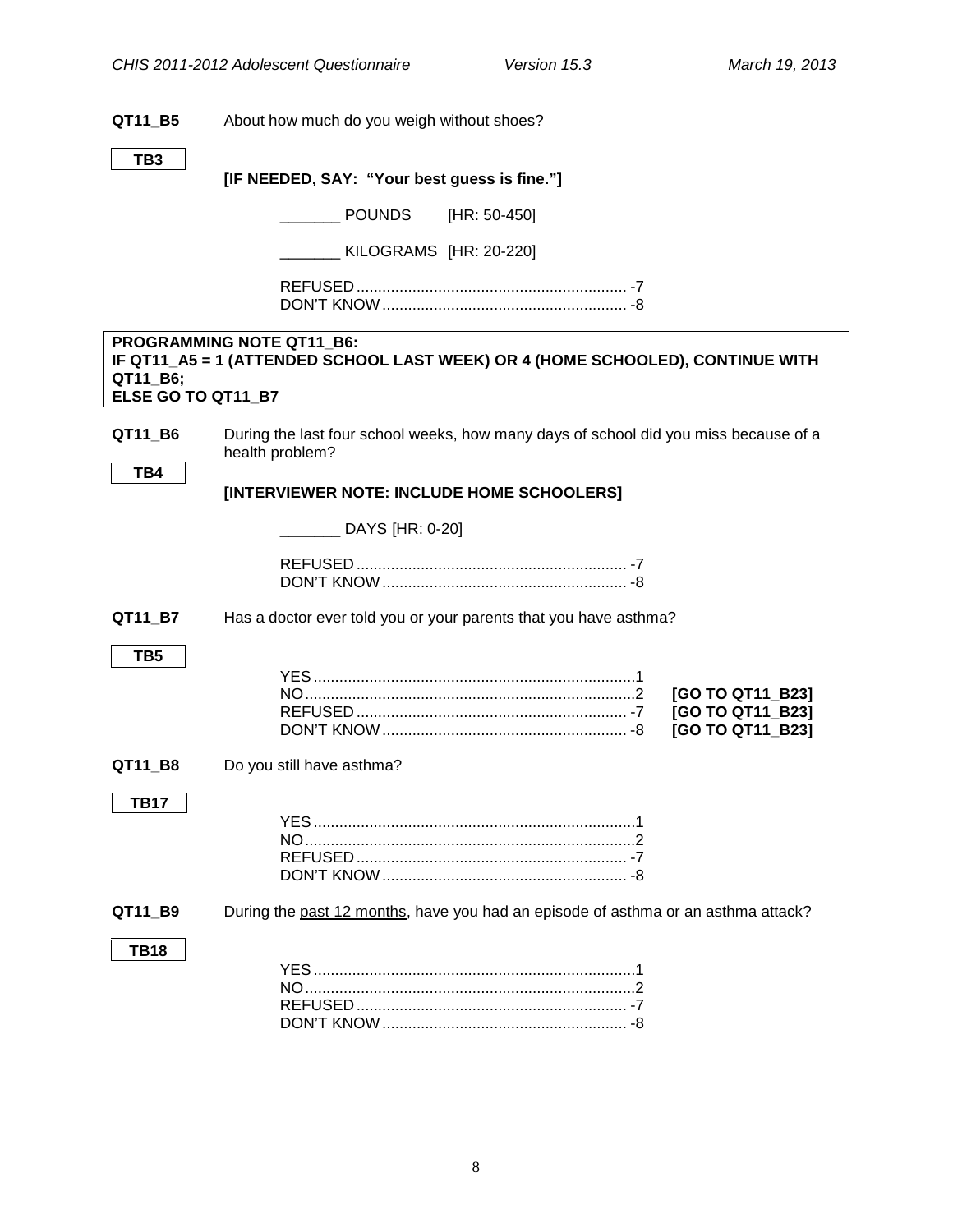**QT11_B5** About how much do you weigh without shoes?

**TB3**

**[IF NEEDED, SAY: "Your best guess is fine."]**

_______ POUNDS [HR: 50-450]

_______ KILOGRAMS [HR: 20-220]

REFUSED ............................................................. -7
DON'T KNOW ....................................................... -8

**PROGRAMMING NOTE QT11_B6:**
**IF QT11_A5 = 1 (ATTENDED SCHOOL LAST WEEK) OR 4 (HOME SCHOOLED), CONTINUE WITH QT11_B6;**
**ELSE GO TO QT11_B7**

**QT11_B6** During the last four school weeks, how many days of school did you miss because of a health problem?

**TB4**

**[INTERVIEWER NOTE: INCLUDE HOME SCHOOLERS]**

_______ DAYS [HR: 0-20]

REFUSED ............................................................. -7
DON'T KNOW ....................................................... -8

**QT11_B7** Has a doctor ever told you or your parents that you have asthma?

**TB5**

YES ......................................................................1
NO ........................................................................2 **[GO TO QT11_B23]**
REFUSED ............................................................. -7 **[GO TO QT11_B23]**
DON'T KNOW ....................................................... -8 **[GO TO QT11_B23]**

**QT11_B8** Do you still have asthma?

**TB17**

YES ......................................................................1
NO ........................................................................2
REFUSED ............................................................. -7
DON'T KNOW ....................................................... -8

**QT11_B9** During the past 12 months, have you had an episode of asthma or an asthma attack?

**TB18**

YES ......................................................................1
NO ........................................................................2
REFUSED ............................................................. -7
DON'T KNOW ....................................................... -8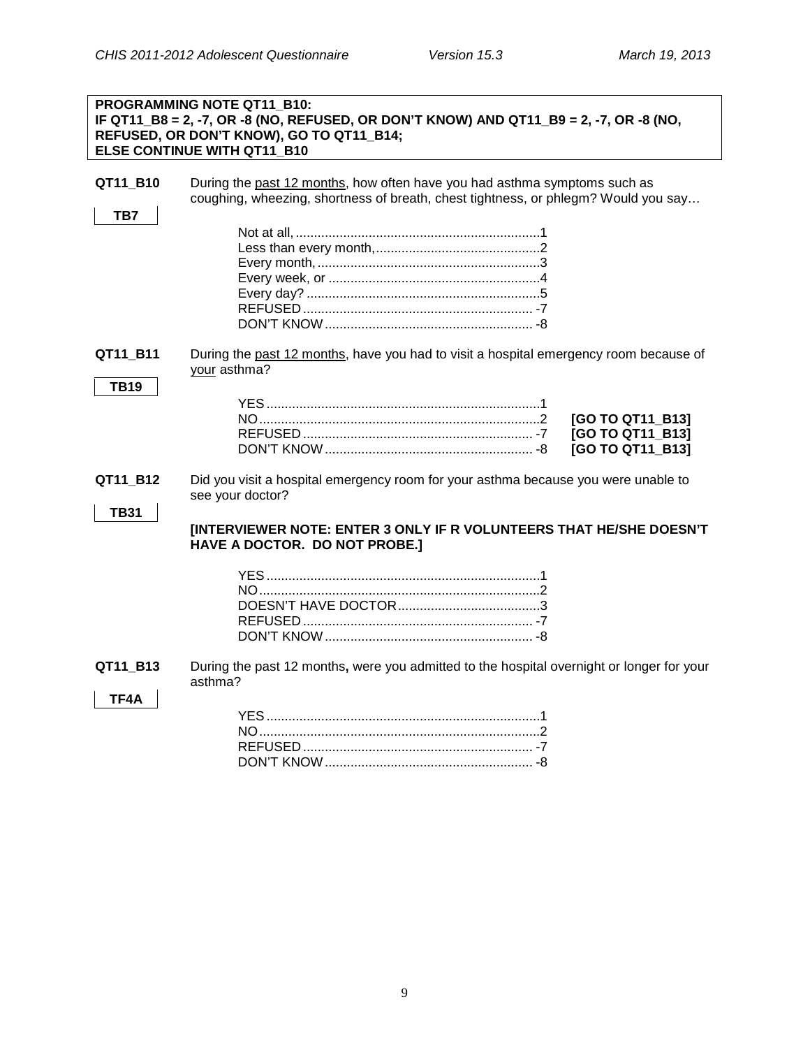**PROGRAMMING NOTE QT11_B10:**
**IF QT11_B8 = 2, -7, OR -8 (NO, REFUSED, OR DON'T KNOW) AND QT11_B9 = 2, -7, OR -8 (NO, REFUSED, OR DON'T KNOW), GO TO QT11_B14;**
**ELSE CONTINUE WITH QT11_B10**

**QT11_B10** During the past 12 months, how often have you had asthma symptoms such as coughing, wheezing, shortness of breath, chest tightness, or phlegm? Would you say…

TB7

| | |
|---|---|
| Not at all, | 1 |
| Less than every month, | 2 |
| Every month, | 3 |
| Every week, or | 4 |
| Every day? | 5 |
| REFUSED | -7 |
| DON'T KNOW | -8 |

**QT11_B11** During the past 12 months, have you had to visit a hospital emergency room because of your asthma?

TB19

| | | |
|---|---|---|
| YES | 1 | |
| NO | 2 | **[GO TO QT11_B13]** |
| REFUSED | -7 | **[GO TO QT11_B13]** |
| DON'T KNOW | -8 | **[GO TO QT11_B13]** |

**QT11_B12** Did you visit a hospital emergency room for your asthma because you were unable to see your doctor?

TB31

**[INTERVIEWER NOTE: ENTER 3 ONLY IF R VOLUNTEERS THAT HE/SHE DOESN'T HAVE A DOCTOR. DO NOT PROBE.]**

| | |
|---|---|
| YES | 1 |
| NO | 2 |
| DOESN'T HAVE DOCTOR | 3 |
| REFUSED | -7 |
| DON'T KNOW | -8 |

**QT11_B13** During the past 12 months**,** were you admitted to the hospital overnight or longer for your asthma?

TF4A

| | |
|---|---|
| YES | 1 |
| NO | 2 |
| REFUSED | -7 |
| DON'T KNOW | -8 |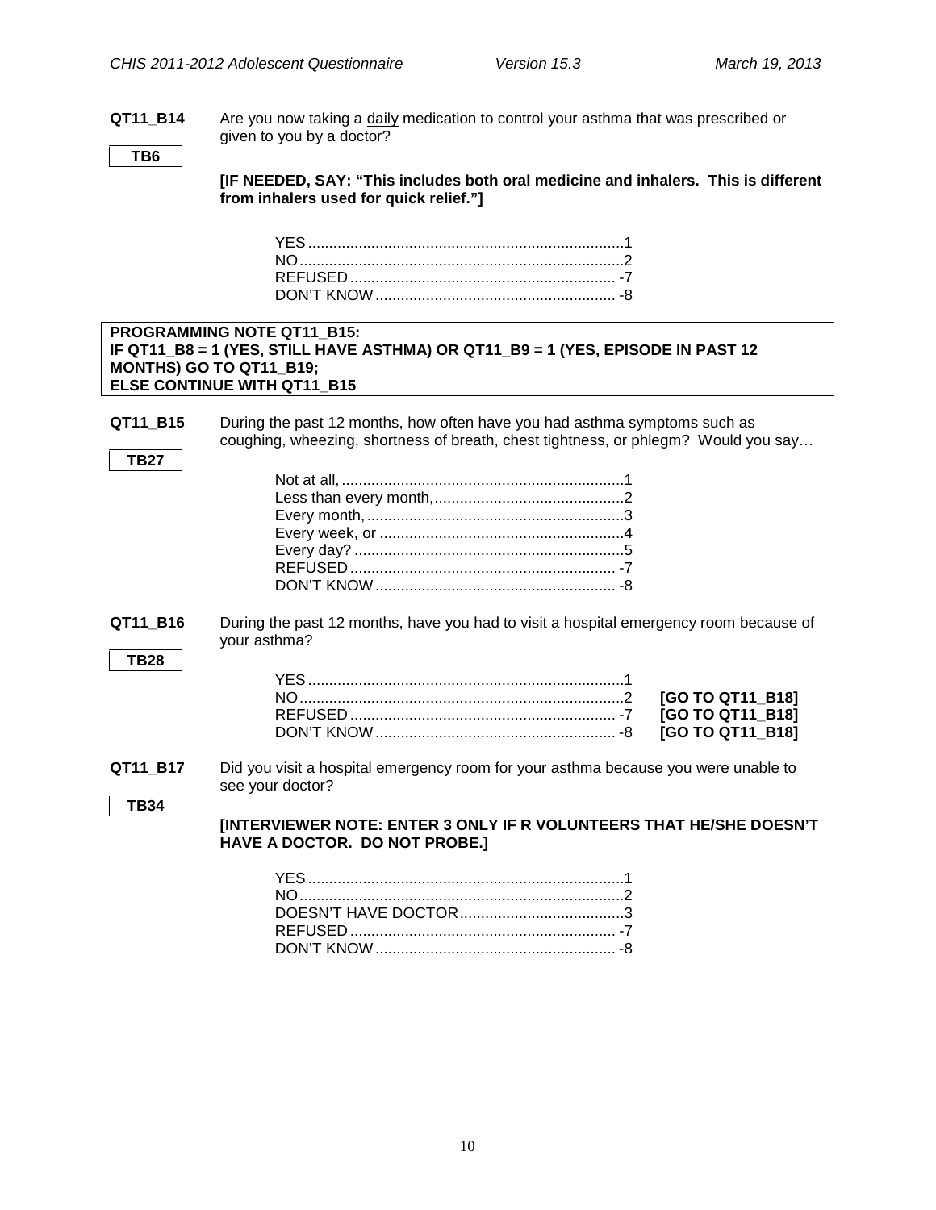**QT11_B14** Are you now taking a daily medication to control your asthma that was prescribed or given to you by a doctor?

**TB6**

**[IF NEEDED, SAY: "This includes both oral medicine and inhalers. This is different from inhalers used for quick relief."]**

| | |
|---|---|
| YES | 1 |
| NO | 2 |
| REFUSED | -7 |
| DON'T KNOW | -8 |

**PROGRAMMING NOTE QT11_B15:**
**IF QT11_B8 = 1 (YES, STILL HAVE ASTHMA) OR QT11_B9 = 1 (YES, EPISODE IN PAST 12 MONTHS) GO TO QT11_B19;**
**ELSE CONTINUE WITH QT11_B15**

**QT11_B15** During the past 12 months, how often have you had asthma symptoms such as coughing, wheezing, shortness of breath, chest tightness, or phlegm? Would you say…

**TB27**

| | |
|---|---|
| Not at all, | 1 |
| Less than every month, | 2 |
| Every month, | 3 |
| Every week, or | 4 |
| Every day? | 5 |
| REFUSED | -7 |
| DON'T KNOW | -8 |

**QT11_B16** During the past 12 months, have you had to visit a hospital emergency room because of your asthma?

**TB28**

| | | |
|---|---|---|
| YES | 1 | |
| NO | 2 | **[GO TO QT11_B18]** |
| REFUSED | -7 | **[GO TO QT11_B18]** |
| DON'T KNOW | -8 | **[GO TO QT11_B18]** |

**QT11_B17** Did you visit a hospital emergency room for your asthma because you were unable to see your doctor?

**TB34**

**[INTERVIEWER NOTE: ENTER 3 ONLY IF R VOLUNTEERS THAT HE/SHE DOESN'T HAVE A DOCTOR. DO NOT PROBE.]**

| | |
|---|---|
| YES | 1 |
| NO | 2 |
| DOESN'T HAVE DOCTOR | 3 |
| REFUSED | -7 |
| DON'T KNOW | -8 |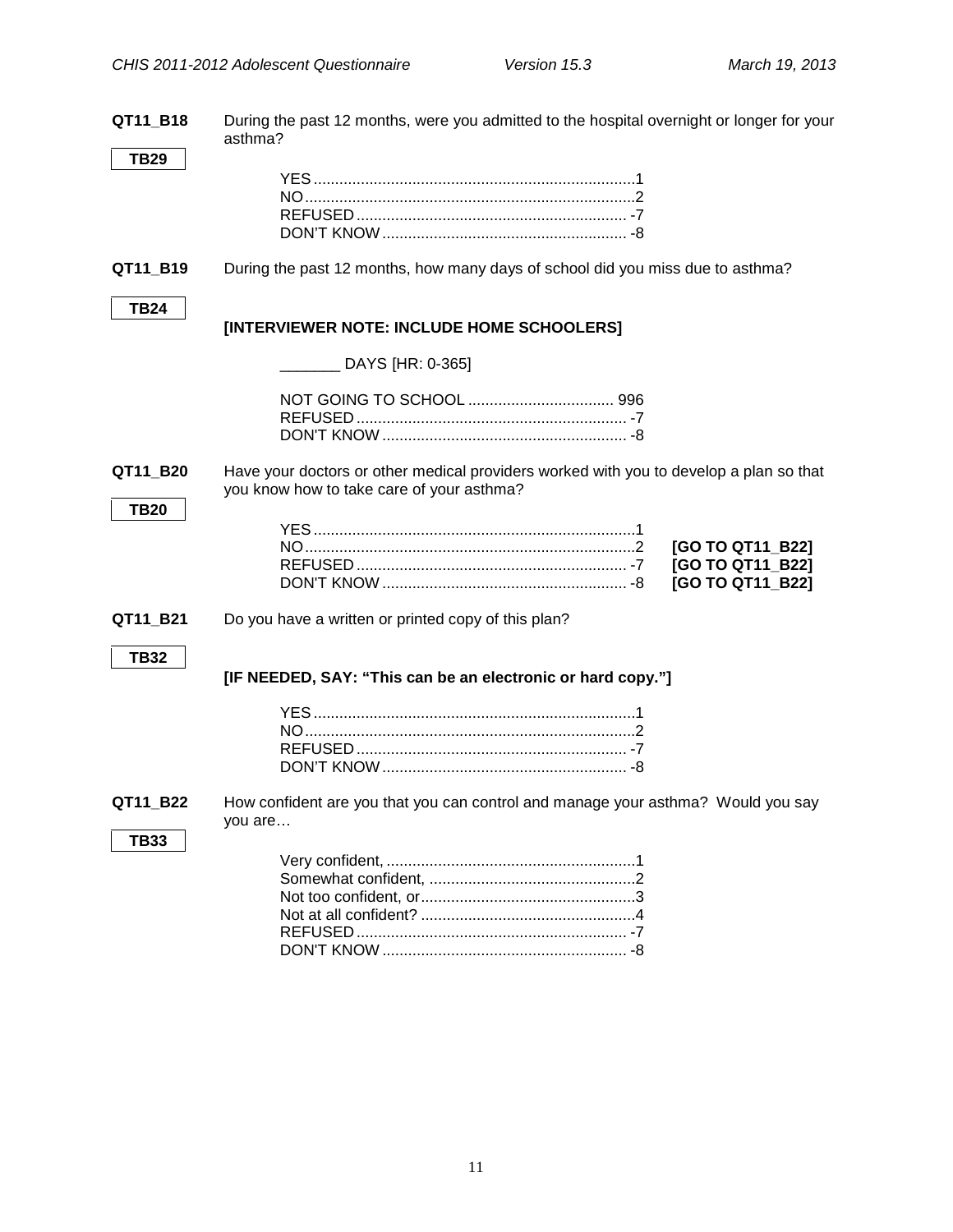**QT11_B18** During the past 12 months, were you admitted to the hospital overnight or longer for your asthma?

**TB29**

| | |
|---|---|
| YES | 1 |
| NO | 2 |
| REFUSED | -7 |
| DON'T KNOW | -8 |

**QT11_B19** During the past 12 months, how many days of school did you miss due to asthma?

**TB24**

**[INTERVIEWER NOTE: INCLUDE HOME SCHOOLERS]**

_______ DAYS [HR: 0-365]

| | |
|---|---|
| NOT GOING TO SCHOOL | 996 |
| REFUSED | -7 |
| DON'T KNOW | -8 |

**QT11_B20** Have your doctors or other medical providers worked with you to develop a plan so that you know how to take care of your asthma?

**TB20**

| | | |
|---|---|---|
| YES | 1 | |
| NO | 2 | **[GO TO QT11_B22]** |
| REFUSED | -7 | **[GO TO QT11_B22]** |
| DON'T KNOW | -8 | **[GO TO QT11_B22]** |

**QT11_B21** Do you have a written or printed copy of this plan?

**TB32**

**[IF NEEDED, SAY: "This can be an electronic or hard copy."]**

| | |
|---|---|
| YES | 1 |
| NO | 2 |
| REFUSED | -7 |
| DON'T KNOW | -8 |

**QT11_B22** How confident are you that you can control and manage your asthma? Would you say you are…

**TB33**

| | |
|---|---|
| Very confident, | 1 |
| Somewhat confident, | 2 |
| Not too confident, or | 3 |
| Not at all confident? | 4 |
| REFUSED | -7 |
| DON'T KNOW | -8 |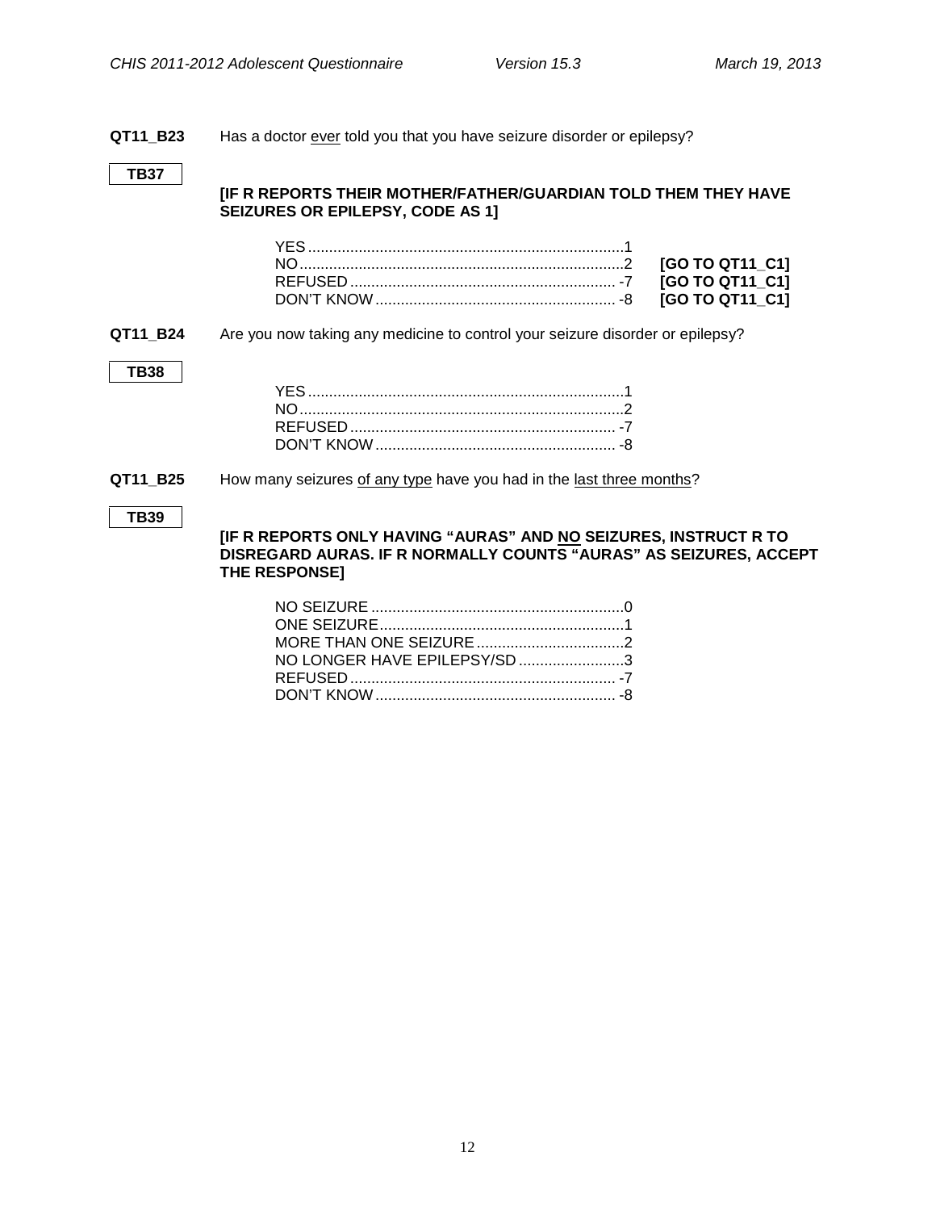**QT11_B23** Has a doctor ever told you that you have seizure disorder or epilepsy?

**TB37**

**[IF R REPORTS THEIR MOTHER/FATHER/GUARDIAN TOLD THEM THEY HAVE SEIZURES OR EPILEPSY, CODE AS 1]**

| | | |
|---|---|---|
| YES | 1 | |
| NO | 2 | **[GO TO QT11_C1]** |
| REFUSED | -7 | **[GO TO QT11_C1]** |
| DON'T KNOW | -8 | **[GO TO QT11_C1]** |

**QT11_B24** Are you now taking any medicine to control your seizure disorder or epilepsy?

**TB38**

| | |
|---|---|
| YES | 1 |
| NO | 2 |
| REFUSED | -7 |
| DON'T KNOW | -8 |

**QT11_B25** How many seizures of any type have you had in the last three months?

**TB39**

**[IF R REPORTS ONLY HAVING "AURAS" AND NO SEIZURES, INSTRUCT R TO DISREGARD AURAS. IF R NORMALLY COUNTS "AURAS" AS SEIZURES, ACCEPT THE RESPONSE]**

| | |
|---|---|
| NO SEIZURE | 0 |
| ONE SEIZURE | 1 |
| MORE THAN ONE SEIZURE | 2 |
| NO LONGER HAVE EPILEPSY/SD | 3 |
| REFUSED | -7 |
| DON'T KNOW | -8 |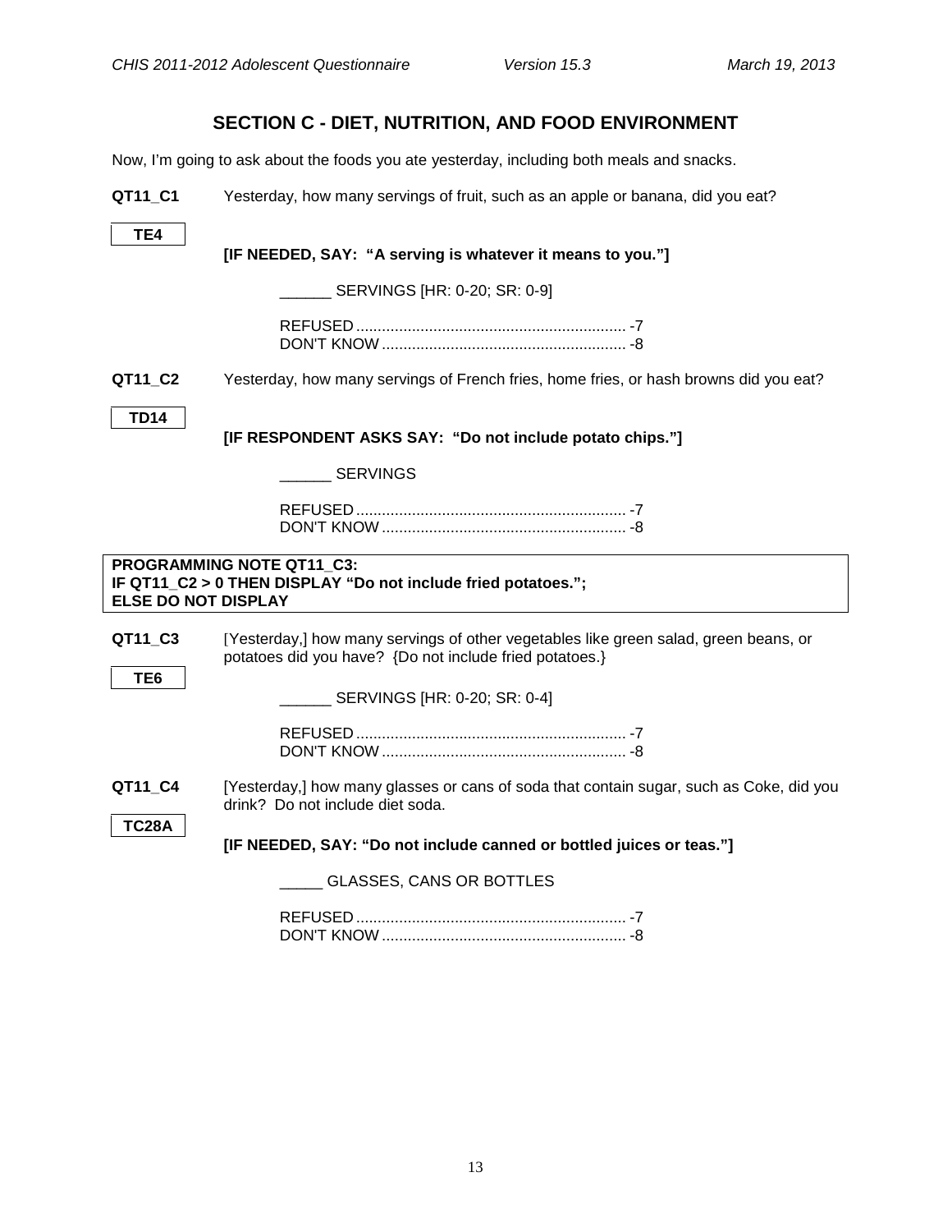## SECTION C - DIET, NUTRITION, AND FOOD ENVIRONMENT

Now, I'm going to ask about the foods you ate yesterday, including both meals and snacks.

**QT11_C1** Yesterday, how many servings of fruit, such as an apple or banana, did you eat?

**TE4**

**[IF NEEDED, SAY: "A serving is whatever it means to you."]**

_______ SERVINGS [HR: 0-20; SR: 0-9]

REFUSED ............................................................... -7
DON'T KNOW ......................................................... -8

**QT11_C2** Yesterday, how many servings of French fries, home fries, or hash browns did you eat?

**TD14**

**[IF RESPONDENT ASKS SAY: "Do not include potato chips."]**

_______ SERVINGS

REFUSED ............................................................... -7
DON'T KNOW ......................................................... -8

**PROGRAMMING NOTE QT11_C3:**
**IF QT11_C2 > 0 THEN DISPLAY "Do not include fried potatoes.";**
**ELSE DO NOT DISPLAY**

**QT11_C3** [Yesterday,] how many servings of other vegetables like green salad, green beans, or potatoes did you have? {Do not include fried potatoes.}

**TE6**

_______ SERVINGS [HR: 0-20; SR: 0-4]

REFUSED ............................................................... -7
DON'T KNOW ......................................................... -8

**QT11_C4** [Yesterday,] how many glasses or cans of soda that contain sugar, such as Coke, did you drink? Do not include diet soda.

**TC28A**

**[IF NEEDED, SAY: "Do not include canned or bottled juices or teas."]**

______ GLASSES, CANS OR BOTTLES

REFUSED ............................................................... -7
DON'T KNOW ......................................................... -8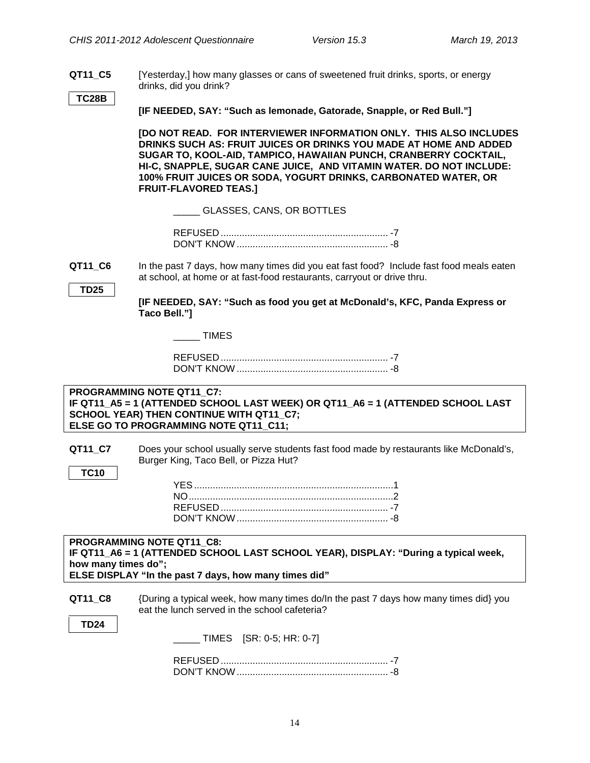**QT11_C5** [Yesterday,] how many glasses or cans of sweetened fruit drinks, sports, or energy drinks, did you drink?

**TC28B**

**[IF NEEDED, SAY: "Such as lemonade, Gatorade, Snapple, or Red Bull."]**

**[DO NOT READ. FOR INTERVIEWER INFORMATION ONLY. THIS ALSO INCLUDES DRINKS SUCH AS: FRUIT JUICES OR DRINKS YOU MADE AT HOME AND ADDED SUGAR TO, KOOL-AID, TAMPICO, HAWAIIAN PUNCH, CRANBERRY COCKTAIL, HI-C, SNAPPLE, SUGAR CANE JUICE, AND VITAMIN WATER. DO NOT INCLUDE: 100% FRUIT JUICES OR SODA, YOGURT DRINKS, CARBONATED WATER, OR FRUIT-FLAVORED TEAS.]**

_____ GLASSES, CANS, OR BOTTLES

REFUSED ............................................................... -7
DON'T KNOW ......................................................... -8

**QT11_C6** In the past 7 days, how many times did you eat fast food? Include fast food meals eaten at school, at home or at fast-food restaurants, carryout or drive thru.

**TD25**

**[IF NEEDED, SAY: "Such as food you get at McDonald's, KFC, Panda Express or Taco Bell."]**

_____ TIMES

REFUSED ............................................................... -7
DON'T KNOW ......................................................... -8

**PROGRAMMING NOTE QT11_C7:**
**IF QT11_A5 = 1 (ATTENDED SCHOOL LAST WEEK) OR QT11_A6 = 1 (ATTENDED SCHOOL LAST SCHOOL YEAR) THEN CONTINUE WITH QT11_C7;**
**ELSE GO TO PROGRAMMING NOTE QT11_C11;**

**QT11_C7** Does your school usually serve students fast food made by restaurants like McDonald's, Burger King, Taco Bell, or Pizza Hut?

**TC10**

YES ...........................................................................1
NO .............................................................................2
REFUSED ............................................................... -7
DON'T KNOW ......................................................... -8

**PROGRAMMING NOTE QT11_C8:**
**IF QT11_A6 = 1 (ATTENDED SCHOOL LAST SCHOOL YEAR), DISPLAY: "During a typical week, how many times do";**
**ELSE DISPLAY "In the past 7 days, how many times did"**

**QT11_C8** {During a typical week, how many times do/In the past 7 days how many times did} you eat the lunch served in the school cafeteria?

**TD24**

_____ TIMES [SR: 0-5; HR: 0-7]

REFUSED ............................................................... -7
DON'T KNOW ......................................................... -8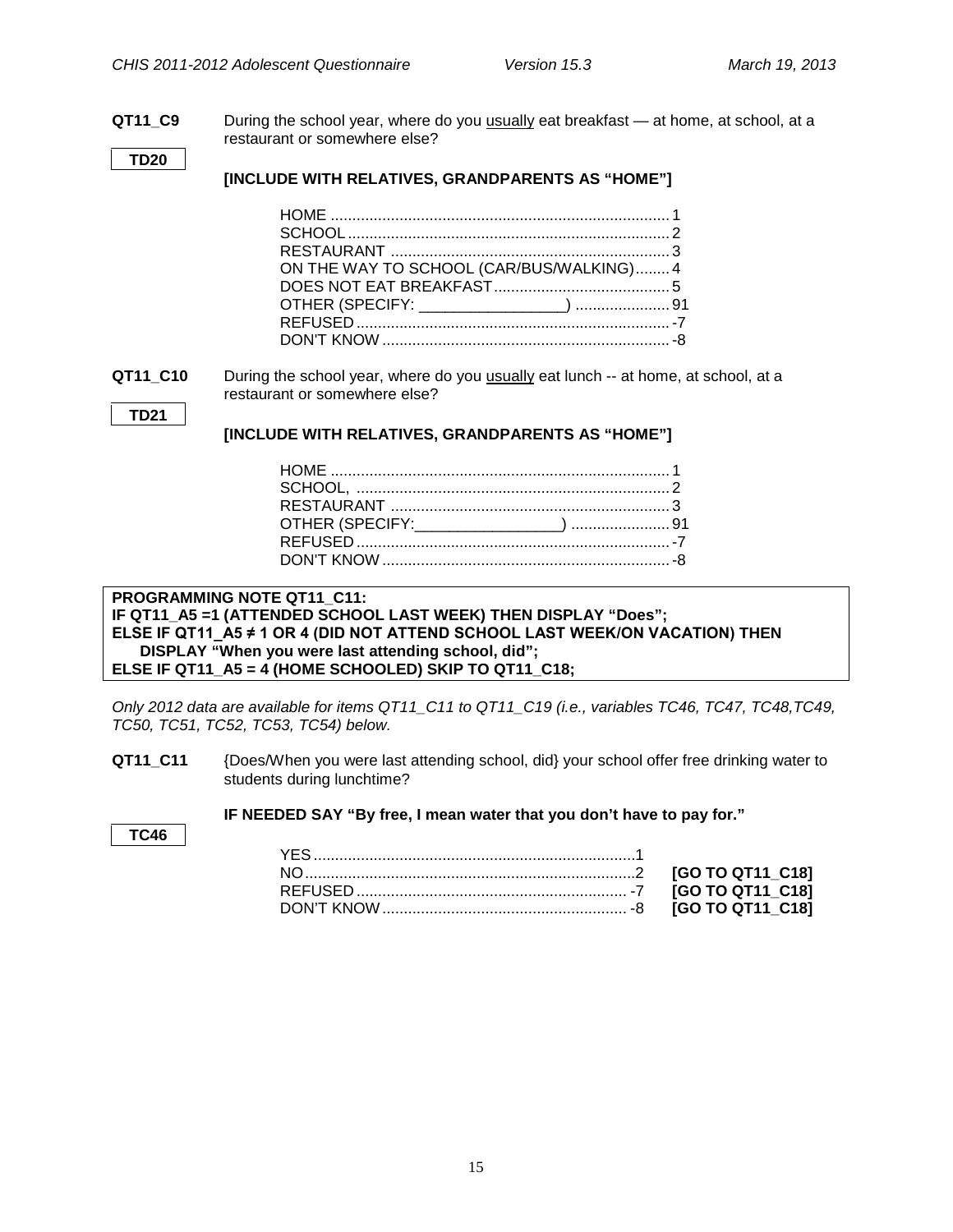**QT11_C9** During the school year, where do you usually eat breakfast — at home, at school, at a restaurant or somewhere else?

TD20

**[INCLUDE WITH RELATIVES, GRANDPARENTS AS "HOME"]**

HOME ............................................................................... 1
SCHOOL ........................................................................... 2
RESTAURANT ................................................................. 3
ON THE WAY TO SCHOOL (CAR/BUS/WALKING)........ 4
DOES NOT EAT BREAKFAST......................................... 5
OTHER (SPECIFY: _________________) ...................... 91
REFUSED ......................................................................... -7
DON'T KNOW ................................................................... -8

**QT11_C10** During the school year, where do you usually eat lunch -- at home, at school, at a restaurant or somewhere else?

TD21

**[INCLUDE WITH RELATIVES, GRANDPARENTS AS "HOME"]**

HOME ............................................................................... 1
SCHOOL, ......................................................................... 2
RESTAURANT ................................................................. 3
OTHER (SPECIFY:_________________) ....................... 91
REFUSED ......................................................................... -7
DON'T KNOW ................................................................... -8

**PROGRAMMING NOTE QT11_C11:**
**IF QT11_A5 =1 (ATTENDED SCHOOL LAST WEEK) THEN DISPLAY "Does";**
**ELSE IF QT11_A5 ≠ 1 OR 4 (DID NOT ATTEND SCHOOL LAST WEEK/ON VACATION) THEN DISPLAY "When you were last attending school, did";**
**ELSE IF QT11_A5 = 4 (HOME SCHOOLED) SKIP TO QT11_C18;**

*Only 2012 data are available for items QT11_C11 to QT11_C19 (i.e., variables TC46, TC47, TC48,TC49, TC50, TC51, TC52, TC53, TC54) below.*

**QT11_C11** {Does/When you were last attending school, did} your school offer free drinking water to students during lunchtime?

**IF NEEDED SAY "By free, I mean water that you don't have to pay for."**

TC46

YES ........................................................................... 1
NO ............................................................................. 2 **[GO TO QT11_C18]**
REFUSED ............................................................... -7 **[GO TO QT11_C18]**
DON'T KNOW ......................................................... -8 **[GO TO QT11_C18]**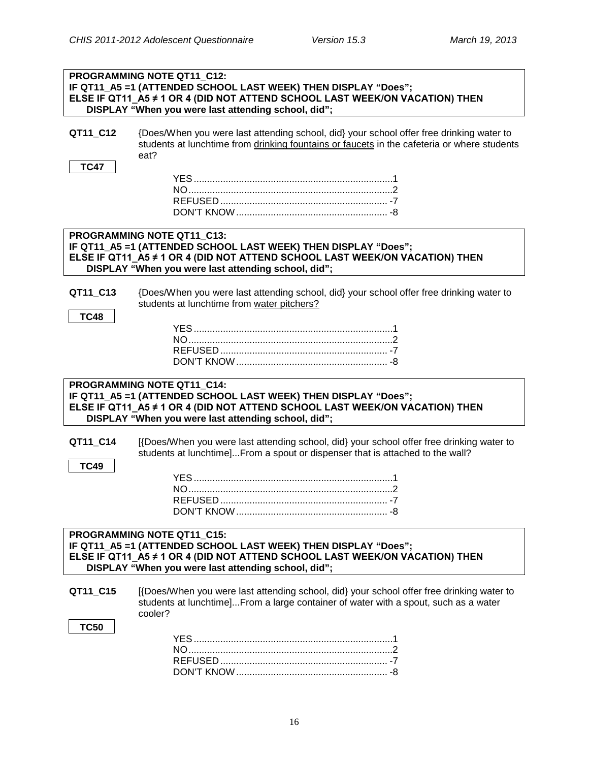**PROGRAMMING NOTE QT11_C12:**
**IF QT11_A5 =1 (ATTENDED SCHOOL LAST WEEK) THEN DISPLAY "Does";**
**ELSE IF QT11_A5 ≠ 1 OR 4 (DID NOT ATTEND SCHOOL LAST WEEK/ON VACATION) THEN DISPLAY "When you were last attending school, did";**

**QT11_C12** {Does/When you were last attending school, did} your school offer free drinking water to students at lunchtime from drinking fountains or faucets in the cafeteria or where students eat?

**TC47**

YES....................1
NO....................2
REFUSED....................-7
DON'T KNOW....................-8

**PROGRAMMING NOTE QT11_C13:**
**IF QT11_A5 =1 (ATTENDED SCHOOL LAST WEEK) THEN DISPLAY "Does";**
**ELSE IF QT11_A5 ≠ 1 OR 4 (DID NOT ATTEND SCHOOL LAST WEEK/ON VACATION) THEN DISPLAY "When you were last attending school, did";**

**QT11_C13** {Does/When you were last attending school, did} your school offer free drinking water to students at lunchtime from water pitchers?

**TC48**

YES....................1
NO....................2
REFUSED....................-7
DON'T KNOW....................-8

**PROGRAMMING NOTE QT11_C14:**
**IF QT11_A5 =1 (ATTENDED SCHOOL LAST WEEK) THEN DISPLAY "Does";**
**ELSE IF QT11_A5 ≠ 1 OR 4 (DID NOT ATTEND SCHOOL LAST WEEK/ON VACATION) THEN DISPLAY "When you were last attending school, did";**

**QT11_C14** [{Does/When you were last attending school, did} your school offer free drinking water to students at lunchtime]...From a spout or dispenser that is attached to the wall?

**TC49**

YES....................1
NO....................2
REFUSED....................-7
DON'T KNOW....................-8

**PROGRAMMING NOTE QT11_C15:**
**IF QT11_A5 =1 (ATTENDED SCHOOL LAST WEEK) THEN DISPLAY "Does";**
**ELSE IF QT11_A5 ≠ 1 OR 4 (DID NOT ATTEND SCHOOL LAST WEEK/ON VACATION) THEN DISPLAY "When you were last attending school, did";**

**QT11_C15** [{Does/When you were last attending school, did} your school offer free drinking water to students at lunchtime]...From a large container of water with a spout, such as a water cooler?

**TC50**

YES....................1
NO....................2
REFUSED....................-7
DON'T KNOW....................-8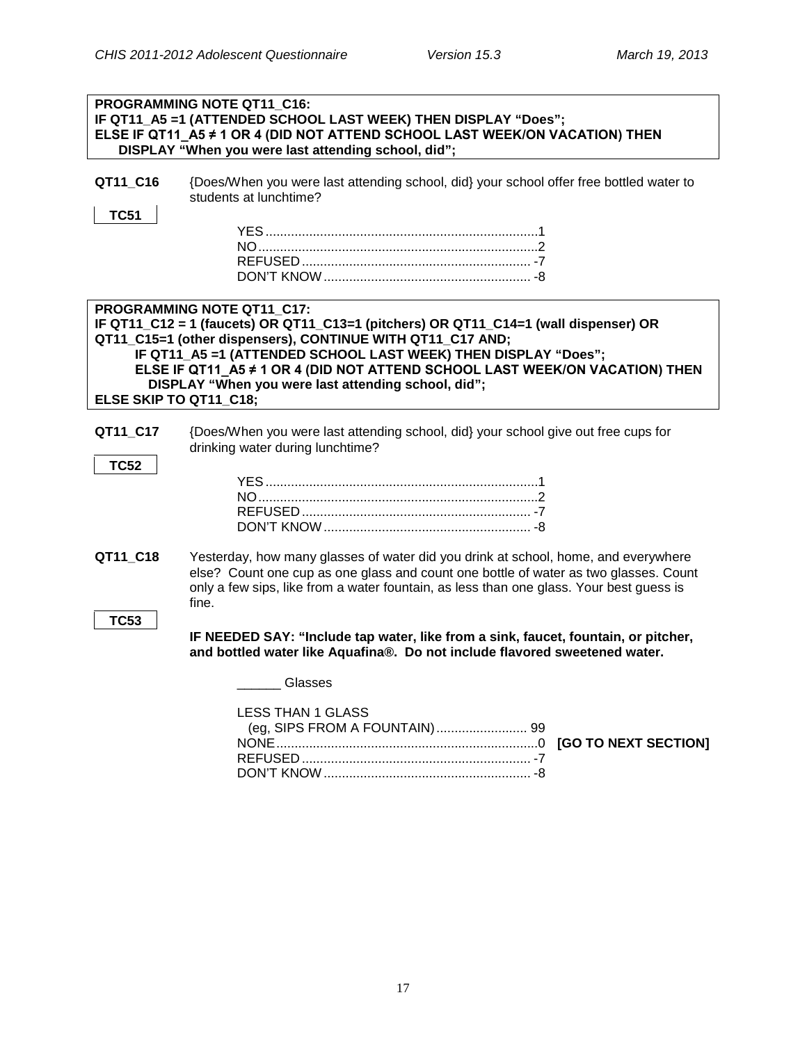**PROGRAMMING NOTE QT11_C16:**
**IF QT11_A5 =1 (ATTENDED SCHOOL LAST WEEK) THEN DISPLAY "Does";**
**ELSE IF QT11_A5 ≠ 1 OR 4 (DID NOT ATTEND SCHOOL LAST WEEK/ON VACATION) THEN DISPLAY "When you were last attending school, did";**

**QT11_C16** {Does/When you were last attending school, did} your school offer free bottled water to students at lunchtime?

**TC51**

| | |
|---|---|
| YES | 1 |
| NO | 2 |
| REFUSED | -7 |
| DON'T KNOW | -8 |

**PROGRAMMING NOTE QT11_C17:**
**IF QT11_C12 = 1 (faucets) OR QT11_C13=1 (pitchers) OR QT11_C14=1 (wall dispenser) OR QT11_C15=1 (other dispensers), CONTINUE WITH QT11_C17 AND;**
**IF QT11_A5 =1 (ATTENDED SCHOOL LAST WEEK) THEN DISPLAY "Does";**
**ELSE IF QT11_A5 ≠ 1 OR 4 (DID NOT ATTEND SCHOOL LAST WEEK/ON VACATION) THEN DISPLAY "When you were last attending school, did";**
**ELSE SKIP TO QT11_C18;**

**QT11_C17** {Does/When you were last attending school, did} your school give out free cups for drinking water during lunchtime?

**TC52**

| | |
|---|---|
| YES | 1 |
| NO | 2 |
| REFUSED | -7 |
| DON'T KNOW | -8 |

**QT11_C18** Yesterday, how many glasses of water did you drink at school, home, and everywhere else? Count one cup as one glass and count one bottle of water as two glasses. Count only a few sips, like from a water fountain, as less than one glass. Your best guess is fine.

**TC53**

**IF NEEDED SAY: "Include tap water, like from a sink, faucet, fountain, or pitcher, and bottled water like Aquafina®. Do not include flavored sweetened water.**

______ Glasses

| | | |
|---|---|---|
| LESS THAN 1 GLASS (eg, SIPS FROM A FOUNTAIN) | 99 | |
| NONE | 0 | **[GO TO NEXT SECTION]** |
| REFUSED | -7 | |
| DON'T KNOW | -8 | |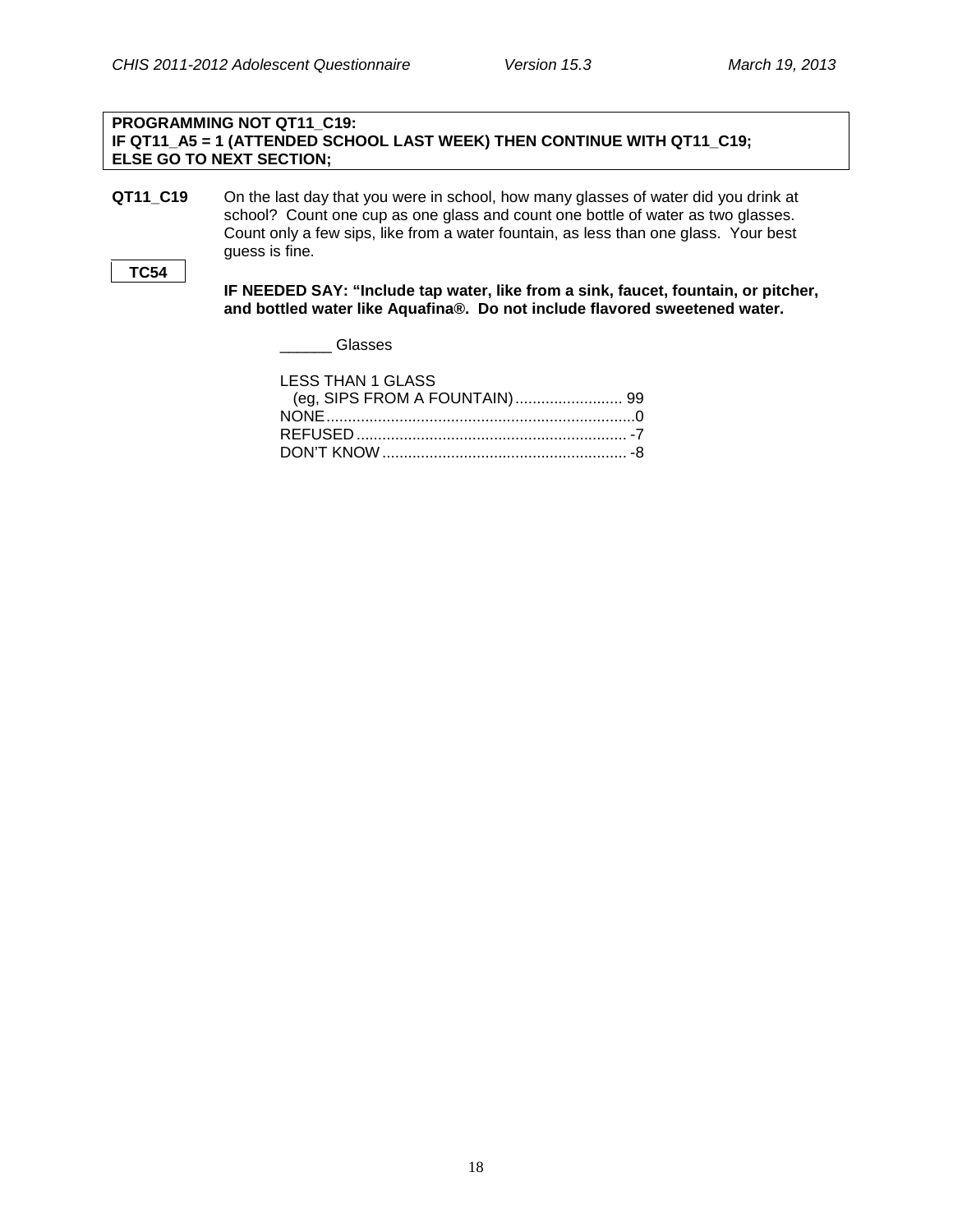**PROGRAMMING NOT QT11_C19:**
**IF QT11_A5 = 1 (ATTENDED SCHOOL LAST WEEK) THEN CONTINUE WITH QT11_C19;**
**ELSE GO TO NEXT SECTION;**

**QT11_C19** On the last day that you were in school, how many glasses of water did you drink at school? Count one cup as one glass and count one bottle of water as two glasses. Count only a few sips, like from a water fountain, as less than one glass. Your best guess is fine.

**TC54**

**IF NEEDED SAY: "Include tap water, like from a sink, faucet, fountain, or pitcher, and bottled water like Aquafina®. Do not include flavored sweetened water.**

______ Glasses

LESS THAN 1 GLASS
(eg, SIPS FROM A FOUNTAIN)......................... 99
NONE........................................................................0
REFUSED ............................................................... -7
DON'T KNOW ......................................................... -8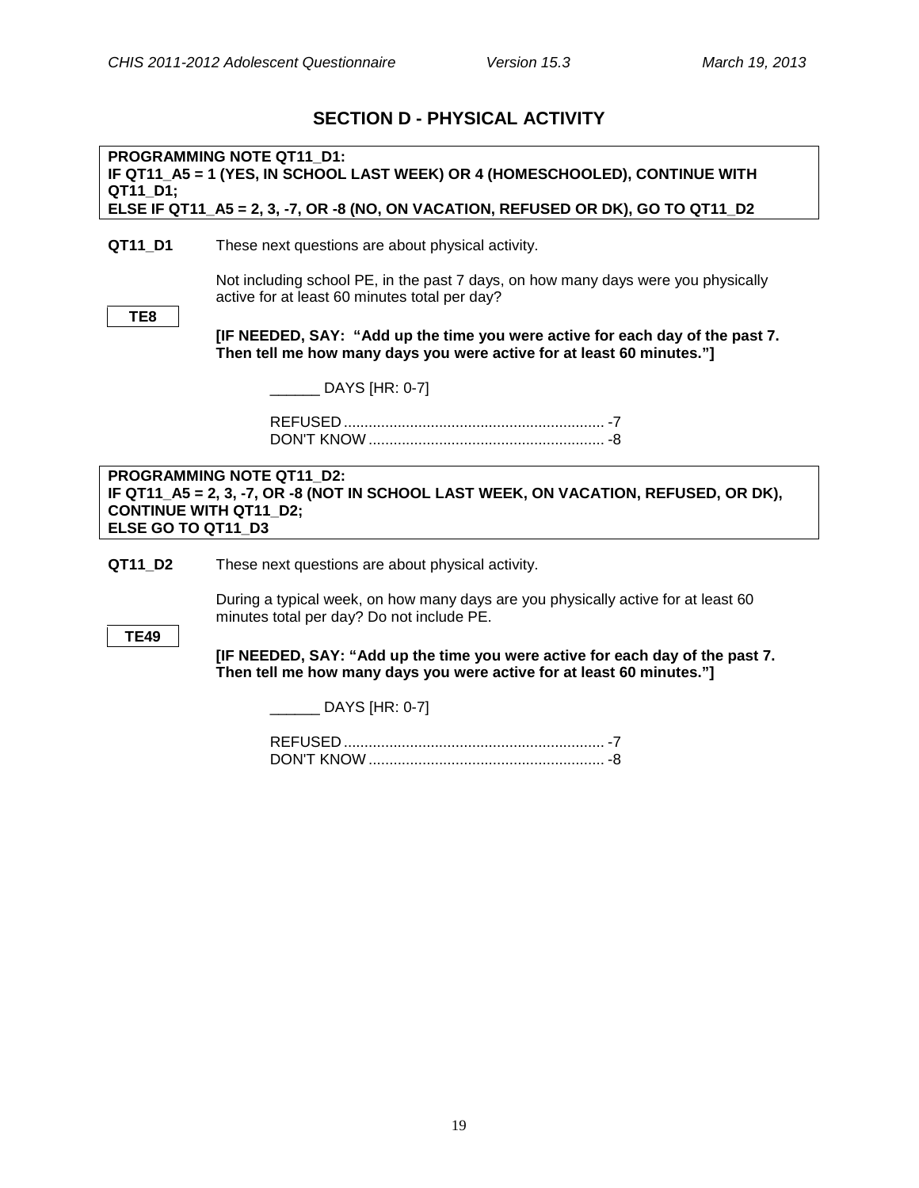## SECTION D - PHYSICAL ACTIVITY

**PROGRAMMING NOTE QT11_D1:**
**IF QT11_A5 = 1 (YES, IN SCHOOL LAST WEEK) OR 4 (HOMESCHOOLED), CONTINUE WITH QT11_D1;**
**ELSE IF QT11_A5 = 2, 3, -7, OR -8 (NO, ON VACATION, REFUSED OR DK), GO TO QT11_D2**

**QT11_D1** These next questions are about physical activity.

Not including school PE, in the past 7 days, on how many days were you physically active for at least 60 minutes total per day?

**TE8**

**[IF NEEDED, SAY: "Add up the time you were active for each day of the past 7. Then tell me how many days you were active for at least 60 minutes."]**

______ DAYS [HR: 0-7]

REFUSED ............................................................... -7
DON'T KNOW ......................................................... -8

**PROGRAMMING NOTE QT11_D2:**
**IF QT11_A5 = 2, 3, -7, OR -8 (NOT IN SCHOOL LAST WEEK, ON VACATION, REFUSED, OR DK), CONTINUE WITH QT11_D2;**
**ELSE GO TO QT11_D3**

**QT11_D2** These next questions are about physical activity.

During a typical week, on how many days are you physically active for at least 60 minutes total per day? Do not include PE.

**TE49**

**[IF NEEDED, SAY: "Add up the time you were active for each day of the past 7. Then tell me how many days you were active for at least 60 minutes."]**

______ DAYS [HR: 0-7]

REFUSED ............................................................... -7
DON'T KNOW ......................................................... -8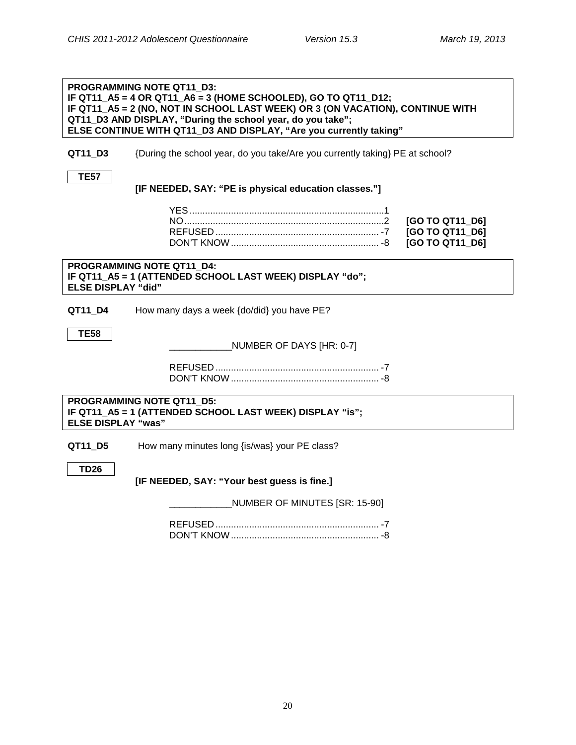**PROGRAMMING NOTE QT11_D3:**
**IF QT11_A5 = 4 OR QT11_A6 = 3 (HOME SCHOOLED), GO TO QT11_D12;**
**IF QT11_A5 = 2 (NO, NOT IN SCHOOL LAST WEEK) OR 3 (ON VACATION), CONTINUE WITH QT11_D3 AND DISPLAY, "During the school year, do you take";**
**ELSE CONTINUE WITH QT11_D3 AND DISPLAY, "Are you currently taking"**

**QT11_D3** {During the school year, do you take/Are you currently taking} PE at school?

TE57

**[IF NEEDED, SAY: "PE is physical education classes."]**

| | | |
|---|---|---|
| YES | 1 | |
| NO | 2 | **[GO TO QT11_D6]** |
| REFUSED | -7 | **[GO TO QT11_D6]** |
| DON'T KNOW | -8 | **[GO TO QT11_D6]** |

**PROGRAMMING NOTE QT11_D4:**
**IF QT11_A5 = 1 (ATTENDED SCHOOL LAST WEEK) DISPLAY "do";**
**ELSE DISPLAY "did"**

**QT11_D4** How many days a week {do/did} you have PE?

TE58

\_\_\_\_\_\_\_\_\_\_\_\_NUMBER OF DAYS [HR: 0-7]

| | |
|---|---|
| REFUSED | -7 |
| DON'T KNOW | -8 |

**PROGRAMMING NOTE QT11_D5:**
**IF QT11_A5 = 1 (ATTENDED SCHOOL LAST WEEK) DISPLAY "is";**
**ELSE DISPLAY "was"**

**QT11_D5** How many minutes long {is/was} your PE class?

TD26

**[IF NEEDED, SAY: "Your best guess is fine.]**

\_\_\_\_\_\_\_\_\_\_\_\_NUMBER OF MINUTES [SR: 15-90]

| | |
|---|---|
| REFUSED | -7 |
| DON'T KNOW | -8 |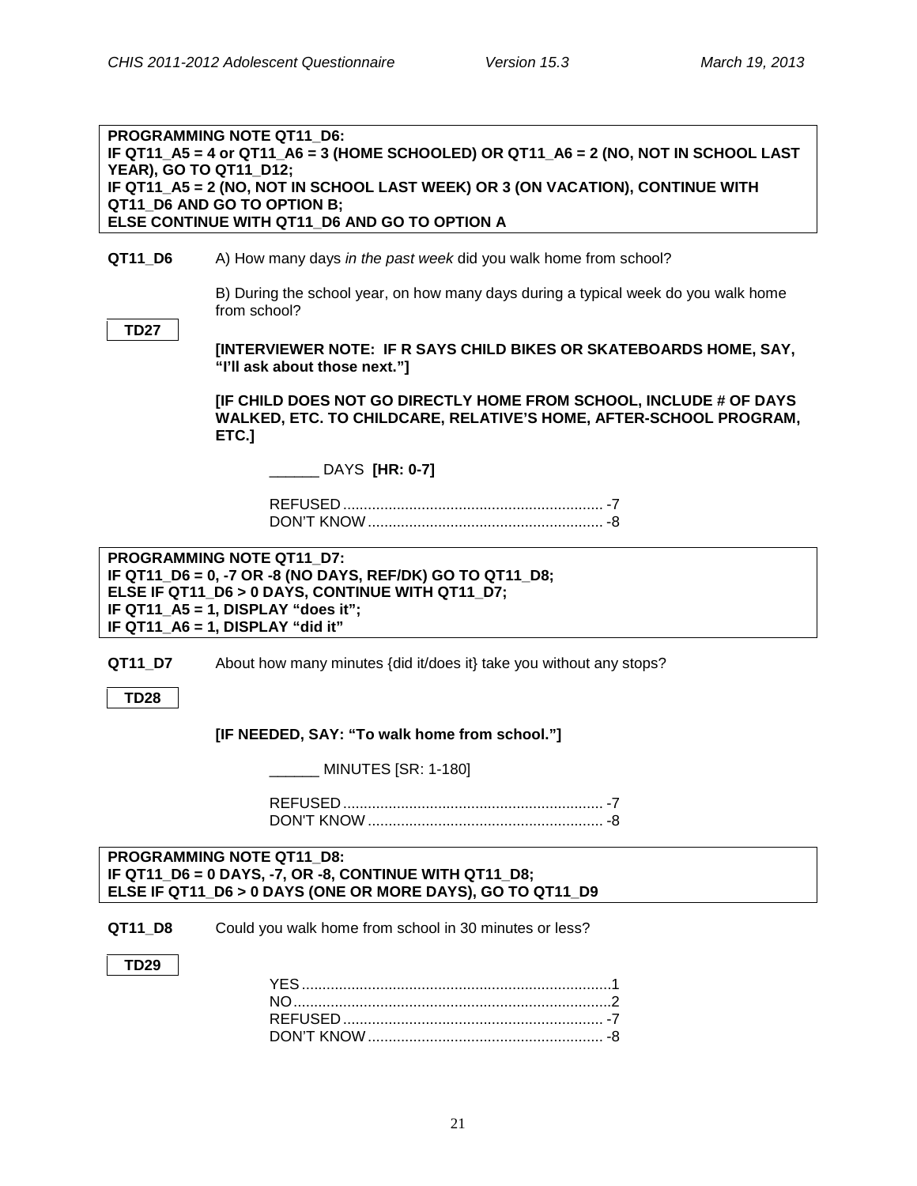**PROGRAMMING NOTE QT11_D6:**
**IF QT11_A5 = 4 or QT11_A6 = 3 (HOME SCHOOLED) OR QT11_A6 = 2 (NO, NOT IN SCHOOL LAST YEAR), GO TO QT11_D12;**
**IF QT11_A5 = 2 (NO, NOT IN SCHOOL LAST WEEK) OR 3 (ON VACATION), CONTINUE WITH QT11_D6 AND GO TO OPTION B;**
**ELSE CONTINUE WITH QT11_D6 AND GO TO OPTION A**

**QT11_D6** A) How many days *in the past week* did you walk home from school?

B) During the school year, on how many days during a typical week do you walk home from school?

**TD27**

**[INTERVIEWER NOTE: IF R SAYS CHILD BIKES OR SKATEBOARDS HOME, SAY, "I'll ask about those next."]**

**[IF CHILD DOES NOT GO DIRECTLY HOME FROM SCHOOL, INCLUDE # OF DAYS WALKED, ETC. TO CHILDCARE, RELATIVE'S HOME, AFTER-SCHOOL PROGRAM, ETC.]**

______ DAYS **[HR: 0-7]**

REFUSED ............................................................... -7
DON'T KNOW ......................................................... -8

**PROGRAMMING NOTE QT11_D7:**
**IF QT11_D6 = 0, -7 OR -8 (NO DAYS, REF/DK) GO TO QT11_D8;**
**ELSE IF QT11_D6 > 0 DAYS, CONTINUE WITH QT11_D7;**
**IF QT11_A5 = 1, DISPLAY "does it";**
**IF QT11_A6 = 1, DISPLAY "did it"**

**QT11_D7** About how many minutes {did it/does it} take you without any stops?

**TD28**

**[IF NEEDED, SAY: "To walk home from school."]**

______ MINUTES [SR: 1-180]

REFUSED ............................................................... -7
DON'T KNOW ......................................................... -8

**PROGRAMMING NOTE QT11_D8:**
**IF QT11_D6 = 0 DAYS, -7, OR -8, CONTINUE WITH QT11_D8;**
**ELSE IF QT11_D6 > 0 DAYS (ONE OR MORE DAYS), GO TO QT11_D9**

**QT11_D8** Could you walk home from school in 30 minutes or less?

**TD29**

YES ..........................................................................1
NO............................................................................2
REFUSED ............................................................... -7
DON'T KNOW ......................................................... -8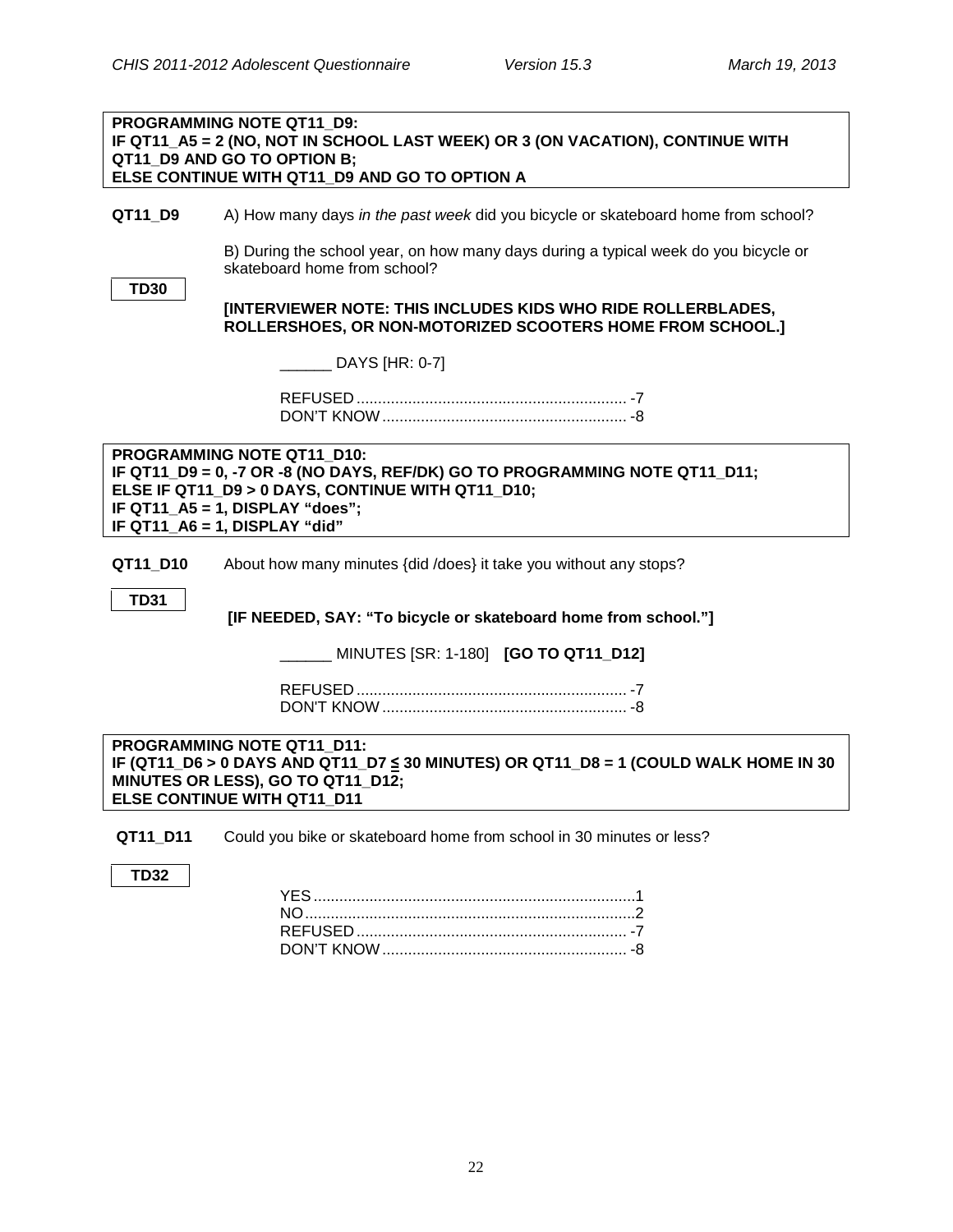**PROGRAMMING NOTE QT11_D9:**
**IF QT11_A5 = 2 (NO, NOT IN SCHOOL LAST WEEK) OR 3 (ON VACATION), CONTINUE WITH QT11_D9 AND GO TO OPTION B;**
**ELSE CONTINUE WITH QT11_D9 AND GO TO OPTION A**

**QT11_D9** A) How many days *in the past week* did you bicycle or skateboard home from school?

B) During the school year, on how many days during a typical week do you bicycle or skateboard home from school?

**TD30**

**[INTERVIEWER NOTE: THIS INCLUDES KIDS WHO RIDE ROLLERBLADES, ROLLERSHOES, OR NON-MOTORIZED SCOOTERS HOME FROM SCHOOL.]**

______ DAYS [HR: 0-7]

REFUSED ............................................................... -7
DON'T KNOW ......................................................... -8

**PROGRAMMING NOTE QT11_D10:**
**IF QT11_D9 = 0, -7 OR -8 (NO DAYS, REF/DK) GO TO PROGRAMMING NOTE QT11_D11;**
**ELSE IF QT11_D9 > 0 DAYS, CONTINUE WITH QT11_D10;**
**IF QT11_A5 = 1, DISPLAY "does";**
**IF QT11_A6 = 1, DISPLAY "did"**

**QT11_D10** About how many minutes {did /does} it take you without any stops?

**TD31**

**[IF NEEDED, SAY: "To bicycle or skateboard home from school."]**

______ MINUTES [SR: 1-180] **[GO TO QT11_D12]**

REFUSED ............................................................... -7
DON'T KNOW ......................................................... -8

**PROGRAMMING NOTE QT11_D11:**
**IF (QT11_D6 > 0 DAYS AND QT11_D7 ≤ 30 MINUTES) OR QT11_D8 = 1 (COULD WALK HOME IN 30 MINUTES OR LESS), GO TO QT11_D12;**
**ELSE CONTINUE WITH QT11_D11**

**QT11_D11** Could you bike or skateboard home from school in 30 minutes or less?

**TD32**

YES ..........................................................................1
NO ............................................................................2
REFUSED ............................................................... -7
DON'T KNOW ......................................................... -8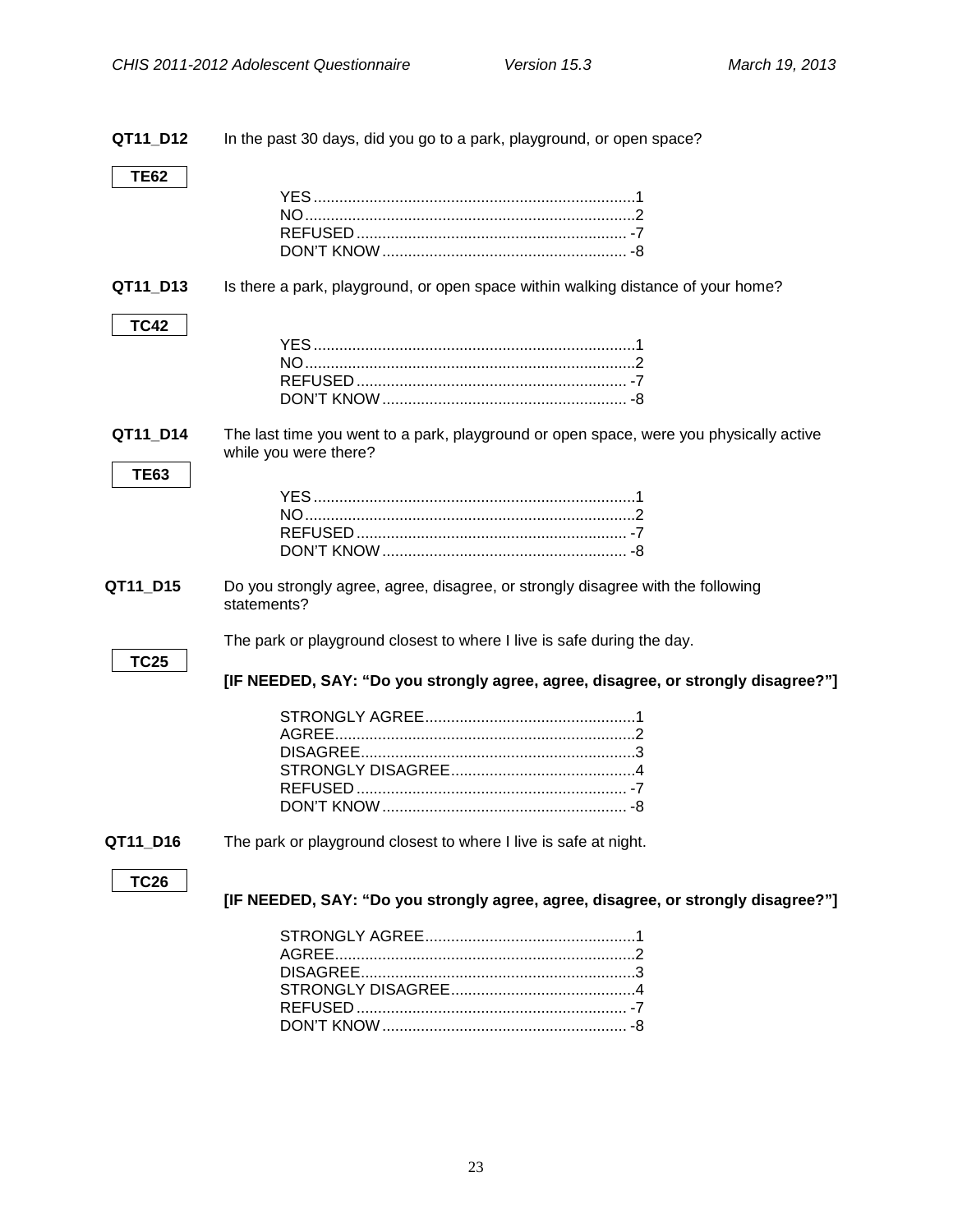**QT11_D12** In the past 30 days, did you go to a park, playground, or open space?

**TE62**

YES .......................................................................... 1
NO ............................................................................ 2
REFUSED ............................................................... -7
DON'T KNOW ......................................................... -8

**QT11_D13** Is there a park, playground, or open space within walking distance of your home?

**TC42**

YES .......................................................................... 1
NO ............................................................................ 2
REFUSED ............................................................... -7
DON'T KNOW ......................................................... -8

**QT11_D14** The last time you went to a park, playground or open space, were you physically active while you were there?

**TE63**

YES .......................................................................... 1
NO ............................................................................ 2
REFUSED ............................................................... -7
DON'T KNOW ......................................................... -8

**QT11_D15** Do you strongly agree, agree, disagree, or strongly disagree with the following statements?

The park or playground closest to where I live is safe during the day.

**TC25**

**[IF NEEDED, SAY: "Do you strongly agree, agree, disagree, or strongly disagree?"]**

STRONGLY AGREE ................................................. 1
AGREE ..................................................................... 2
DISAGREE ............................................................... 3
STRONGLY DISAGREE .......................................... 4
REFUSED ............................................................... -7
DON'T KNOW ......................................................... -8

**QT11_D16** The park or playground closest to where I live is safe at night.

**TC26**

**[IF NEEDED, SAY: "Do you strongly agree, agree, disagree, or strongly disagree?"]**

STRONGLY AGREE ................................................. 1
AGREE ..................................................................... 2
DISAGREE ............................................................... 3
STRONGLY DISAGREE .......................................... 4
REFUSED ............................................................... -7
DON'T KNOW ......................................................... -8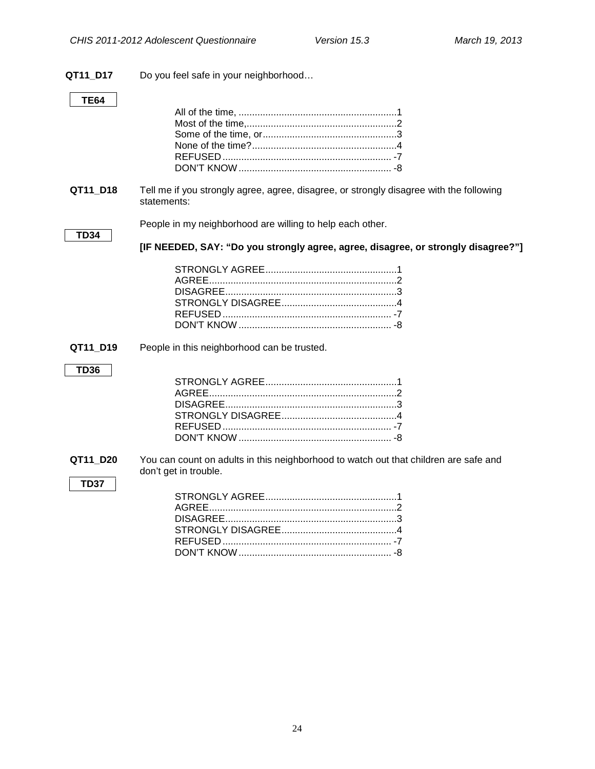**QT11_D17** Do you feel safe in your neighborhood…

**TE64**

All of the time, ........................................................1
Most of the time,......................................................2
Some of the time, or..................................................3
None of the time?......................................................4
REFUSED ............................................................... -7
DON'T KNOW ......................................................... -8

**QT11_D18** Tell me if you strongly agree, agree, disagree, or strongly disagree with the following statements:

**TD34**

People in my neighborhood are willing to help each other.

**[IF NEEDED, SAY: "Do you strongly agree, agree, disagree, or strongly disagree?"]**

STRONGLY AGREE.................................................1
AGREE.....................................................................2
DISAGREE................................................................3
STRONGLY DISAGREE...........................................4
REFUSED ............................................................... -7
DON'T KNOW ......................................................... -8

**QT11_D19** People in this neighborhood can be trusted.

**TD36**

STRONGLY AGREE.................................................1
AGREE.....................................................................2
DISAGREE................................................................3
STRONGLY DISAGREE...........................................4
REFUSED ............................................................... -7
DON'T KNOW ......................................................... -8

**QT11_D20** You can count on adults in this neighborhood to watch out that children are safe and don't get in trouble.

**TD37**

STRONGLY AGREE.................................................1
AGREE.....................................................................2
DISAGREE................................................................3
STRONGLY DISAGREE...........................................4
REFUSED ............................................................... -7
DON'T KNOW ......................................................... -8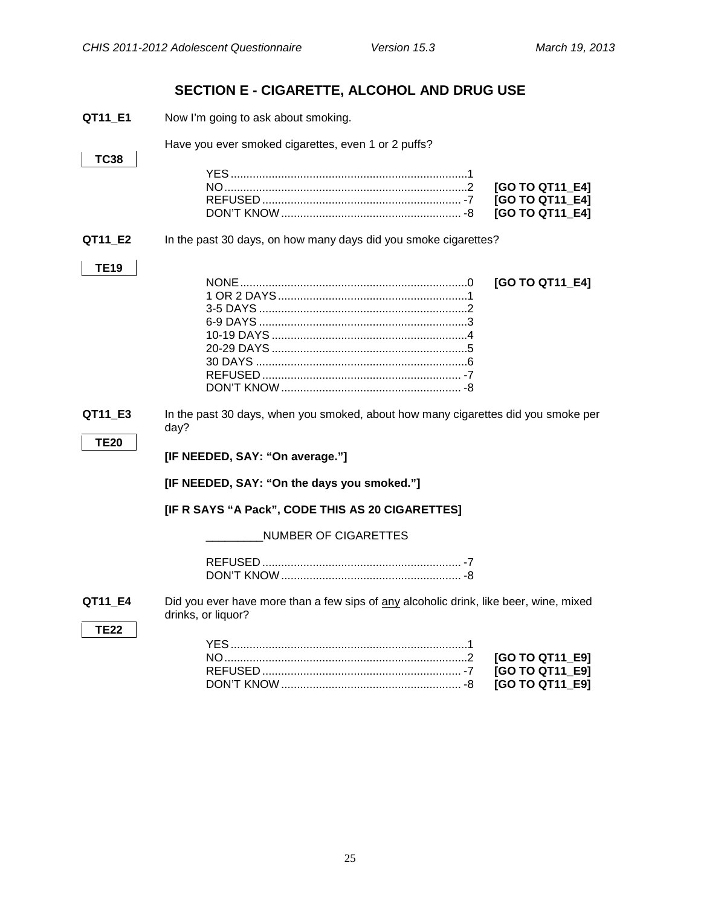## SECTION E - CIGARETTE, ALCOHOL AND DRUG USE

**QT11_E1** Now I'm going to ask about smoking.

**TC38**

Have you ever smoked cigarettes, even 1 or 2 puffs?

| | | |
|---|---|---|
| YES | 1 | |
| NO | 2 | **[GO TO QT11_E4]** |
| REFUSED | -7 | **[GO TO QT11_E4]** |
| DON'T KNOW | -8 | **[GO TO QT11_E4]** |

**QT11_E2** In the past 30 days, on how many days did you smoke cigarettes?

**TE19**

| | | |
|---|---|---|
| NONE | 0 | **[GO TO QT11_E4]** |
| 1 OR 2 DAYS | 1 | |
| 3-5 DAYS | 2 | |
| 6-9 DAYS | 3 | |
| 10-19 DAYS | 4 | |
| 20-29 DAYS | 5 | |
| 30 DAYS | 6 | |
| REFUSED | -7 | |
| DON'T KNOW | -8 | |

**QT11_E3** In the past 30 days, when you smoked, about how many cigarettes did you smoke per day?

**TE20**

**[IF NEEDED, SAY: "On average."]**

**[IF NEEDED, SAY: "On the days you smoked."]**

**[IF R SAYS "A Pack", CODE THIS AS 20 CIGARETTES]**

_________NUMBER OF CIGARETTES

| | |
|---|---|
| REFUSED | -7 |
| DON'T KNOW | -8 |

**QT11_E4** Did you ever have more than a few sips of any alcoholic drink, like beer, wine, mixed drinks, or liquor?

**TE22**

| | | |
|---|---|---|
| YES | 1 | |
| NO | 2 | **[GO TO QT11_E9]** |
| REFUSED | -7 | **[GO TO QT11_E9]** |
| DON'T KNOW | -8 | **[GO TO QT11_E9]** |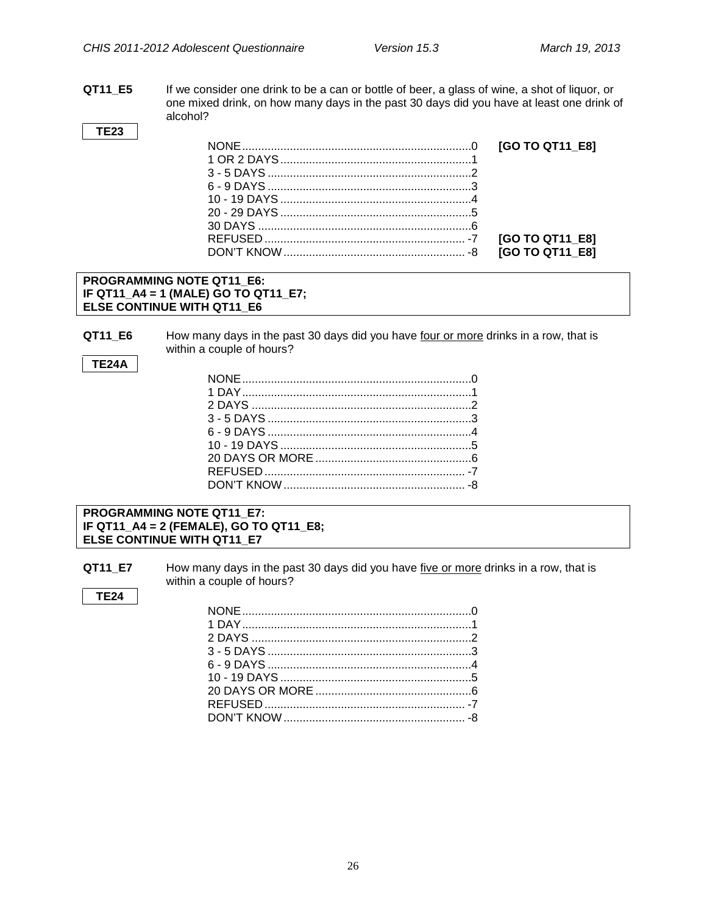**QT11_E5** If we consider one drink to be a can or bottle of beer, a glass of wine, a shot of liquor, or one mixed drink, on how many days in the past 30 days did you have at least one drink of alcohol?

**TE23**

| | | |
|---|---|---|
| NONE | 0 | **[GO TO QT11_E8]** |
| 1 OR 2 DAYS | 1 | |
| 3 - 5 DAYS | 2 | |
| 6 - 9 DAYS | 3 | |
| 10 - 19 DAYS | 4 | |
| 20 - 29 DAYS | 5 | |
| 30 DAYS | 6 | |
| REFUSED | -7 | **[GO TO QT11_E8]** |
| DON'T KNOW | -8 | **[GO TO QT11_E8]** |

**PROGRAMMING NOTE QT11_E6:**
**IF QT11_A4 = 1 (MALE) GO TO QT11_E7;**
**ELSE CONTINUE WITH QT11_E6**

**QT11_E6** How many days in the past 30 days did you have <u>four or more</u> drinks in a row, that is within a couple of hours?

**TE24A**

| | |
|---|---|
| NONE | 0 |
| 1 DAY | 1 |
| 2 DAYS | 2 |
| 3 - 5 DAYS | 3 |
| 6 - 9 DAYS | 4 |
| 10 - 19 DAYS | 5 |
| 20 DAYS OR MORE | 6 |
| REFUSED | -7 |
| DON'T KNOW | -8 |

**PROGRAMMING NOTE QT11_E7:**
**IF QT11_A4 = 2 (FEMALE), GO TO QT11_E8;**
**ELSE CONTINUE WITH QT11_E7**

**QT11_E7** How many days in the past 30 days did you have <u>five or more</u> drinks in a row, that is within a couple of hours?

**TE24**

| | |
|---|---|
| NONE | 0 |
| 1 DAY | 1 |
| 2 DAYS | 2 |
| 3 - 5 DAYS | 3 |
| 6 - 9 DAYS | 4 |
| 10 - 19 DAYS | 5 |
| 20 DAYS OR MORE | 6 |
| REFUSED | -7 |
| DON'T KNOW | -8 |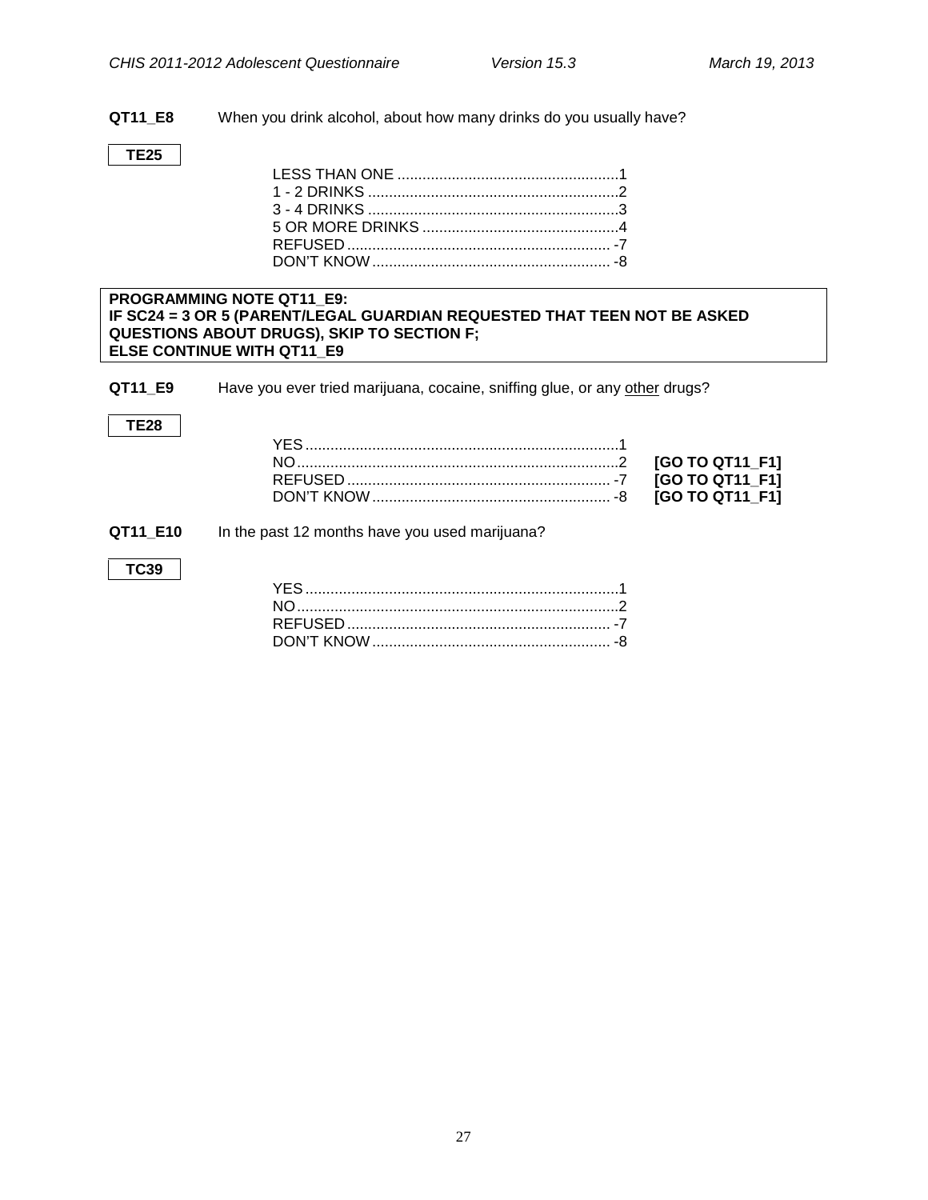**QT11_E8** When you drink alcohol, about how many drinks do you usually have?

**TE25**

| | |
|---|---|
| LESS THAN ONE | 1 |
| 1 - 2 DRINKS | 2 |
| 3 - 4 DRINKS | 3 |
| 5 OR MORE DRINKS | 4 |
| REFUSED | -7 |
| DON'T KNOW | -8 |

**PROGRAMMING NOTE QT11_E9:**
**IF SC24 = 3 OR 5 (PARENT/LEGAL GUARDIAN REQUESTED THAT TEEN NOT BE ASKED QUESTIONS ABOUT DRUGS), SKIP TO SECTION F;**
**ELSE CONTINUE WITH QT11_E9**

**QT11_E9** Have you ever tried marijuana, cocaine, sniffing glue, or any other drugs?

**TE28**

| | | |
|---|---|---|
| YES | 1 | |
| NO | 2 | **[GO TO QT11_F1]** |
| REFUSED | -7 | **[GO TO QT11_F1]** |
| DON'T KNOW | -8 | **[GO TO QT11_F1]** |

**QT11_E10** In the past 12 months have you used marijuana?

**TC39**

| | |
|---|---|
| YES | 1 |
| NO | 2 |
| REFUSED | -7 |
| DON'T KNOW | -8 |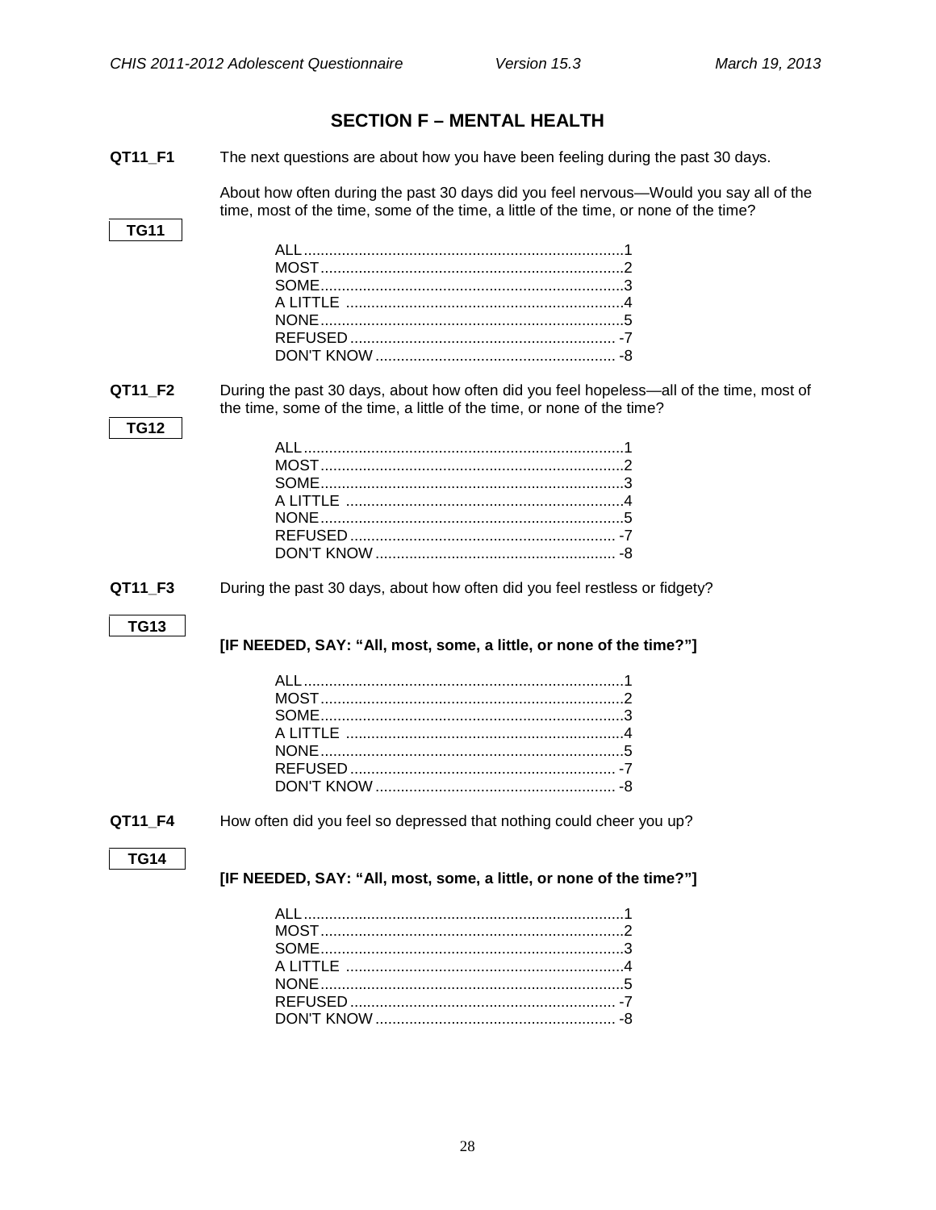## SECTION F – MENTAL HEALTH

**QT11_F1** The next questions are about how you have been feeling during the past 30 days.

About how often during the past 30 days did you feel nervous—Would you say all of the time, most of the time, some of the time, a little of the time, or none of the time?

**TG11**

- ALL........................................1
- MOST......................................2
- SOME......................................3
- A LITTLE ................................4
- NONE......................................5
- REFUSED ................................ -7
- DON'T KNOW .......................... -8

**QT11_F2** During the past 30 days, about how often did you feel hopeless—all of the time, most of the time, some of the time, a little of the time, or none of the time?

**TG12**

- ALL........................................1
- MOST......................................2
- SOME......................................3
- A LITTLE ................................4
- NONE......................................5
- REFUSED ................................ -7
- DON'T KNOW .......................... -8

**QT11_F3** During the past 30 days, about how often did you feel restless or fidgety?

**TG13**

**[IF NEEDED, SAY: "All, most, some, a little, or none of the time?"]**

- ALL........................................1
- MOST......................................2
- SOME......................................3
- A LITTLE ................................4
- NONE......................................5
- REFUSED ................................ -7
- DON'T KNOW .......................... -8

**QT11_F4** How often did you feel so depressed that nothing could cheer you up?

**TG14**

**[IF NEEDED, SAY: "All, most, some, a little, or none of the time?"]**

- ALL........................................1
- MOST......................................2
- SOME......................................3
- A LITTLE ................................4
- NONE......................................5
- REFUSED ................................ -7
- DON'T KNOW .......................... -8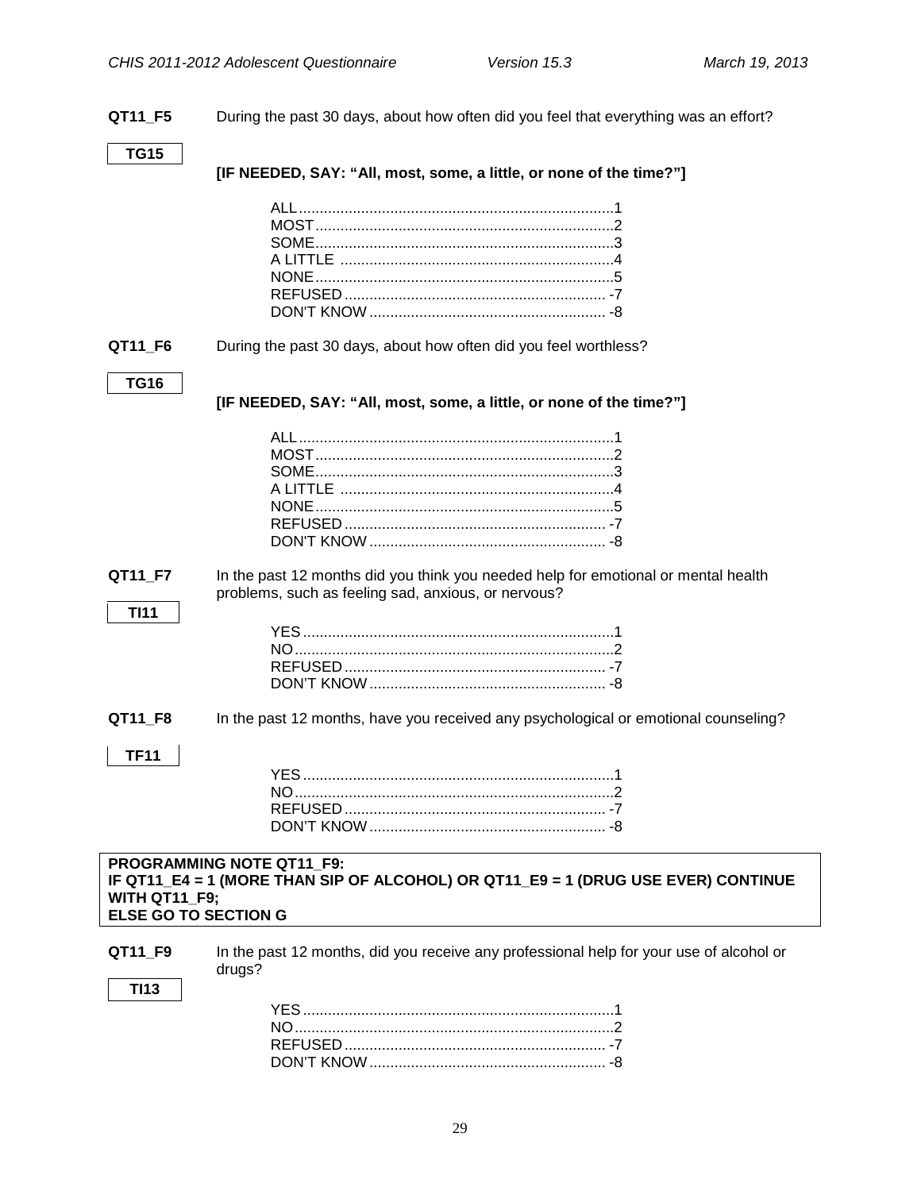**QT11_F5** During the past 30 days, about how often did you feel that everything was an effort?

**TG15**

**[IF NEEDED, SAY: "All, most, some, a little, or none of the time?"]**

ALL.......................................................................1
MOST....................................................................2
SOME....................................................................3
A LITTLE ..............................................................4
NONE....................................................................5
REFUSED ............................................................ -7
DON'T KNOW ...................................................... -8

**QT11_F6** During the past 30 days, about how often did you feel worthless?

**TG16**

**[IF NEEDED, SAY: "All, most, some, a little, or none of the time?"]**

ALL.......................................................................1
MOST....................................................................2
SOME....................................................................3
A LITTLE ..............................................................4
NONE....................................................................5
REFUSED ............................................................ -7
DON'T KNOW ...................................................... -8

**QT11_F7** In the past 12 months did you think you needed help for emotional or mental health problems, such as feeling sad, anxious, or nervous?

**TI11**

YES.......................................................................1
NO.........................................................................2
REFUSED ............................................................ -7
DON'T KNOW ...................................................... -8

**QT11_F8** In the past 12 months, have you received any psychological or emotional counseling?

**TF11**

YES.......................................................................1
NO.........................................................................2
REFUSED ............................................................ -7
DON'T KNOW ...................................................... -8

**PROGRAMMING NOTE QT11_F9:**
**IF QT11_E4 = 1 (MORE THAN SIP OF ALCOHOL) OR QT11_E9 = 1 (DRUG USE EVER) CONTINUE WITH QT11_F9;**
**ELSE GO TO SECTION G**

**QT11_F9** In the past 12 months, did you receive any professional help for your use of alcohol or drugs?

**TI13**

YES.......................................................................1
NO.........................................................................2
REFUSED ............................................................ -7
DON'T KNOW ...................................................... -8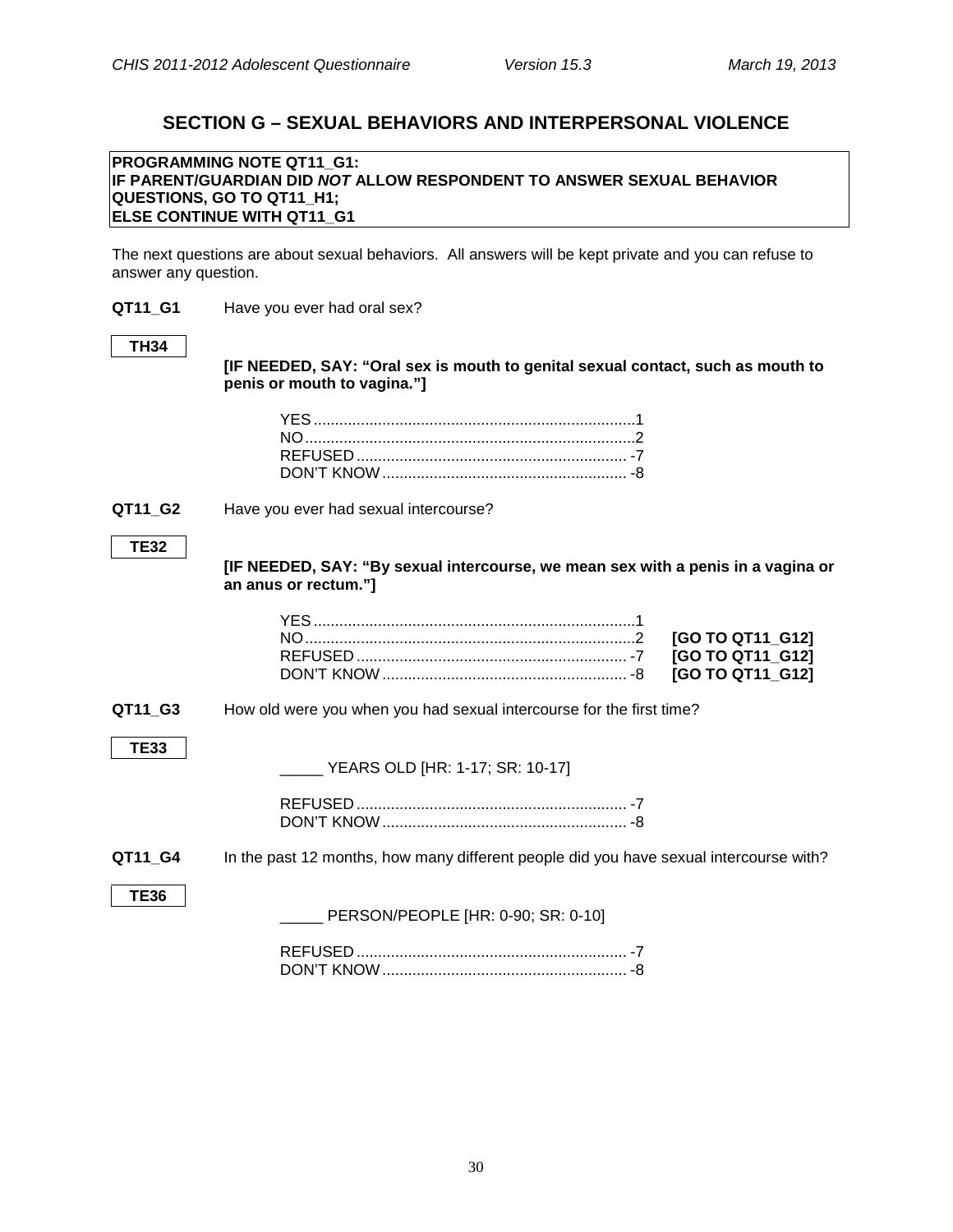## SECTION G – SEXUAL BEHAVIORS AND INTERPERSONAL VIOLENCE

**PROGRAMMING NOTE QT11_G1:**
**IF PARENT/GUARDIAN DID *NOT* ALLOW RESPONDENT TO ANSWER SEXUAL BEHAVIOR QUESTIONS, GO TO QT11_H1;**
**ELSE CONTINUE WITH QT11_G1**

The next questions are about sexual behaviors. All answers will be kept private and you can refuse to answer any question.

**QT11_G1** Have you ever had oral sex?

**TH34**

**[IF NEEDED, SAY: "Oral sex is mouth to genital sexual contact, such as mouth to penis or mouth to vagina."]**

YES....................................................................1
NO......................................................................2
REFUSED.......................................................... -7
DON'T KNOW.................................................... -8

**QT11_G2** Have you ever had sexual intercourse?

**TE32**

**[IF NEEDED, SAY: "By sexual intercourse, we mean sex with a penis in a vagina or an anus or rectum."]**

YES....................................................................1
NO......................................................................2 **[GO TO QT11_G12]**
REFUSED.......................................................... -7 **[GO TO QT11_G12]**
DON'T KNOW.................................................... -8 **[GO TO QT11_G12]**

**QT11_G3** How old were you when you had sexual intercourse for the first time?

**TE33**

_____ YEARS OLD [HR: 1-17; SR: 10-17]

REFUSED.......................................................... -7
DON'T KNOW.................................................... -8

**QT11_G4** In the past 12 months, how many different people did you have sexual intercourse with?

**TE36**

_____ PERSON/PEOPLE [HR: 0-90; SR: 0-10]

REFUSED.......................................................... -7
DON'T KNOW.................................................... -8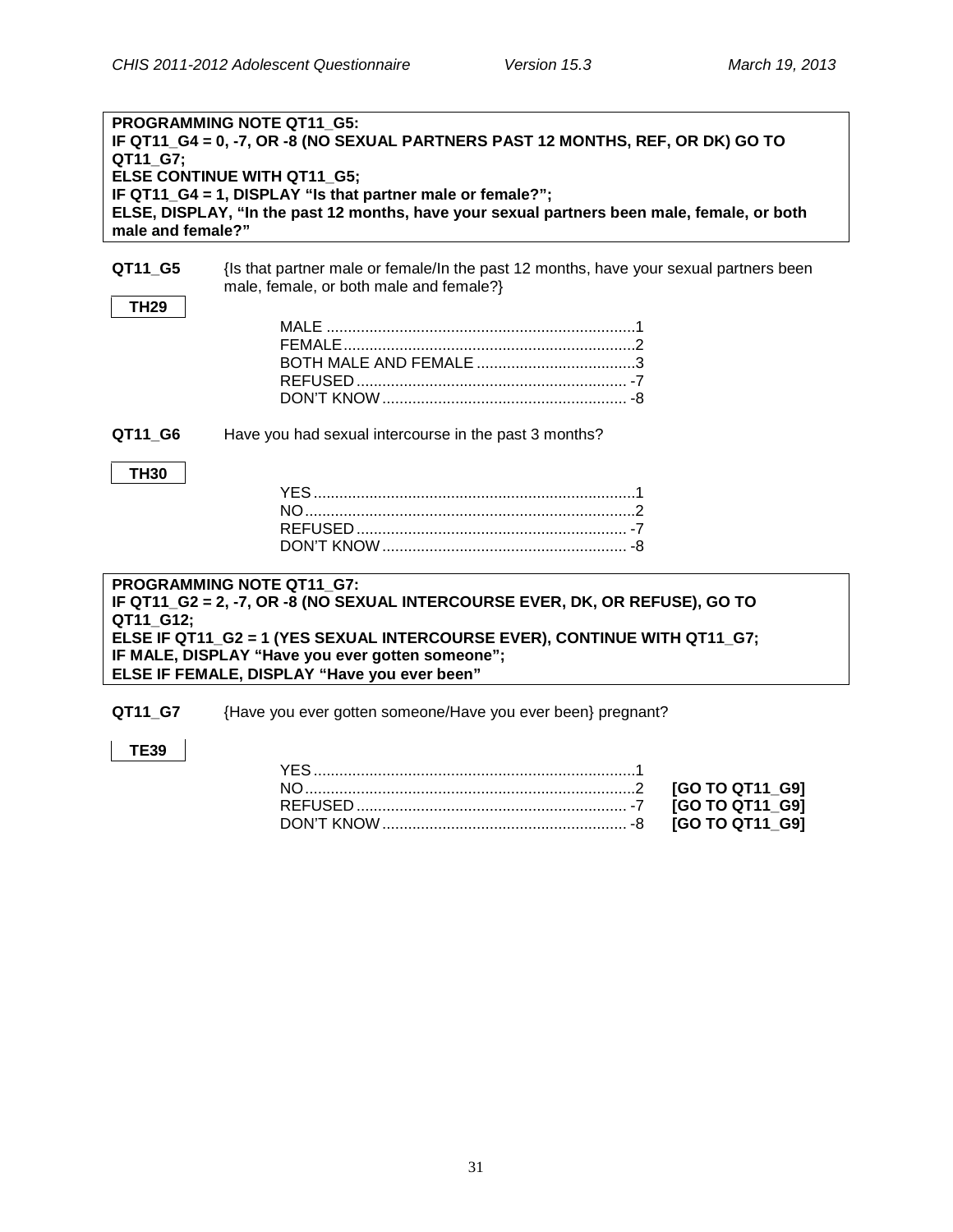**PROGRAMMING NOTE QT11_G5:**
**IF QT11_G4 = 0, -7, OR -8 (NO SEXUAL PARTNERS PAST 12 MONTHS, REF, OR DK) GO TO QT11_G7;**
**ELSE CONTINUE WITH QT11_G5;**
**IF QT11_G4 = 1, DISPLAY "Is that partner male or female?";**
**ELSE, DISPLAY, "In the past 12 months, have your sexual partners been male, female, or both male and female?"**

**QT11_G5** {Is that partner male or female/In the past 12 months, have your sexual partners been male, female, or both male and female?}

**TH29**

MALE ........................................................................1
FEMALE....................................................................2
BOTH MALE AND FEMALE .....................................3
REFUSED ............................................................... -7
DON'T KNOW ......................................................... -8

**QT11_G6** Have you had sexual intercourse in the past 3 months?

**TH30**

YES ...........................................................................1
NO.............................................................................2
REFUSED ............................................................... -7
DON'T KNOW ......................................................... -8

**PROGRAMMING NOTE QT11_G7:**
**IF QT11_G2 = 2, -7, OR -8 (NO SEXUAL INTERCOURSE EVER, DK, OR REFUSE), GO TO QT11_G12;**
**ELSE IF QT11_G2 = 1 (YES SEXUAL INTERCOURSE EVER), CONTINUE WITH QT11_G7;**
**IF MALE, DISPLAY "Have you ever gotten someone";**
**ELSE IF FEMALE, DISPLAY "Have you ever been"**

**QT11_G7** {Have you ever gotten someone/Have you ever been} pregnant?

**TE39**

YES ...........................................................................1
NO.............................................................................2 **[GO TO QT11_G9]**
REFUSED ............................................................... -7 **[GO TO QT11_G9]**
DON'T KNOW ......................................................... -8 **[GO TO QT11_G9]**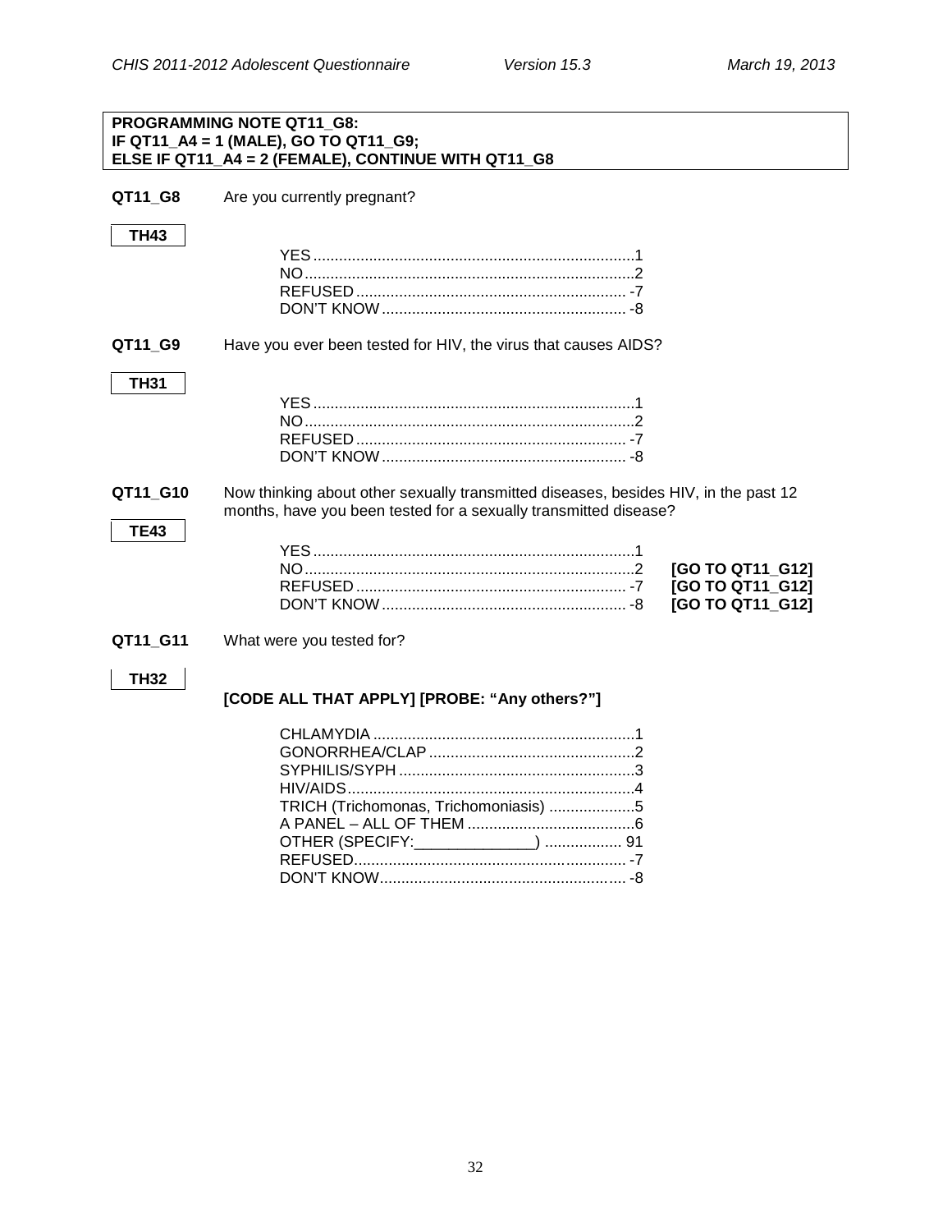**PROGRAMMING NOTE QT11_G8:**
**IF QT11_A4 = 1 (MALE), GO TO QT11_G9;**
**ELSE IF QT11_A4 = 2 (FEMALE), CONTINUE WITH QT11_G8**

**QT11_G8** Are you currently pregnant?

**TH43**

| | | |
|---|---|---|
| YES | 1 | |
| NO | 2 | |
| REFUSED | -7 | |
| DON'T KNOW | -8 | |

**QT11_G9** Have you ever been tested for HIV, the virus that causes AIDS?

**TH31**

| | | |
|---|---|---|
| YES | 1 | |
| NO | 2 | |
| REFUSED | -7 | |
| DON'T KNOW | -8 | |

**QT11_G10** Now thinking about other sexually transmitted diseases, besides HIV, in the past 12 months, have you been tested for a sexually transmitted disease?

**TE43**

| | | |
|---|---|---|
| YES | 1 | |
| NO | 2 | **[GO TO QT11_G12]** |
| REFUSED | -7 | **[GO TO QT11_G12]** |
| DON'T KNOW | -8 | **[GO TO QT11_G12]** |

**QT11_G11** What were you tested for?

**TH32**

**[CODE ALL THAT APPLY] [PROBE: "Any others?"]**

| | |
|---|---|
| CHLAMYDIA | 1 |
| GONORRHEA/CLAP | 2 |
| SYPHILIS/SYPH | 3 |
| HIV/AIDS | 4 |
| TRICH (Trichomonas, Trichomoniasis) | 5 |
| A PANEL – ALL OF THEM | 6 |
| OTHER (SPECIFY:______________) | 91 |
| REFUSED | -7 |
| DON'T KNOW | -8 |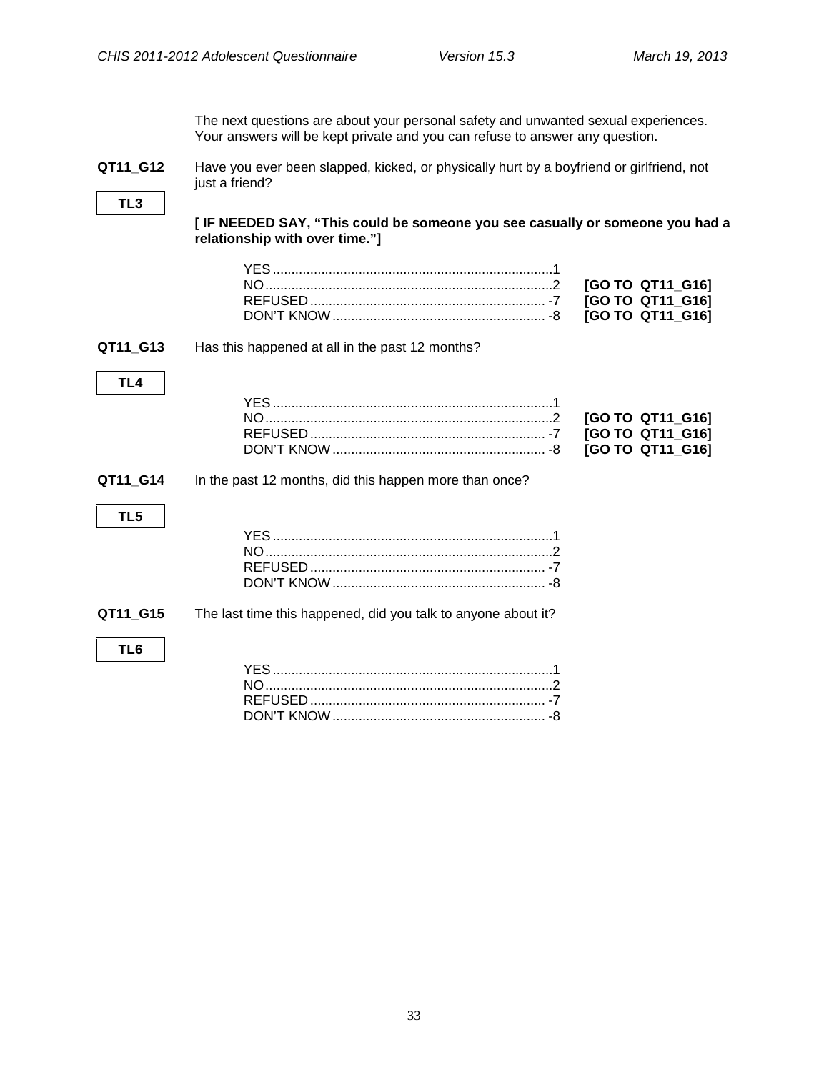The next questions are about your personal safety and unwanted sexual experiences. Your answers will be kept private and you can refuse to answer any question.

**QT11_G12** Have you ever been slapped, kicked, or physically hurt by a boyfriend or girlfriend, not just a friend?

**TL3**

**[ IF NEEDED SAY, "This could be someone you see casually or someone you had a relationship with over time."]**

| | | |
|---|---|---|
| YES | 1 | |
| NO | 2 | **[GO TO QT11_G16]** |
| REFUSED | -7 | **[GO TO QT11_G16]** |
| DON'T KNOW | -8 | **[GO TO QT11_G16]** |

**QT11_G13** Has this happened at all in the past 12 months?

**TL4**

| | | |
|---|---|---|
| YES | 1 | |
| NO | 2 | **[GO TO QT11_G16]** |
| REFUSED | -7 | **[GO TO QT11_G16]** |
| DON'T KNOW | -8 | **[GO TO QT11_G16]** |

**QT11_G14** In the past 12 months, did this happen more than once?

**TL5**

| | |
|---|---|
| YES | 1 |
| NO | 2 |
| REFUSED | -7 |
| DON'T KNOW | -8 |

**QT11_G15** The last time this happened, did you talk to anyone about it?

**TL6**

| | |
|---|---|
| YES | 1 |
| NO | 2 |
| REFUSED | -7 |
| DON'T KNOW | -8 |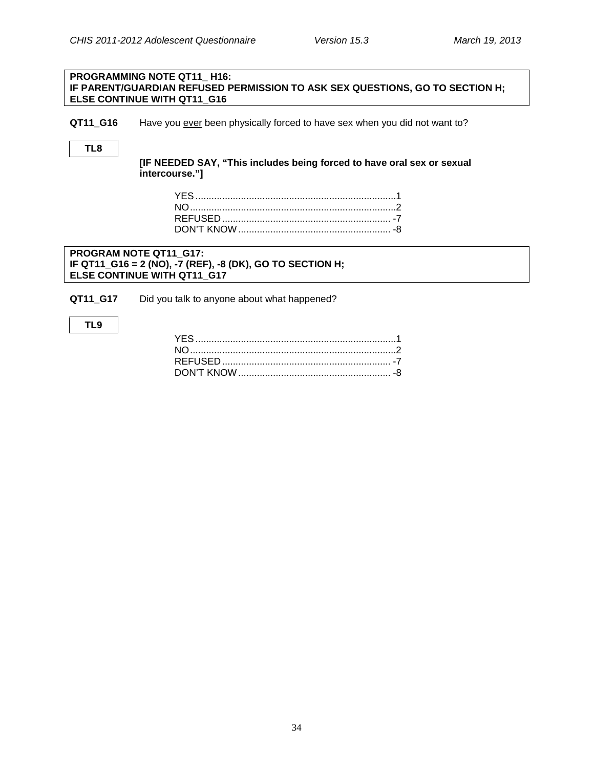**PROGRAMMING NOTE QT11_ H16:**
**IF PARENT/GUARDIAN REFUSED PERMISSION TO ASK SEX QUESTIONS, GO TO SECTION H;**
**ELSE CONTINUE WITH QT11_G16**

**QT11_G16** Have you ever been physically forced to have sex when you did not want to?

**TL8**

**[IF NEEDED SAY, "This includes being forced to have oral sex or sexual intercourse."]**

YES.......................................................................1
NO........................................................................2
REFUSED.............................................................. -7
DON'T KNOW........................................................ -8

**PROGRAM NOTE QT11_G17:**
**IF QT11_G16 = 2 (NO), -7 (REF), -8 (DK), GO TO SECTION H;**
**ELSE CONTINUE WITH QT11_G17**

**QT11_G17** Did you talk to anyone about what happened?

**TL9**

YES.......................................................................1
NO........................................................................2
REFUSED.............................................................. -7
DON'T KNOW........................................................ -8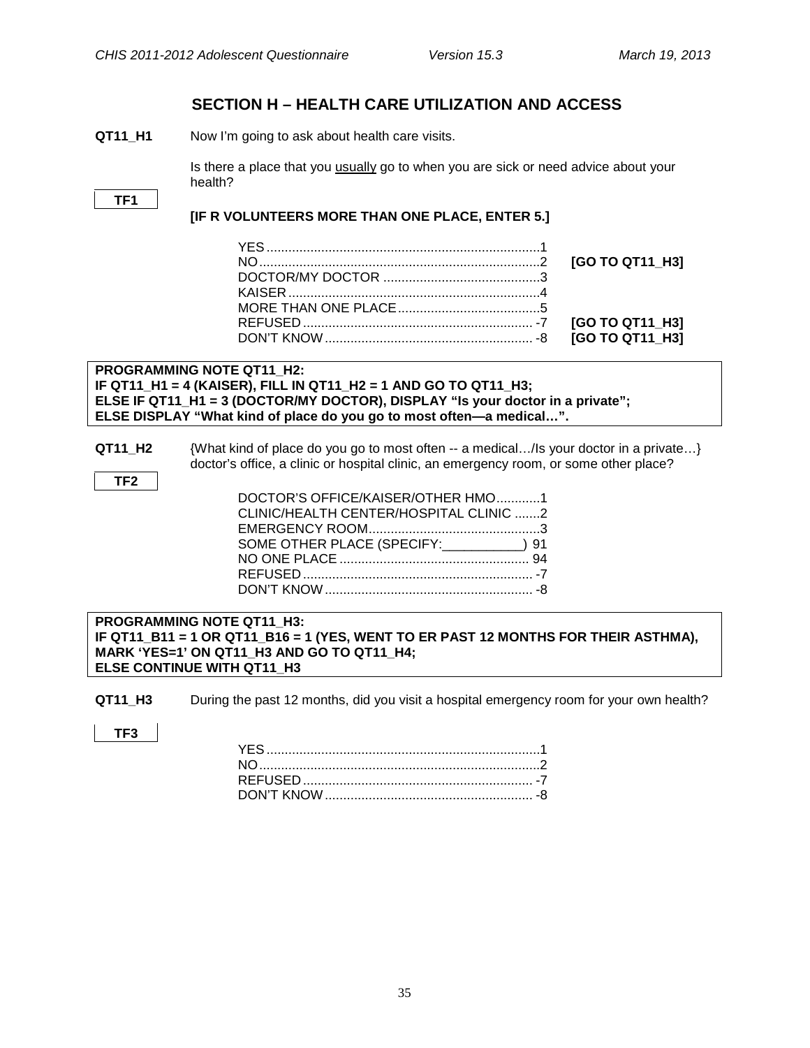## SECTION H – HEALTH CARE UTILIZATION AND ACCESS

**QT11_H1** Now I'm going to ask about health care visits.

Is there a place that you <u>usually</u> go to when you are sick or need advice about your health?

**TF1**

**[IF R VOLUNTEERS MORE THAN ONE PLACE, ENTER 5.]**

| | | |
|---|---|---|
| YES | 1 | |
| NO | 2 | **[GO TO QT11_H3]** |
| DOCTOR/MY DOCTOR | 3 | |
| KAISER | 4 | |
| MORE THAN ONE PLACE | 5 | |
| REFUSED | -7 | **[GO TO QT11_H3]** |
| DON'T KNOW | -8 | **[GO TO QT11_H3]** |

**PROGRAMMING NOTE QT11_H2:**
**IF QT11_H1 = 4 (KAISER), FILL IN QT11_H2 = 1 AND GO TO QT11_H3;**
**ELSE IF QT11_H1 = 3 (DOCTOR/MY DOCTOR), DISPLAY "Is your doctor in a private";**
**ELSE DISPLAY "What kind of place do you go to most often—a medical…".**

**QT11_H2** {What kind of place do you go to most often -- a medical…/Is your doctor in a private…} doctor's office, a clinic or hospital clinic, an emergency room, or some other place?

**TF2**

| | |
|---|---|
| DOCTOR'S OFFICE/KAISER/OTHER HMO | 1 |
| CLINIC/HEALTH CENTER/HOSPITAL CLINIC | 2 |
| EMERGENCY ROOM | 3 |
| SOME OTHER PLACE (SPECIFY:___________) | 91 |
| NO ONE PLACE | 94 |
| REFUSED | -7 |
| DON'T KNOW | -8 |

**PROGRAMMING NOTE QT11_H3:**
**IF QT11_B11 = 1 OR QT11_B16 = 1 (YES, WENT TO ER PAST 12 MONTHS FOR THEIR ASTHMA), MARK 'YES=1' ON QT11_H3 AND GO TO QT11_H4;**
**ELSE CONTINUE WITH QT11_H3**

**QT11_H3** During the past 12 months, did you visit a hospital emergency room for your own health?

**TF3**

| | |
|---|---|
| YES | 1 |
| NO | 2 |
| REFUSED | -7 |
| DON'T KNOW | -8 |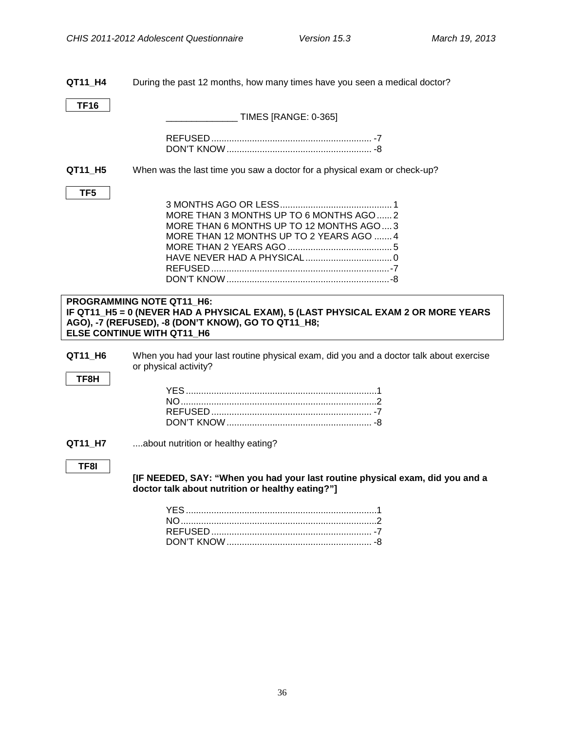**QT11_H4** During the past 12 months, how many times have you seen a medical doctor?

**TF16**

_____________ TIMES [RANGE: 0-365]

REFUSED ............................................................ -7
DON'T KNOW ..................................................... -8

**QT11_H5** When was the last time you saw a doctor for a physical exam or check-up?

**TF5**

3 MONTHS AGO OR LESS ......................................... 1
MORE THAN 3 MONTHS UP TO 6 MONTHS AGO ...... 2
MORE THAN 6 MONTHS UP TO 12 MONTHS AGO .... 3
MORE THAN 12 MONTHS UP TO 2 YEARS AGO ....... 4
MORE THAN 2 YEARS AGO ....................................... 5
HAVE NEVER HAD A PHYSICAL ................................ 0
REFUSED .................................................................. -7
DON'T KNOW ............................................................ -8

**PROGRAMMING NOTE QT11_H6:**
**IF QT11_H5 = 0 (NEVER HAD A PHYSICAL EXAM), 5 (LAST PHYSICAL EXAM 2 OR MORE YEARS AGO), -7 (REFUSED), -8 (DON'T KNOW), GO TO QT11_H8;**
**ELSE CONTINUE WITH QT11_H6**

**QT11_H6** When you had your last routine physical exam, did you and a doctor talk about exercise or physical activity?

**TF8H**

YES ........................................................................ 1
NO .......................................................................... 2
REFUSED ............................................................ -7
DON'T KNOW ..................................................... -8

**QT11_H7** ....about nutrition or healthy eating?

**TF8I**

**[IF NEEDED, SAY: "When you had your last routine physical exam, did you and a doctor talk about nutrition or healthy eating?"]**

YES ........................................................................ 1
NO .......................................................................... 2
REFUSED ............................................................ -7
DON'T KNOW ..................................................... -8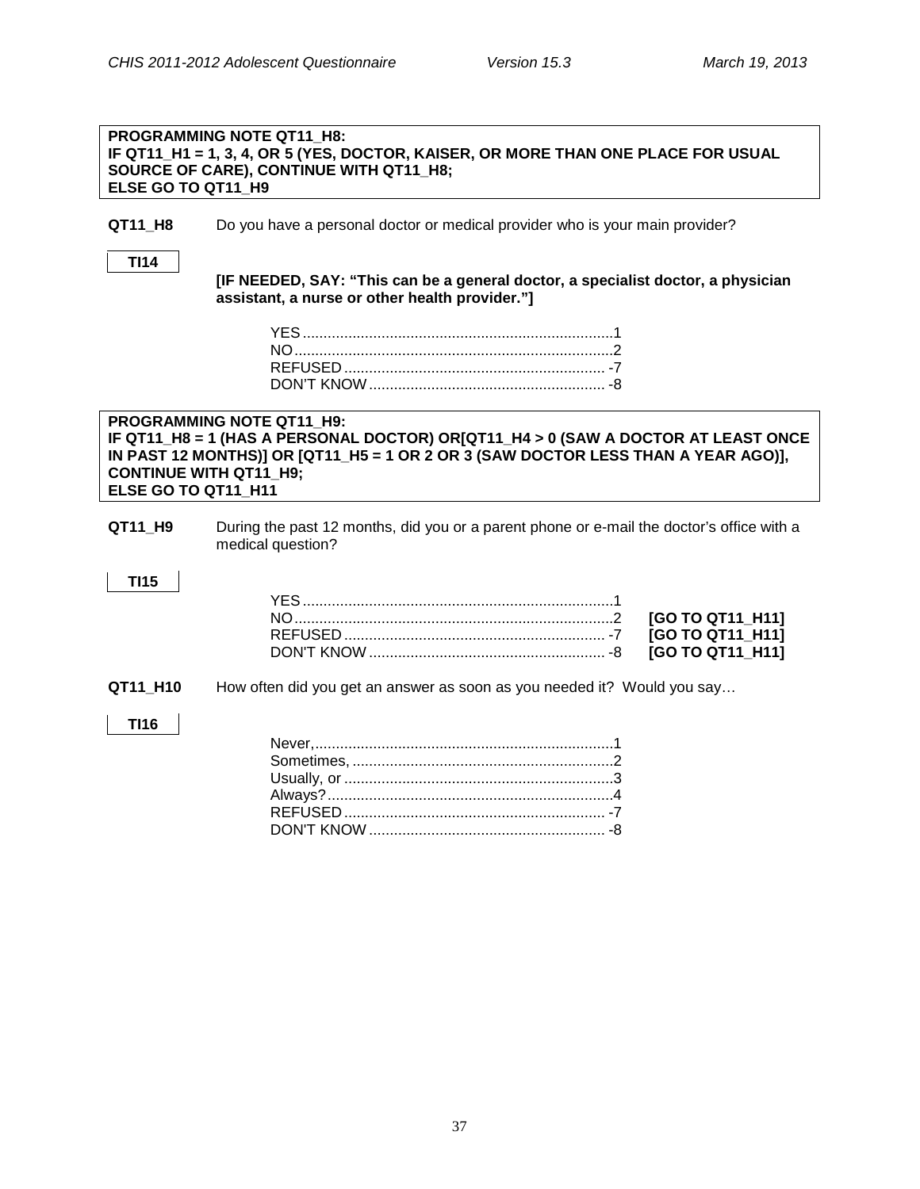**PROGRAMMING NOTE QT11_H8:**
**IF QT11_H1 = 1, 3, 4, OR 5 (YES, DOCTOR, KAISER, OR MORE THAN ONE PLACE FOR USUAL SOURCE OF CARE), CONTINUE WITH QT11_H8;**
**ELSE GO TO QT11_H9**

**QT11_H8** Do you have a personal doctor or medical provider who is your main provider?

**TI14**

**[IF NEEDED, SAY: "This can be a general doctor, a specialist doctor, a physician assistant, a nurse or other health provider."]**

YES .......................................................................... 1
NO ............................................................................ 2
REFUSED ............................................................... -7
DON'T KNOW ......................................................... -8

**PROGRAMMING NOTE QT11_H9:**
**IF QT11_H8 = 1 (HAS A PERSONAL DOCTOR) OR[QT11_H4 > 0 (SAW A DOCTOR AT LEAST ONCE IN PAST 12 MONTHS)] OR [QT11_H5 = 1 OR 2 OR 3 (SAW DOCTOR LESS THAN A YEAR AGO)], CONTINUE WITH QT11_H9;**
**ELSE GO TO QT11_H11**

**QT11_H9** During the past 12 months, did you or a parent phone or e-mail the doctor's office with a medical question?

**TI15**

YES .......................................................................... 1
NO ............................................................................ 2 **[GO TO QT11_H11]**
REFUSED ............................................................... -7 **[GO TO QT11_H11]**
DON'T KNOW ......................................................... -8 **[GO TO QT11_H11]**

**QT11_H10** How often did you get an answer as soon as you needed it? Would you say…

**TI16**

Never, ....................................................................... 1
Sometimes, ............................................................... 2
Usually, or ................................................................. 3
Always? .................................................................... 4
REFUSED ............................................................... -7
DON'T KNOW ......................................................... -8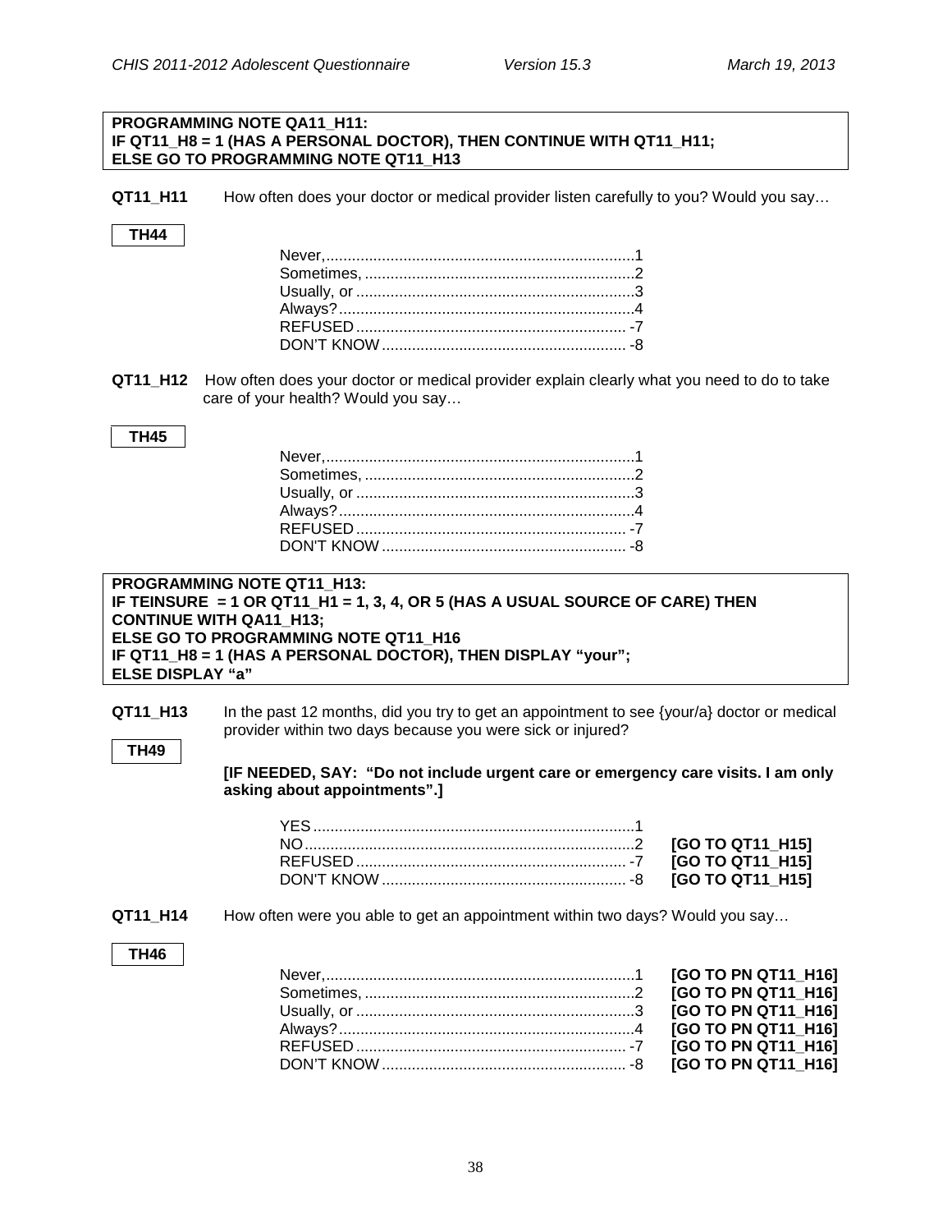**PROGRAMMING NOTE QA11_H11:**
**IF QT11_H8 = 1 (HAS A PERSONAL DOCTOR), THEN CONTINUE WITH QT11_H11;**
**ELSE GO TO PROGRAMMING NOTE QT11_H13**

**QT11_H11** How often does your doctor or medical provider listen carefully to you? Would you say…

**TH44**

| | |
|---|---|
| Never, | 1 |
| Sometimes, | 2 |
| Usually, or | 3 |
| Always? | 4 |
| REFUSED | -7 |
| DON'T KNOW | -8 |

**QT11_H12** How often does your doctor or medical provider explain clearly what you need to do to take care of your health? Would you say…

**TH45**

| | |
|---|---|
| Never, | 1 |
| Sometimes, | 2 |
| Usually, or | 3 |
| Always? | 4 |
| REFUSED | -7 |
| DON'T KNOW | -8 |

**PROGRAMMING NOTE QT11_H13:**
**IF TEINSURE = 1 OR QT11_H1 = 1, 3, 4, OR 5 (HAS A USUAL SOURCE OF CARE) THEN CONTINUE WITH QA11_H13;**
**ELSE GO TO PROGRAMMING NOTE QT11_H16**
**IF QT11_H8 = 1 (HAS A PERSONAL DOCTOR), THEN DISPLAY "your";**
**ELSE DISPLAY "a"**

**QT11_H13** In the past 12 months, did you try to get an appointment to see {your/a} doctor or medical provider within two days because you were sick or injured?

**TH49**

**[IF NEEDED, SAY: "Do not include urgent care or emergency care visits. I am only asking about appointments".]**

| | | |
|---|---|---|
| YES | 1 | |
| NO | 2 | **[GO TO QT11_H15]** |
| REFUSED | -7 | **[GO TO QT11_H15]** |
| DON'T KNOW | -8 | **[GO TO QT11_H15]** |

**QT11_H14** How often were you able to get an appointment within two days? Would you say…

**TH46**

| | | |
|---|---|---|
| Never, | 1 | **[GO TO PN QT11_H16]** |
| Sometimes, | 2 | **[GO TO PN QT11_H16]** |
| Usually, or | 3 | **[GO TO PN QT11_H16]** |
| Always? | 4 | **[GO TO PN QT11_H16]** |
| REFUSED | -7 | **[GO TO PN QT11_H16]** |
| DON'T KNOW | -8 | **[GO TO PN QT11_H16]** |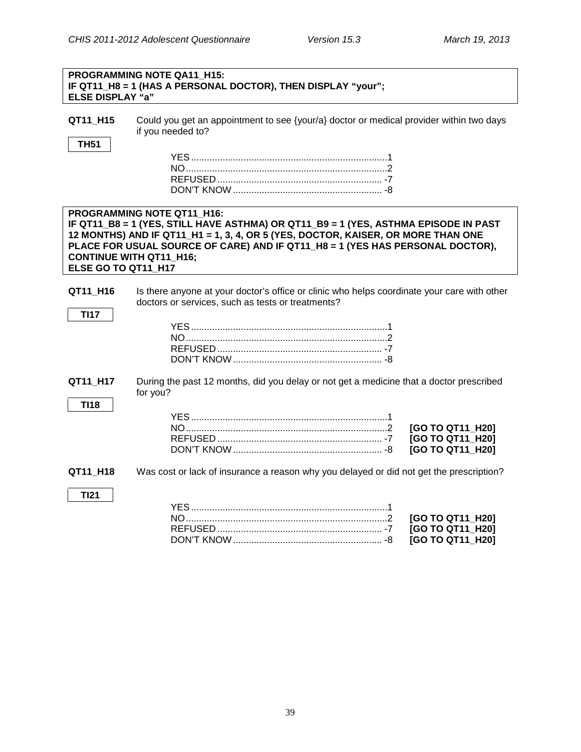**PROGRAMMING NOTE QA11_H15:**
**IF QT11_H8 = 1 (HAS A PERSONAL DOCTOR), THEN DISPLAY "your";**
**ELSE DISPLAY "a"**

**QT11_H15** Could you get an appointment to see {your/a} doctor or medical provider within two days if you needed to?

**TH51**

| | | |
|---|---|---|
| YES | 1 | |
| NO | 2 | |
| REFUSED | -7 | |
| DON'T KNOW | -8 | |

**PROGRAMMING NOTE QT11_H16:**
**IF QT11_B8 = 1 (YES, STILL HAVE ASTHMA) OR QT11_B9 = 1 (YES, ASTHMA EPISODE IN PAST 12 MONTHS) AND IF QT11_H1 = 1, 3, 4, OR 5 (YES, DOCTOR, KAISER, OR MORE THAN ONE PLACE FOR USUAL SOURCE OF CARE) AND IF QT11_H8 = 1 (YES HAS PERSONAL DOCTOR), CONTINUE WITH QT11_H16;**
**ELSE GO TO QT11_H17**

**QT11_H16** Is there anyone at your doctor's office or clinic who helps coordinate your care with other doctors or services, such as tests or treatments?

**TI17**

| | | |
|---|---|---|
| YES | 1 | |
| NO | 2 | |
| REFUSED | -7 | |
| DON'T KNOW | -8 | |

**QT11_H17** During the past 12 months, did you delay or not get a medicine that a doctor prescribed for you?

**TI18**

| | | |
|---|---|---|
| YES | 1 | |
| NO | 2 | **[GO TO QT11_H20]** |
| REFUSED | -7 | **[GO TO QT11_H20]** |
| DON'T KNOW | -8 | **[GO TO QT11_H20]** |

**QT11_H18** Was cost or lack of insurance a reason why you delayed or did not get the prescription?

**TI21**

| | | |
|---|---|---|
| YES | 1 | |
| NO | 2 | **[GO TO QT11_H20]** |
| REFUSED | -7 | **[GO TO QT11_H20]** |
| DON'T KNOW | -8 | **[GO TO QT11_H20]** |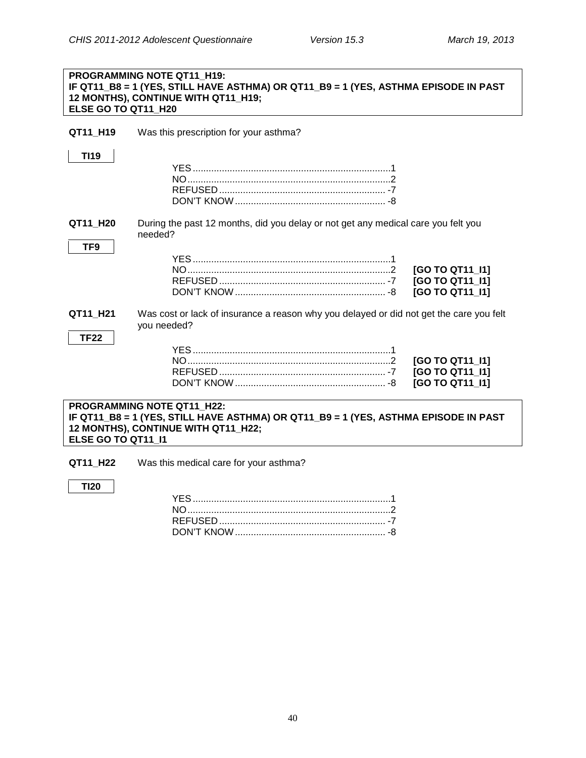**PROGRAMMING NOTE QT11_H19:**
**IF QT11_B8 = 1 (YES, STILL HAVE ASTHMA) OR QT11_B9 = 1 (YES, ASTHMA EPISODE IN PAST 12 MONTHS), CONTINUE WITH QT11_H19;**
**ELSE GO TO QT11_H20**

**QT11_H19** Was this prescription for your asthma?

**TI19**

YES .......................................................................... 1
NO ............................................................................ 2
REFUSED .............................................................. -7
DON'T KNOW ......................................................... -8

**QT11_H20** During the past 12 months, did you delay or not get any medical care you felt you needed?

**TF9**

YES .......................................................................... 1
NO ............................................................................ 2 **[GO TO QT11_I1]**
REFUSED .............................................................. -7 **[GO TO QT11_I1]**
DON'T KNOW ......................................................... -8 **[GO TO QT11_I1]**

**QT11_H21** Was cost or lack of insurance a reason why you delayed or did not get the care you felt you needed?

**TF22**

YES .......................................................................... 1
NO ............................................................................ 2 **[GO TO QT11_I1]**
REFUSED .............................................................. -7 **[GO TO QT11_I1]**
DON'T KNOW ......................................................... -8 **[GO TO QT11_I1]**

**PROGRAMMING NOTE QT11_H22:**
**IF QT11_B8 = 1 (YES, STILL HAVE ASTHMA) OR QT11_B9 = 1 (YES, ASTHMA EPISODE IN PAST 12 MONTHS), CONTINUE WITH QT11_H22;**
**ELSE GO TO QT11_I1**

**QT11_H22** Was this medical care for your asthma?

**TI20**

YES .......................................................................... 1
NO ............................................................................ 2
REFUSED .............................................................. -7
DON'T KNOW ......................................................... -8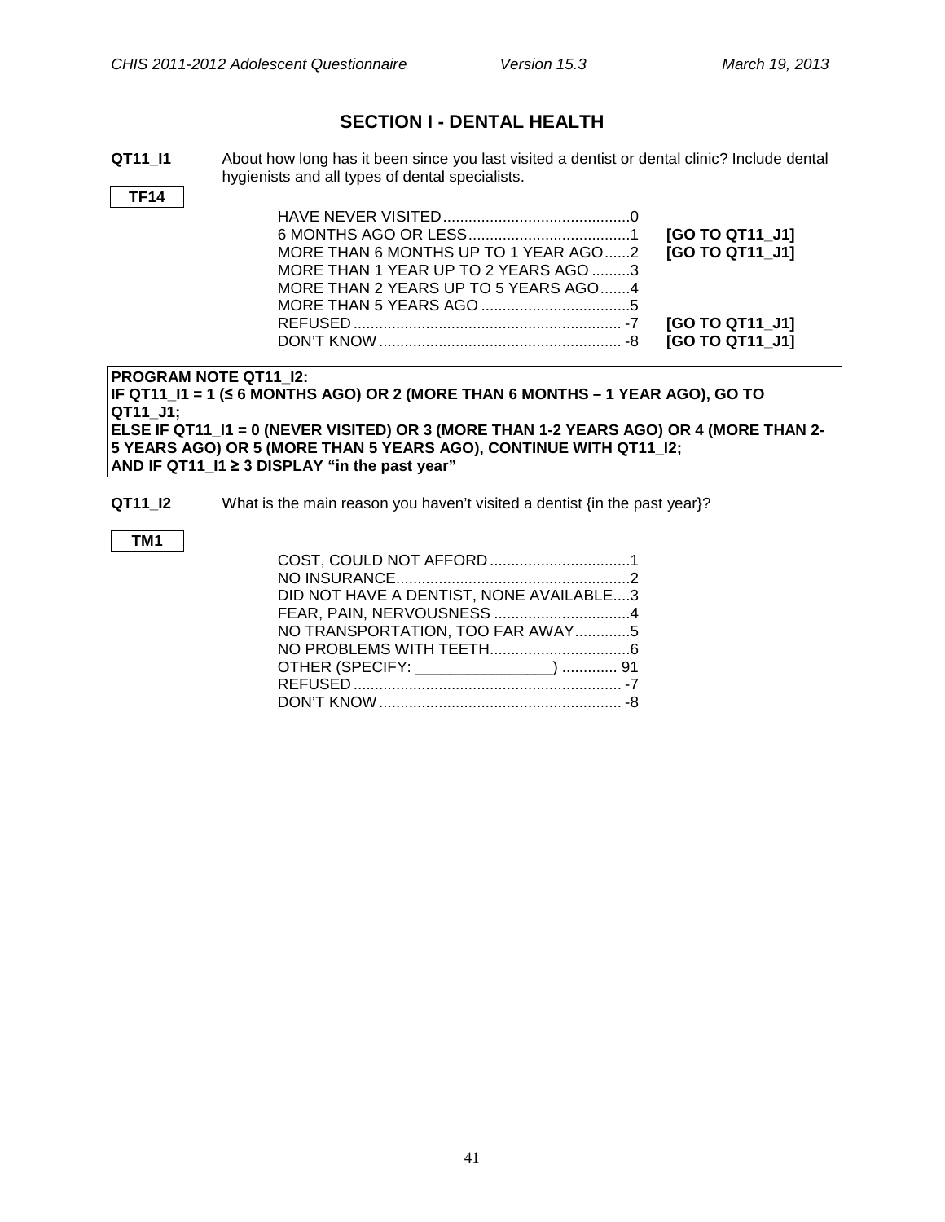## SECTION I - DENTAL HEALTH

**QT11_I1** About how long has it been since you last visited a dentist or dental clinic? Include dental hygienists and all types of dental specialists.

**TF14**

| | | |
|---|---|---|
| HAVE NEVER VISITED | 0 | |
| 6 MONTHS AGO OR LESS | 1 | **[GO TO QT11_J1]** |
| MORE THAN 6 MONTHS UP TO 1 YEAR AGO | 2 | **[GO TO QT11_J1]** |
| MORE THAN 1 YEAR UP TO 2 YEARS AGO | 3 | |
| MORE THAN 2 YEARS UP TO 5 YEARS AGO | 4 | |
| MORE THAN 5 YEARS AGO | 5 | |
| REFUSED | -7 | **[GO TO QT11_J1]** |
| DON'T KNOW | -8 | **[GO TO QT11_J1]** |

**PROGRAM NOTE QT11_I2:**
**IF QT11_I1 = 1 (≤ 6 MONTHS AGO) OR 2 (MORE THAN 6 MONTHS – 1 YEAR AGO), GO TO QT11_J1;**
**ELSE IF QT11_I1 = 0 (NEVER VISITED) OR 3 (MORE THAN 1-2 YEARS AGO) OR 4 (MORE THAN 2-5 YEARS AGO) OR 5 (MORE THAN 5 YEARS AGO), CONTINUE WITH QT11_I2;**
**AND IF QT11_I1 ≥ 3 DISPLAY "in the past year"**

**QT11_I2** What is the main reason you haven't visited a dentist {in the past year}?

**TM1**

| | |
|---|---|
| COST, COULD NOT AFFORD | 1 |
| NO INSURANCE | 2 |
| DID NOT HAVE A DENTIST, NONE AVAILABLE | 3 |
| FEAR, PAIN, NERVOUSNESS | 4 |
| NO TRANSPORTATION, TOO FAR AWAY | 5 |
| NO PROBLEMS WITH TEETH | 6 |
| OTHER (SPECIFY: ________________) | 91 |
| REFUSED | -7 |
| DON'T KNOW | -8 |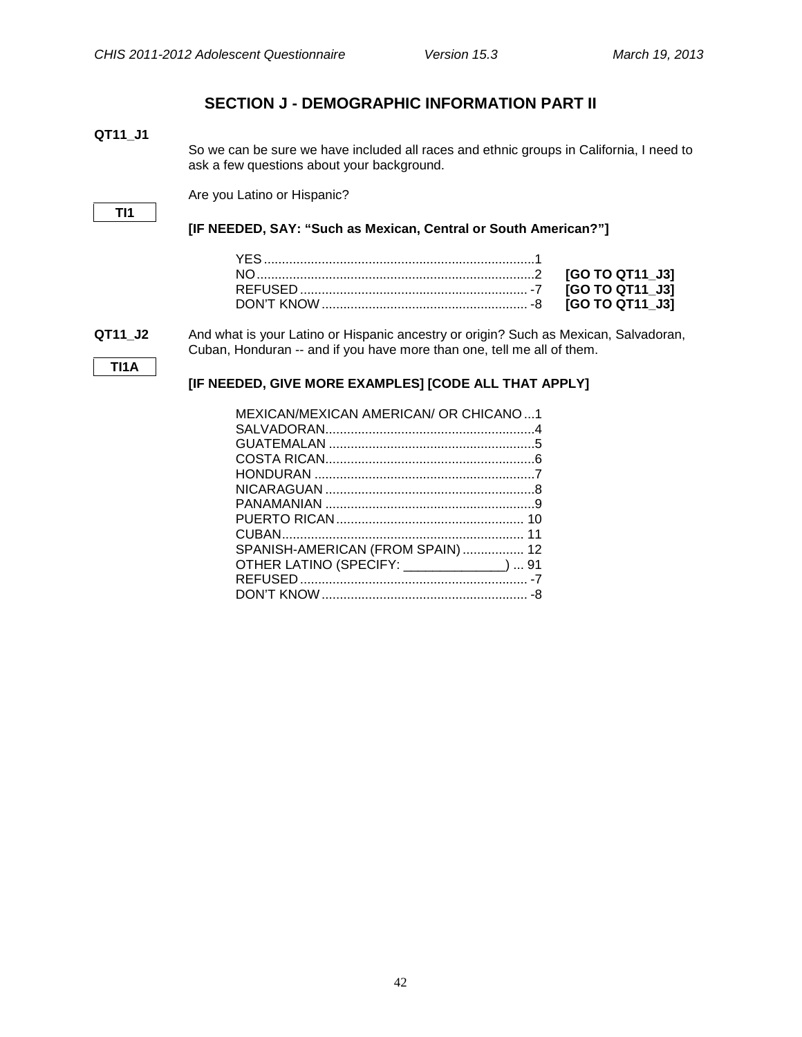## SECTION J - DEMOGRAPHIC INFORMATION PART II

**QT11_J1**

So we can be sure we have included all races and ethnic groups in California, I need to ask a few questions about your background.

**TI1**

Are you Latino or Hispanic?

**[IF NEEDED, SAY: "Such as Mexican, Central or South American?"]**

| | | |
|---|---|---|
| YES | 1 | |
| NO | 2 | **[GO TO QT11_J3]** |
| REFUSED | -7 | **[GO TO QT11_J3]** |
| DON'T KNOW | -8 | **[GO TO QT11_J3]** |

**QT11_J2**

**TI1A**

And what is your Latino or Hispanic ancestry or origin? Such as Mexican, Salvadoran, Cuban, Honduran -- and if you have more than one, tell me all of them.

**[IF NEEDED, GIVE MORE EXAMPLES] [CODE ALL THAT APPLY]**

| | |
|---|---|
| MEXICAN/MEXICAN AMERICAN/ OR CHICANO | 1 |
| SALVADORAN | 4 |
| GUATEMALAN | 5 |
| COSTA RICAN | 6 |
| HONDURAN | 7 |
| NICARAGUAN | 8 |
| PANAMANIAN | 9 |
| PUERTO RICAN | 10 |
| CUBAN | 11 |
| SPANISH-AMERICAN (FROM SPAIN) | 12 |
| OTHER LATINO (SPECIFY: _____________) | 91 |
| REFUSED | -7 |
| DON'T KNOW | -8 |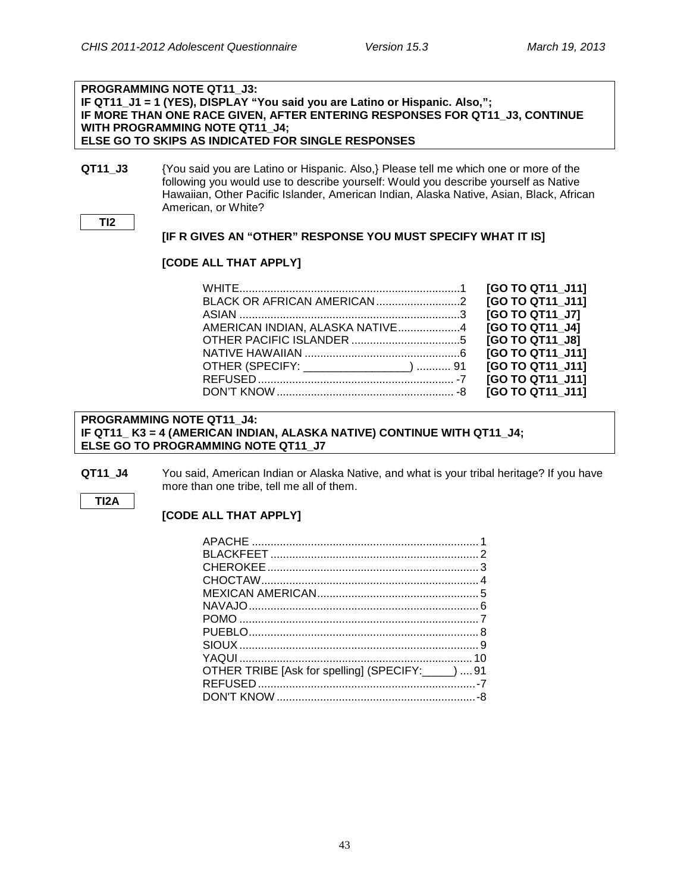**PROGRAMMING NOTE QT11_J3:**
**IF QT11_J1 = 1 (YES), DISPLAY "You said you are Latino or Hispanic. Also,";**
**IF MORE THAN ONE RACE GIVEN, AFTER ENTERING RESPONSES FOR QT11_J3, CONTINUE WITH PROGRAMMING NOTE QT11_J4;**
**ELSE GO TO SKIPS AS INDICATED FOR SINGLE RESPONSES**

**QT11_J3** {You said you are Latino or Hispanic. Also,} Please tell me which one or more of the following you would use to describe yourself: Would you describe yourself as Native Hawaiian, Other Pacific Islander, American Indian, Alaska Native, Asian, Black, African American, or White?

**TI2**

**[IF R GIVES AN "OTHER" RESPONSE YOU MUST SPECIFY WHAT IT IS]**

**[CODE ALL THAT APPLY]**

| | | |
|---|---|---|
| WHITE | 1 | **[GO TO QT11_J11]** |
| BLACK OR AFRICAN AMERICAN | 2 | **[GO TO QT11_J11]** |
| ASIAN | 3 | **[GO TO QT11_J7]** |
| AMERICAN INDIAN, ALASKA NATIVE | 4 | **[GO TO QT11_J4]** |
| OTHER PACIFIC ISLANDER | 5 | **[GO TO QT11_J8]** |
| NATIVE HAWAIIAN | 6 | **[GO TO QT11_J11]** |
| OTHER (SPECIFY: ________________) | 91 | **[GO TO QT11_J11]** |
| REFUSED | -7 | **[GO TO QT11_J11]** |
| DON'T KNOW | -8 | **[GO TO QT11_J11]** |

**PROGRAMMING NOTE QT11_J4:**
**IF QT11_ K3 = 4 (AMERICAN INDIAN, ALASKA NATIVE) CONTINUE WITH QT11_J4;**
**ELSE GO TO PROGRAMMING NOTE QT11_J7**

**QT11_J4** You said, American Indian or Alaska Native, and what is your tribal heritage? If you have more than one tribe, tell me all of them.

**TI2A**

**[CODE ALL THAT APPLY]**

| | |
|---|---|
| APACHE | 1 |
| BLACKFEET | 2 |
| CHEROKEE | 3 |
| CHOCTAW | 4 |
| MEXICAN AMERICAN | 5 |
| NAVAJO | 6 |
| POMO | 7 |
| PUEBLO | 8 |
| SIOUX | 9 |
| YAQUI | 10 |
| OTHER TRIBE [Ask for spelling] (SPECIFY:_____) | 91 |
| REFUSED | -7 |
| DON'T KNOW | -8 |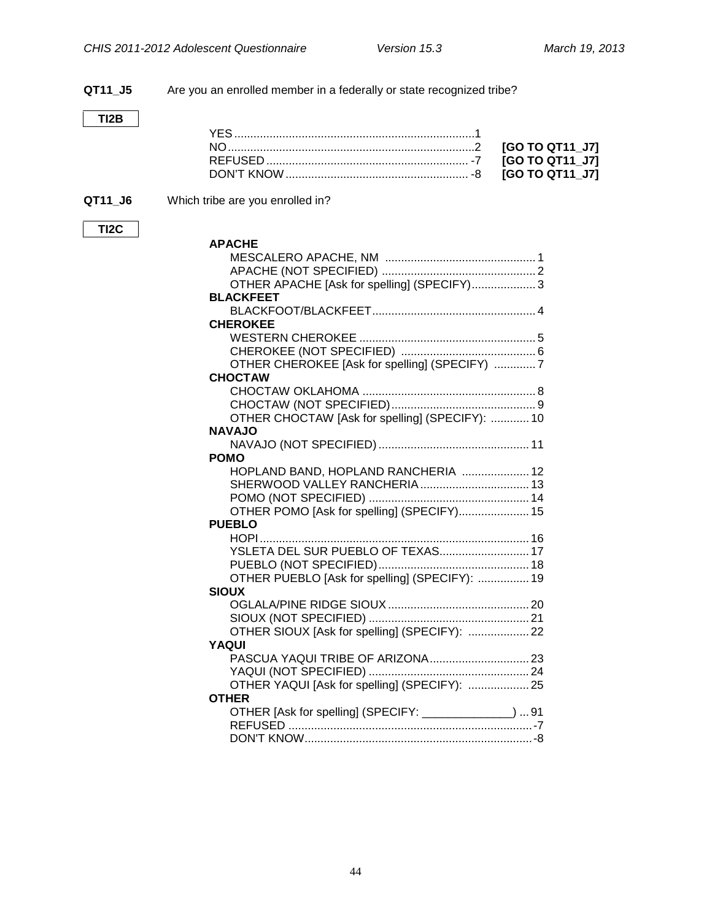**QT11_J5** Are you an enrolled member in a federally or state recognized tribe?

**TI2B**

| | | |
|---|---|---|
| YES | 1 | |
| NO | 2 | **[GO TO QT11_J7]** |
| REFUSED | -7 | **[GO TO QT11_J7]** |
| DON'T KNOW | -8 | **[GO TO QT11_J7]** |

**QT11_J6** Which tribe are you enrolled in?

**TI2C**

**APACHE**

| | |
|---|---|
| MESCALERO APACHE, NM | 1 |
| APACHE (NOT SPECIFIED) | 2 |
| OTHER APACHE [Ask for spelling] (SPECIFY) | 3 |

**BLACKFEET**

| | |
|---|---|
| BLACKFOOT/BLACKFEET | 4 |

**CHEROKEE**

| | |
|---|---|
| WESTERN CHEROKEE | 5 |
| CHEROKEE (NOT SPECIFIED) | 6 |
| OTHER CHEROKEE [Ask for spelling] (SPECIFY) | 7 |

**CHOCTAW**

| | |
|---|---|
| CHOCTAW OKLAHOMA | 8 |
| CHOCTAW (NOT SPECIFIED) | 9 |
| OTHER CHOCTAW [Ask for spelling] (SPECIFY): | 10 |

**NAVAJO**

| | |
|---|---|
| NAVAJO (NOT SPECIFIED) | 11 |

**POMO**

| | |
|---|---|
| HOPLAND BAND, HOPLAND RANCHERIA | 12 |
| SHERWOOD VALLEY RANCHERIA | 13 |
| POMO (NOT SPECIFIED) | 14 |
| OTHER POMO [Ask for spelling] (SPECIFY) | 15 |

**PUEBLO**

| | |
|---|---|
| HOPI | 16 |
| YSLETA DEL SUR PUEBLO OF TEXAS | 17 |
| PUEBLO (NOT SPECIFIED) | 18 |
| OTHER PUEBLO [Ask for spelling] (SPECIFY): | 19 |

**SIOUX**

| | |
|---|---|
| OGLALA/PINE RIDGE SIOUX | 20 |
| SIOUX (NOT SPECIFIED) | 21 |
| OTHER SIOUX [Ask for spelling] (SPECIFY): | 22 |

**YAQUI**

| | |
|---|---|
| PASCUA YAQUI TRIBE OF ARIZONA | 23 |
| YAQUI (NOT SPECIFIED) | 24 |
| OTHER YAQUI [Ask for spelling] (SPECIFY): | 25 |

**OTHER**

| | |
|---|---|
| OTHER [Ask for spelling] (SPECIFY: ______________) | 91 |
| REFUSED | -7 |
| DON'T KNOW | -8 |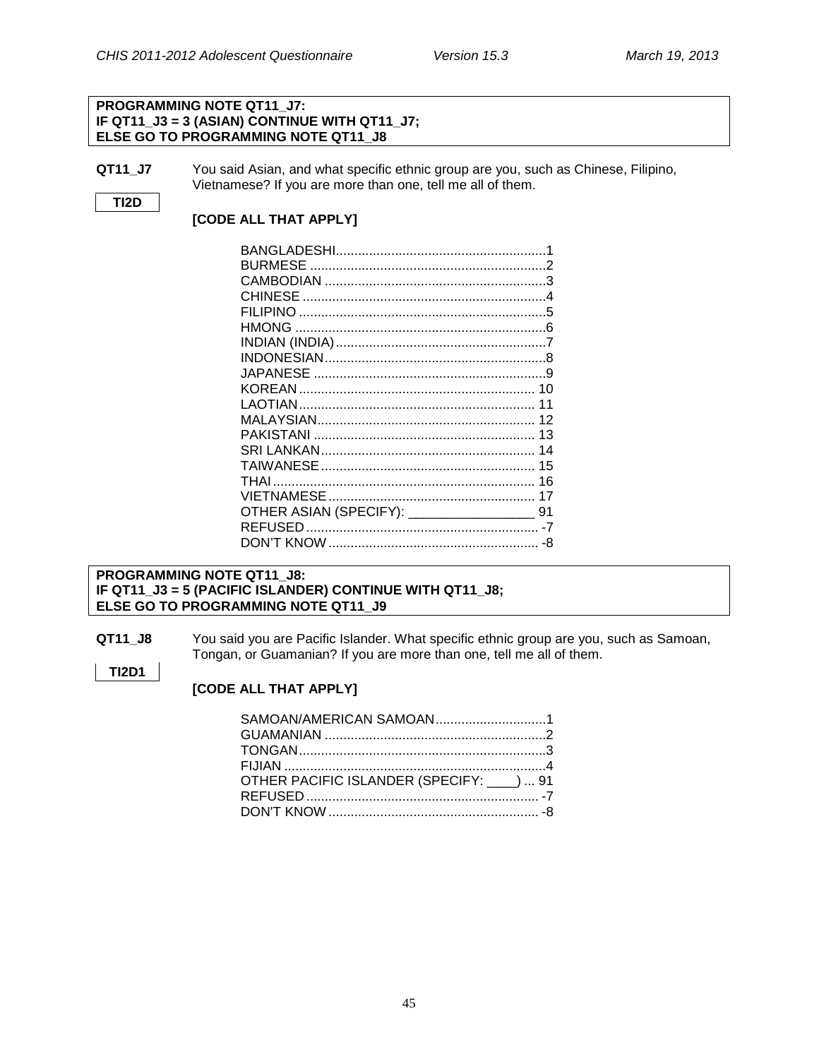**PROGRAMMING NOTE QT11_J7:**
**IF QT11_J3 = 3 (ASIAN) CONTINUE WITH QT11_J7;**
**ELSE GO TO PROGRAMMING NOTE QT11_J8**

**QT11_J7** You said Asian, and what specific ethnic group are you, such as Chinese, Filipino, Vietnamese? If you are more than one, tell me all of them.

**TI2D**

**[CODE ALL THAT APPLY]**

| | |
|---|---|
| BANGLADESHI | 1 |
| BURMESE | 2 |
| CAMBODIAN | 3 |
| CHINESE | 4 |
| FILIPINO | 5 |
| HMONG | 6 |
| INDIAN (INDIA) | 7 |
| INDONESIAN | 8 |
| JAPANESE | 9 |
| KOREAN | 10 |
| LAOTIAN | 11 |
| MALAYSIAN | 12 |
| PAKISTANI | 13 |
| SRI LANKAN | 14 |
| TAIWANESE | 15 |
| THAI | 16 |
| VIETNAMESE | 17 |
| OTHER ASIAN (SPECIFY): _________________ | 91 |
| REFUSED | -7 |
| DON'T KNOW | -8 |

**PROGRAMMING NOTE QT11_J8:**
**IF QT11_J3 = 5 (PACIFIC ISLANDER) CONTINUE WITH QT11_J8;**
**ELSE GO TO PROGRAMMING NOTE QT11_J9**

**QT11_J8** You said you are Pacific Islander. What specific ethnic group are you, such as Samoan, Tongan, or Guamanian? If you are more than one, tell me all of them.

**TI2D1**

**[CODE ALL THAT APPLY]**

| | |
|---|---|
| SAMOAN/AMERICAN SAMOAN | 1 |
| GUAMANIAN | 2 |
| TONGAN | 3 |
| FIJIAN | 4 |
| OTHER PACIFIC ISLANDER (SPECIFY: ____) | 91 |
| REFUSED | -7 |
| DON'T KNOW | -8 |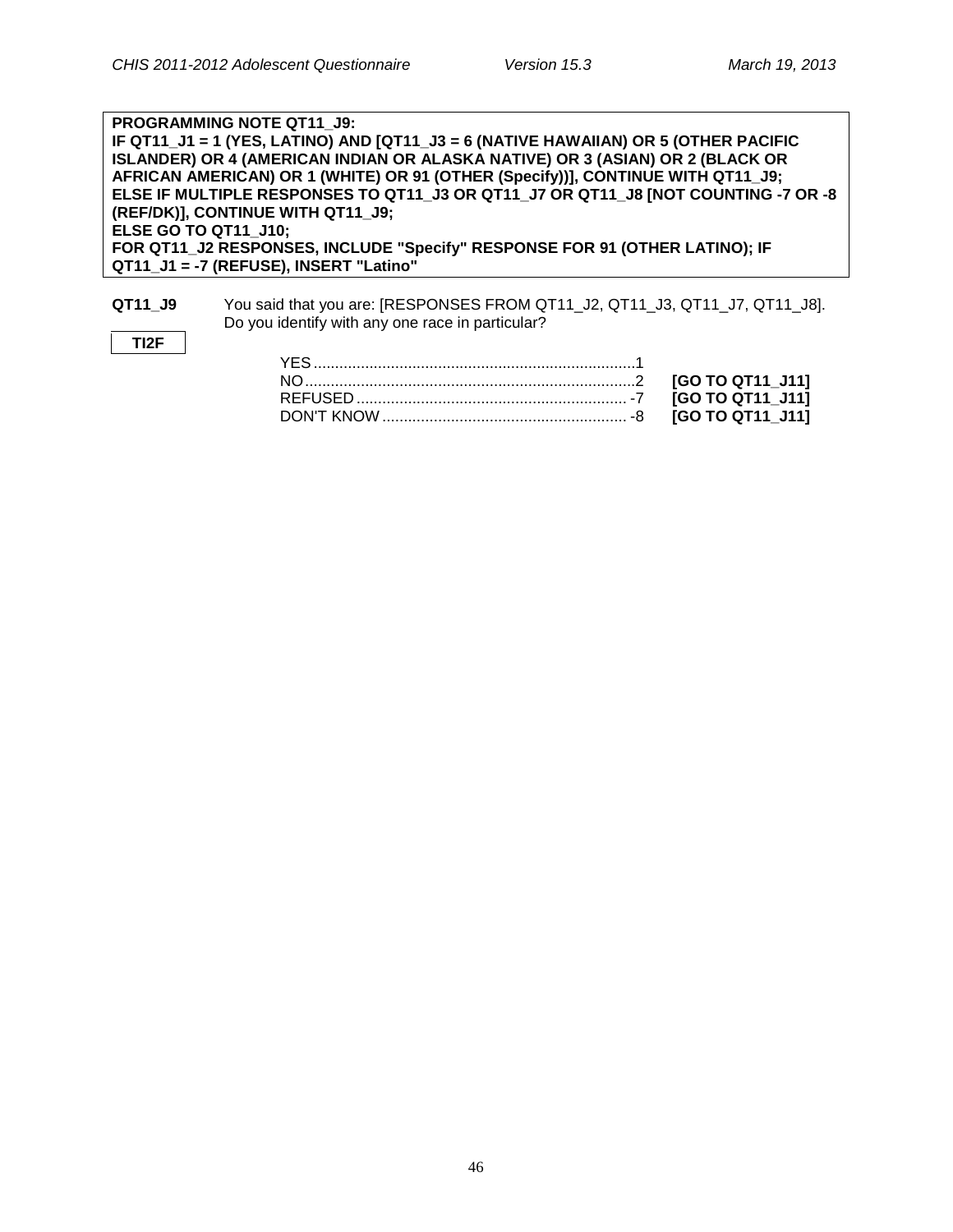**PROGRAMMING NOTE QT11_J9:**
**IF QT11_J1 = 1 (YES, LATINO) AND [QT11_J3 = 6 (NATIVE HAWAIIAN) OR 5 (OTHER PACIFIC ISLANDER) OR 4 (AMERICAN INDIAN OR ALASKA NATIVE) OR 3 (ASIAN) OR 2 (BLACK OR AFRICAN AMERICAN) OR 1 (WHITE) OR 91 (OTHER (Specify))], CONTINUE WITH QT11_J9;**
**ELSE IF MULTIPLE RESPONSES TO QT11_J3 OR QT11_J7 OR QT11_J8 [NOT COUNTING -7 OR -8 (REF/DK)], CONTINUE WITH QT11_J9;**
**ELSE GO TO QT11_J10;**
**FOR QT11_J2 RESPONSES, INCLUDE "Specify" RESPONSE FOR 91 (OTHER LATINO); IF QT11_J1 = -7 (REFUSE), INSERT "Latino"**

**QT11_J9** You said that you are: [RESPONSES FROM QT11_J2, QT11_J3, QT11_J7, QT11_J8]. Do you identify with any one race in particular?

**TI2F**

YES....................1
NO....................2 **[GO TO QT11_J11]**
REFUSED....................-7 **[GO TO QT11_J11]**
DON'T KNOW....................-8 **[GO TO QT11_J11]**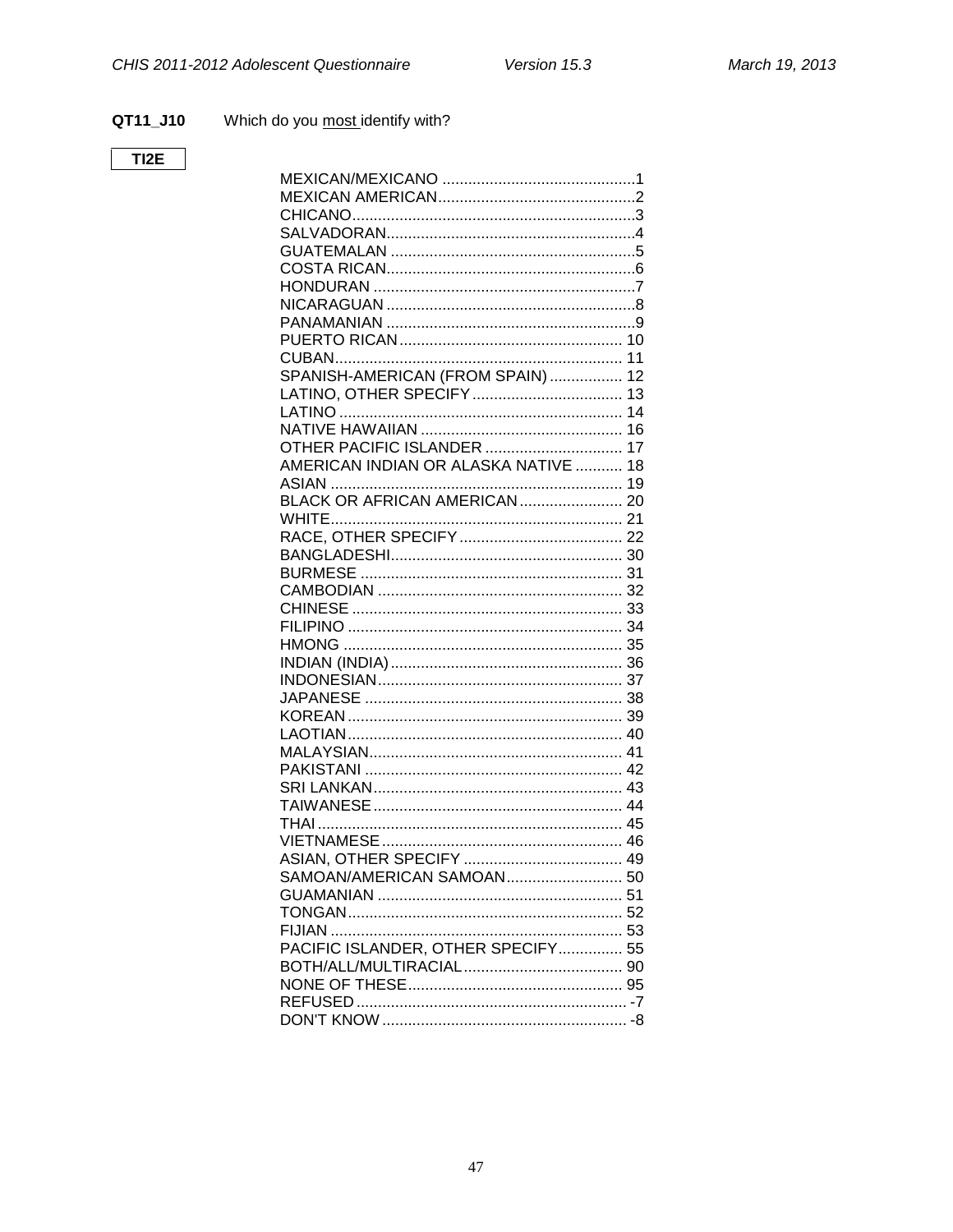**QT11_J10** Which do you most identify with?

TI2E

| | |
|---|---|
| MEXICAN/MEXICANO | 1 |
| MEXICAN AMERICAN | 2 |
| CHICANO | 3 |
| SALVADORAN | 4 |
| GUATEMALAN | 5 |
| COSTA RICAN | 6 |
| HONDURAN | 7 |
| NICARAGUAN | 8 |
| PANAMANIAN | 9 |
| PUERTO RICAN | 10 |
| CUBAN | 11 |
| SPANISH-AMERICAN (FROM SPAIN) | 12 |
| LATINO, OTHER SPECIFY | 13 |
| LATINO | 14 |
| NATIVE HAWAIIAN | 16 |
| OTHER PACIFIC ISLANDER | 17 |
| AMERICAN INDIAN OR ALASKA NATIVE | 18 |
| ASIAN | 19 |
| BLACK OR AFRICAN AMERICAN | 20 |
| WHITE | 21 |
| RACE, OTHER SPECIFY | 22 |
| BANGLADESHI | 30 |
| BURMESE | 31 |
| CAMBODIAN | 32 |
| CHINESE | 33 |
| FILIPINO | 34 |
| HMONG | 35 |
| INDIAN (INDIA) | 36 |
| INDONESIAN | 37 |
| JAPANESE | 38 |
| KOREAN | 39 |
| LAOTIAN | 40 |
| MALAYSIAN | 41 |
| PAKISTANI | 42 |
| SRI LANKAN | 43 |
| TAIWANESE | 44 |
| THAI | 45 |
| VIETNAMESE | 46 |
| ASIAN, OTHER SPECIFY | 49 |
| SAMOAN/AMERICAN SAMOAN | 50 |
| GUAMANIAN | 51 |
| TONGAN | 52 |
| FIJIAN | 53 |
| PACIFIC ISLANDER, OTHER SPECIFY | 55 |
| BOTH/ALL/MULTIRACIAL | 90 |
| NONE OF THESE | 95 |
| REFUSED | -7 |
| DON'T KNOW | -8 |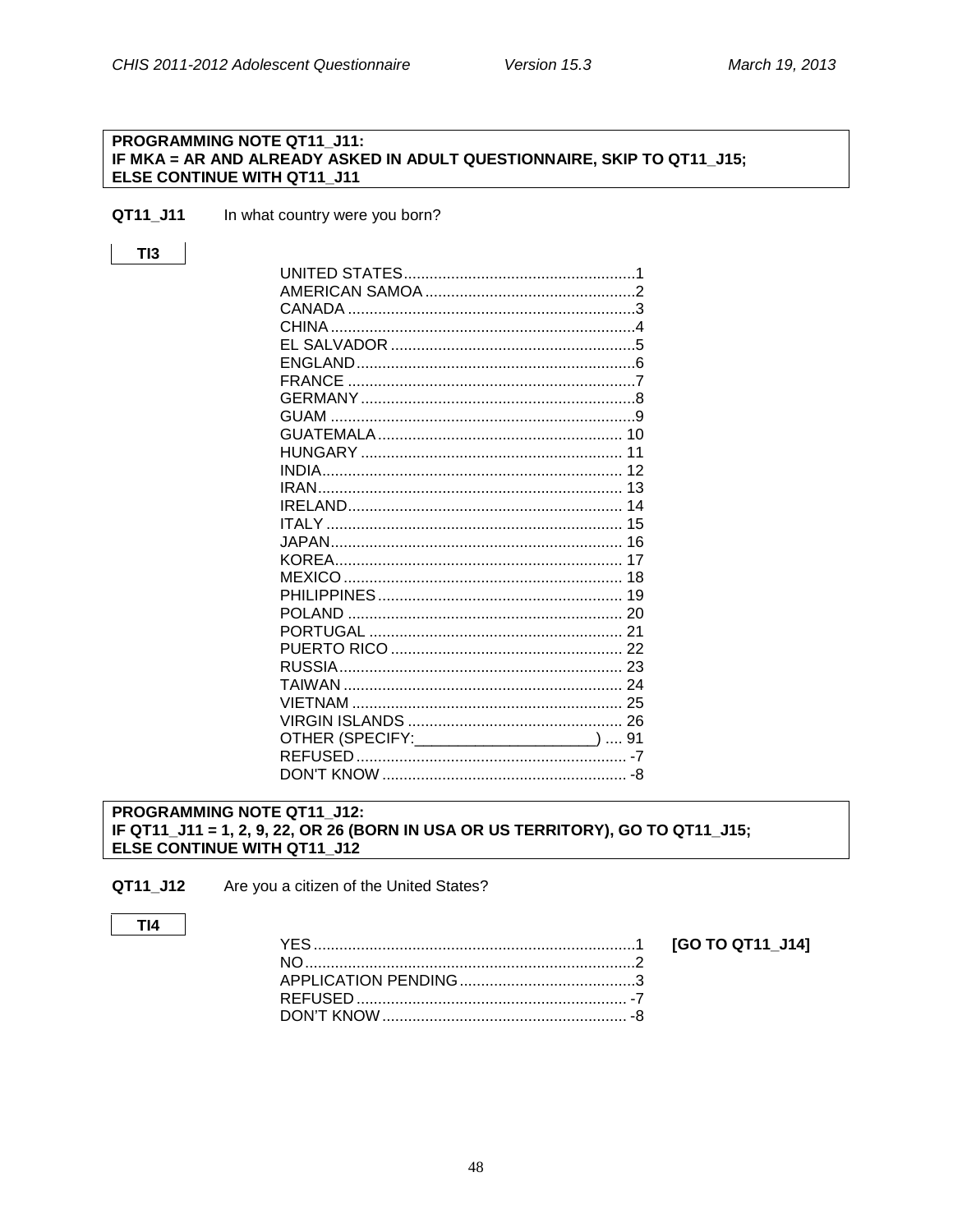**PROGRAMMING NOTE QT11_J11:**
**IF MKA = AR AND ALREADY ASKED IN ADULT QUESTIONNAIRE, SKIP TO QT11_J15;**
**ELSE CONTINUE WITH QT11_J11**

**QT11_J11** In what country were you born?

**TI3**

| | |
|---|---|
| UNITED STATES | 1 |
| AMERICAN SAMOA | 2 |
| CANADA | 3 |
| CHINA | 4 |
| EL SALVADOR | 5 |
| ENGLAND | 6 |
| FRANCE | 7 |
| GERMANY | 8 |
| GUAM | 9 |
| GUATEMALA | 10 |
| HUNGARY | 11 |
| INDIA | 12 |
| IRAN | 13 |
| IRELAND | 14 |
| ITALY | 15 |
| JAPAN | 16 |
| KOREA | 17 |
| MEXICO | 18 |
| PHILIPPINES | 19 |
| POLAND | 20 |
| PORTUGAL | 21 |
| PUERTO RICO | 22 |
| RUSSIA | 23 |
| TAIWAN | 24 |
| VIETNAM | 25 |
| VIRGIN ISLANDS | 26 |
| OTHER (SPECIFY:____________________) | 91 |
| REFUSED | -7 |
| DON'T KNOW | -8 |

**PROGRAMMING NOTE QT11_J12:**
**IF QT11_J11 = 1, 2, 9, 22, OR 26 (BORN IN USA OR US TERRITORY), GO TO QT11_J15;**
**ELSE CONTINUE WITH QT11_J12**

**QT11_J12** Are you a citizen of the United States?

**TI4**

| | | |
|---|---|---|
| YES | 1 | **[GO TO QT11_J14]** |
| NO | 2 | |
| APPLICATION PENDING | 3 | |
| REFUSED | -7 | |
| DON'T KNOW | -8 | |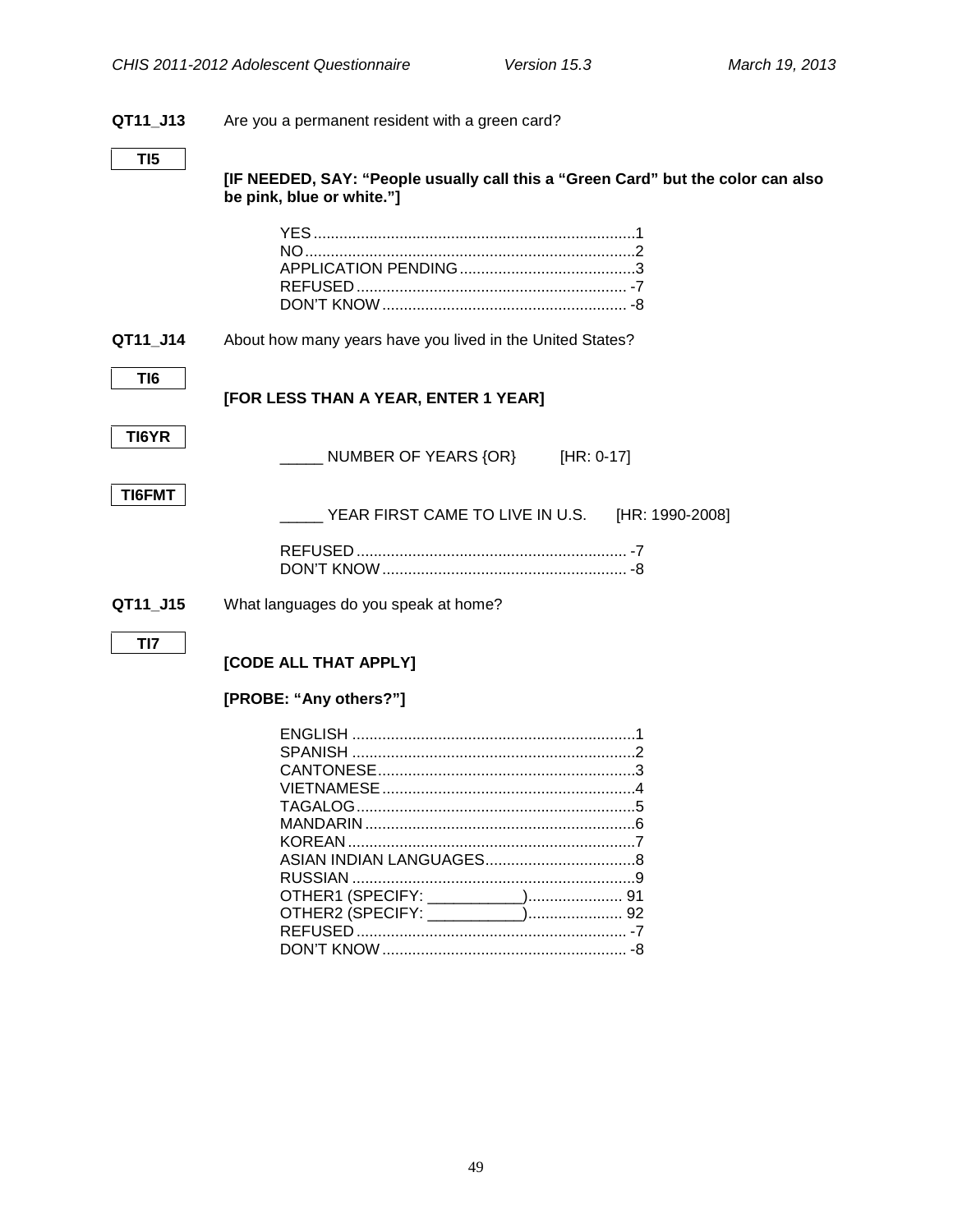**QT11_J13** Are you a permanent resident with a green card?

**TI5**

**[IF NEEDED, SAY: "People usually call this a "Green Card" but the color can also be pink, blue or white."]**

| | |
|---|---|
| YES | 1 |
| NO | 2 |
| APPLICATION PENDING | 3 |
| REFUSED | -7 |
| DON'T KNOW | -8 |

**QT11_J14** About how many years have you lived in the United States?

**TI6**

**[FOR LESS THAN A YEAR, ENTER 1 YEAR]**

**TI6YR**

_____ NUMBER OF YEARS {OR} [HR: 0-17]

**TI6FMT**

_____ YEAR FIRST CAME TO LIVE IN U.S. [HR: 1990-2008]

| | |
|---|---|
| REFUSED | -7 |
| DON'T KNOW | -8 |

**QT11_J15** What languages do you speak at home?

**TI7**

**[CODE ALL THAT APPLY]**

**[PROBE: "Any others?"]**

| | |
|---|---|
| ENGLISH | 1 |
| SPANISH | 2 |
| CANTONESE | 3 |
| VIETNAMESE | 4 |
| TAGALOG | 5 |
| MANDARIN | 6 |
| KOREAN | 7 |
| ASIAN INDIAN LANGUAGES | 8 |
| RUSSIAN | 9 |
| OTHER1 (SPECIFY: ___________) | 91 |
| OTHER2 (SPECIFY: ___________) | 92 |
| REFUSED | -7 |
| DON'T KNOW | -8 |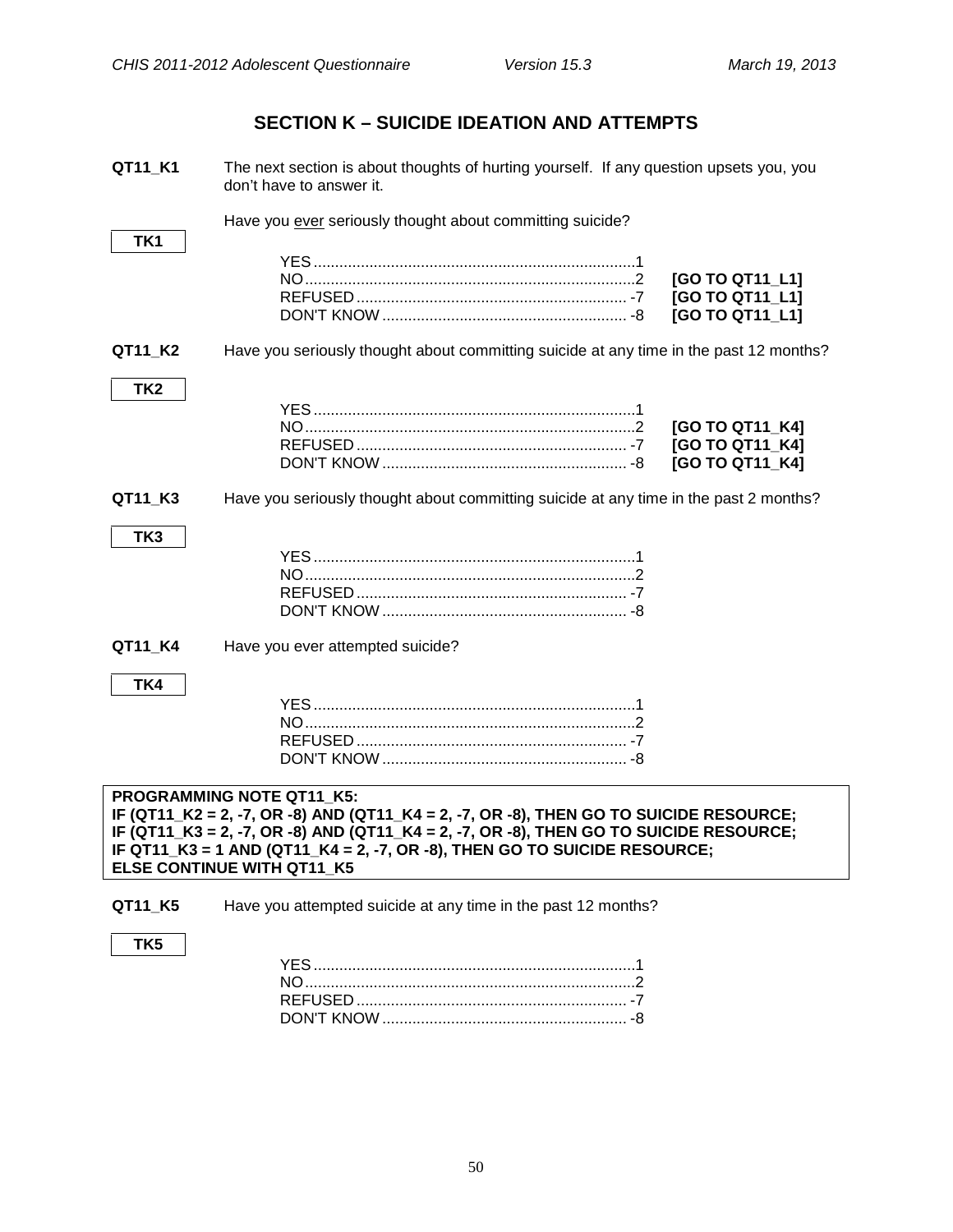## SECTION K – SUICIDE IDEATION AND ATTEMPTS

**QT11_K1** The next section is about thoughts of hurting yourself. If any question upsets you, you don't have to answer it.

Have you <u>ever</u> seriously thought about committing suicide?

**TK1**

| | | |
|---|---|---|
| YES | 1 | |
| NO | 2 | **[GO TO QT11_L1]** |
| REFUSED | -7 | **[GO TO QT11_L1]** |
| DON'T KNOW | -8 | **[GO TO QT11_L1]** |

**QT11_K2** Have you seriously thought about committing suicide at any time in the past 12 months?

**TK2**

| | | |
|---|---|---|
| YES | 1 | |
| NO | 2 | **[GO TO QT11_K4]** |
| REFUSED | -7 | **[GO TO QT11_K4]** |
| DON'T KNOW | -8 | **[GO TO QT11_K4]** |

**QT11_K3** Have you seriously thought about committing suicide at any time in the past 2 months?

**TK3**

| | |
|---|---|
| YES | 1 |
| NO | 2 |
| REFUSED | -7 |
| DON'T KNOW | -8 |

**QT11_K4** Have you ever attempted suicide?

**TK4**

| | |
|---|---|
| YES | 1 |
| NO | 2 |
| REFUSED | -7 |
| DON'T KNOW | -8 |

**PROGRAMMING NOTE QT11_K5:**
**IF (QT11_K2 = 2, -7, OR -8) AND (QT11_K4 = 2, -7, OR -8), THEN GO TO SUICIDE RESOURCE;**
**IF (QT11_K3 = 2, -7, OR -8) AND (QT11_K4 = 2, -7, OR -8), THEN GO TO SUICIDE RESOURCE;**
**IF QT11_K3 = 1 AND (QT11_K4 = 2, -7, OR -8), THEN GO TO SUICIDE RESOURCE;**
**ELSE CONTINUE WITH QT11_K5**

**QT11_K5** Have you attempted suicide at any time in the past 12 months?

**TK5**

| | |
|---|---|
| YES | 1 |
| NO | 2 |
| REFUSED | -7 |
| DON'T KNOW | -8 |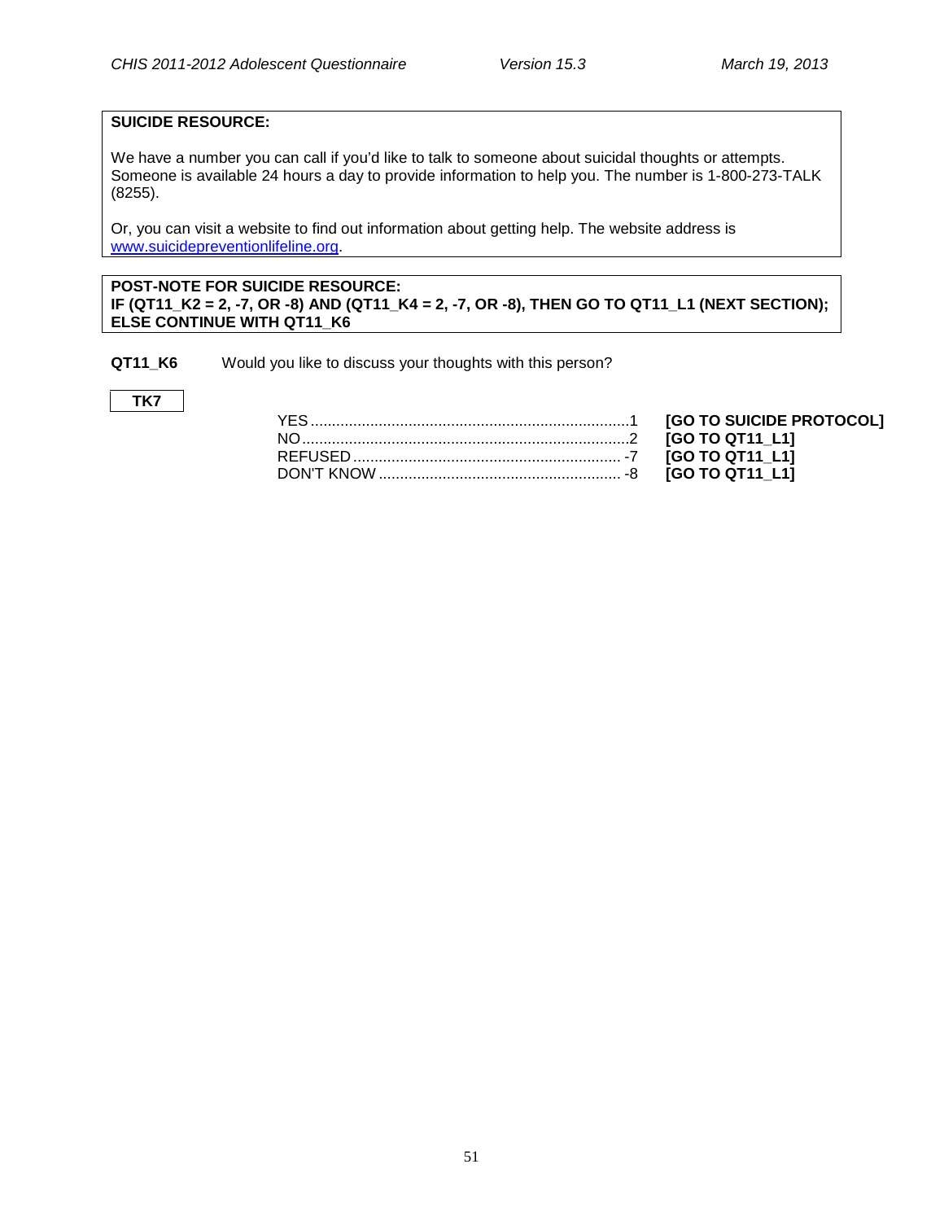**SUICIDE RESOURCE:**

We have a number you can call if you'd like to talk to someone about suicidal thoughts or attempts. Someone is available 24 hours a day to provide information to help you. The number is 1-800-273-TALK (8255).

Or, you can visit a website to find out information about getting help. The website address is [www.suicidepreventionlifeline.org](http://www.suicidepreventionlifeline.org).

**POST-NOTE FOR SUICIDE RESOURCE:**
**IF (QT11_K2 = 2, -7, OR -8) AND (QT11_K4 = 2, -7, OR -8), THEN GO TO QT11_L1 (NEXT SECTION); ELSE CONTINUE WITH QT11_K6**

**QT11_K6** Would you like to discuss your thoughts with this person?

**TK7**

| | | |
|---|---|---|
| YES | 1 | **[GO TO SUICIDE PROTOCOL]** |
| NO | 2 | **[GO TO QT11_L1]** |
| REFUSED | -7 | **[GO TO QT11_L1]** |
| DON'T KNOW | -8 | **[GO TO QT11_L1]** |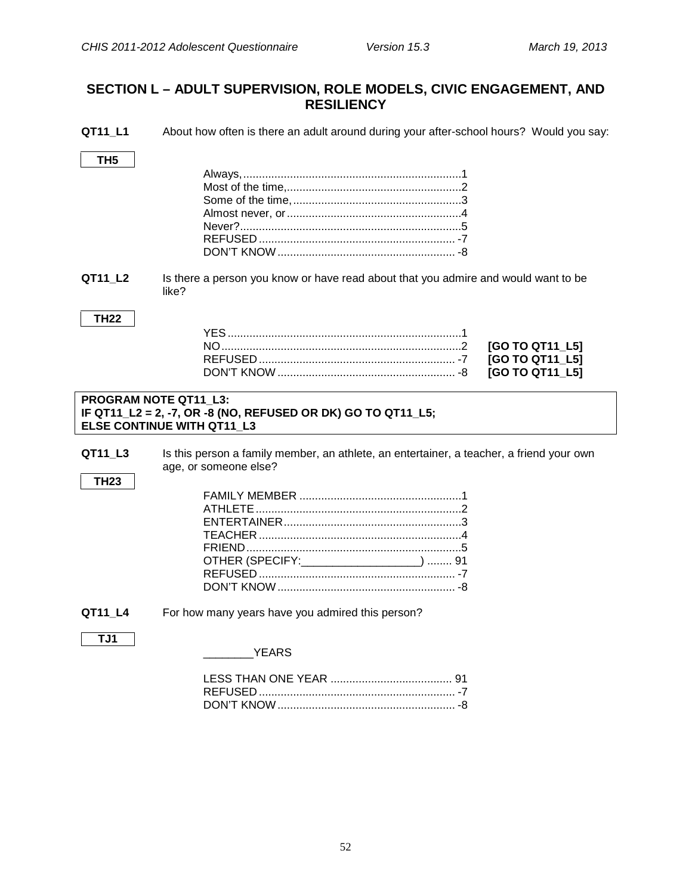## SECTION L – ADULT SUPERVISION, ROLE MODELS, CIVIC ENGAGEMENT, AND RESILIENCY

**QT11_L1** About how often is there an adult around during your after-school hours? Would you say:

**TH5**

| | |
|---|---|
| Always, | 1 |
| Most of the time, | 2 |
| Some of the time, | 3 |
| Almost never, or | 4 |
| Never? | 5 |
| REFUSED | -7 |
| DON'T KNOW | -8 |

**QT11_L2** Is there a person you know or have read about that you admire and would want to be like?

**TH22**

| | | |
|---|---|---|
| YES | 1 | |
| NO | 2 | **[GO TO QT11_L5]** |
| REFUSED | -7 | **[GO TO QT11_L5]** |
| DON'T KNOW | -8 | **[GO TO QT11_L5]** |

**PROGRAM NOTE QT11_L3:**
**IF QT11_L2 = 2, -7, OR -8 (NO, REFUSED OR DK) GO TO QT11_L5;**
**ELSE CONTINUE WITH QT11_L3**

**QT11_L3** Is this person a family member, an athlete, an entertainer, a teacher, a friend your own age, or someone else?

**TH23**

| | |
|---|---|
| FAMILY MEMBER | 1 |
| ATHLETE | 2 |
| ENTERTAINER | 3 |
| TEACHER | 4 |
| FRIEND | 5 |
| OTHER (SPECIFY:__________________) | 91 |
| REFUSED | -7 |
| DON'T KNOW | -8 |

**QT11_L4** For how many years have you admired this person?

**TJ1**

________YEARS

| | |
|---|---|
| LESS THAN ONE YEAR | 91 |
| REFUSED | -7 |
| DON'T KNOW | -8 |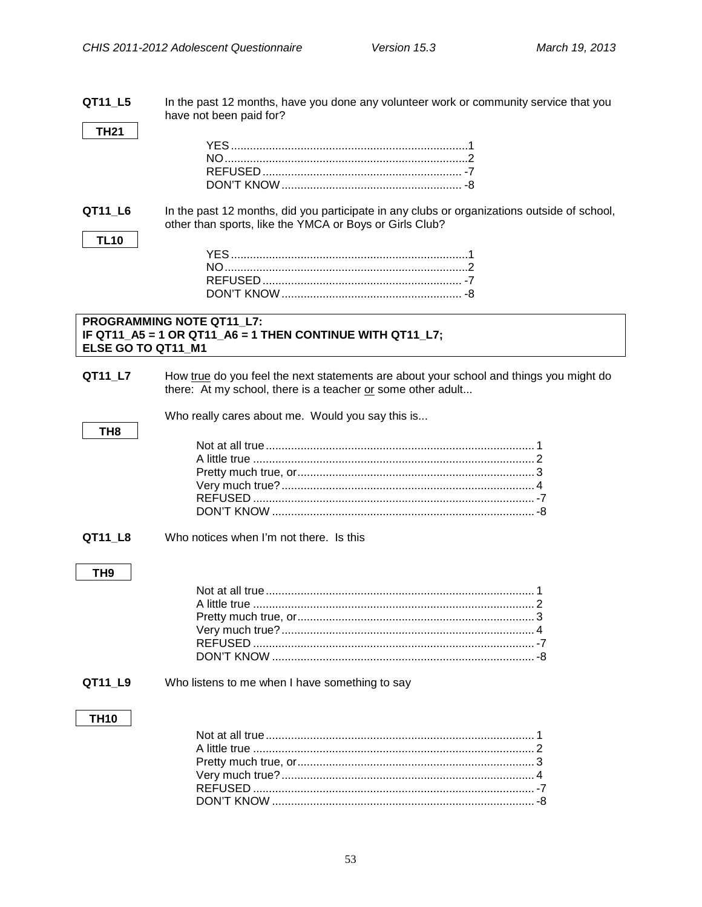**QT11_L5** In the past 12 months, have you done any volunteer work or community service that you have not been paid for?

**TH21**

| | |
|---|---|
| YES | 1 |
| NO | 2 |
| REFUSED | -7 |
| DON'T KNOW | -8 |

**QT11_L6** In the past 12 months, did you participate in any clubs or organizations outside of school, other than sports, like the YMCA or Boys or Girls Club?

**TL10**

| | |
|---|---|
| YES | 1 |
| NO | 2 |
| REFUSED | -7 |
| DON'T KNOW | -8 |

**PROGRAMMING NOTE QT11_L7:**
**IF QT11_A5 = 1 OR QT11_A6 = 1 THEN CONTINUE WITH QT11_L7;**
**ELSE GO TO QT11_M1**

**QT11_L7** How true do you feel the next statements are about your school and things you might do there: At my school, there is a teacher or some other adult...

Who really cares about me. Would you say this is...

**TH8**

| | |
|---|---|
| Not at all true | 1 |
| A little true | 2 |
| Pretty much true, or | 3 |
| Very much true? | 4 |
| REFUSED | -7 |
| DON'T KNOW | -8 |

**QT11_L8** Who notices when I'm not there. Is this

**TH9**

| | |
|---|---|
| Not at all true | 1 |
| A little true | 2 |
| Pretty much true, or | 3 |
| Very much true? | 4 |
| REFUSED | -7 |
| DON'T KNOW | -8 |

**QT11_L9** Who listens to me when I have something to say

**TH10**

| | |
|---|---|
| Not at all true | 1 |
| A little true | 2 |
| Pretty much true, or | 3 |
| Very much true? | 4 |
| REFUSED | -7 |
| DON'T KNOW | -8 |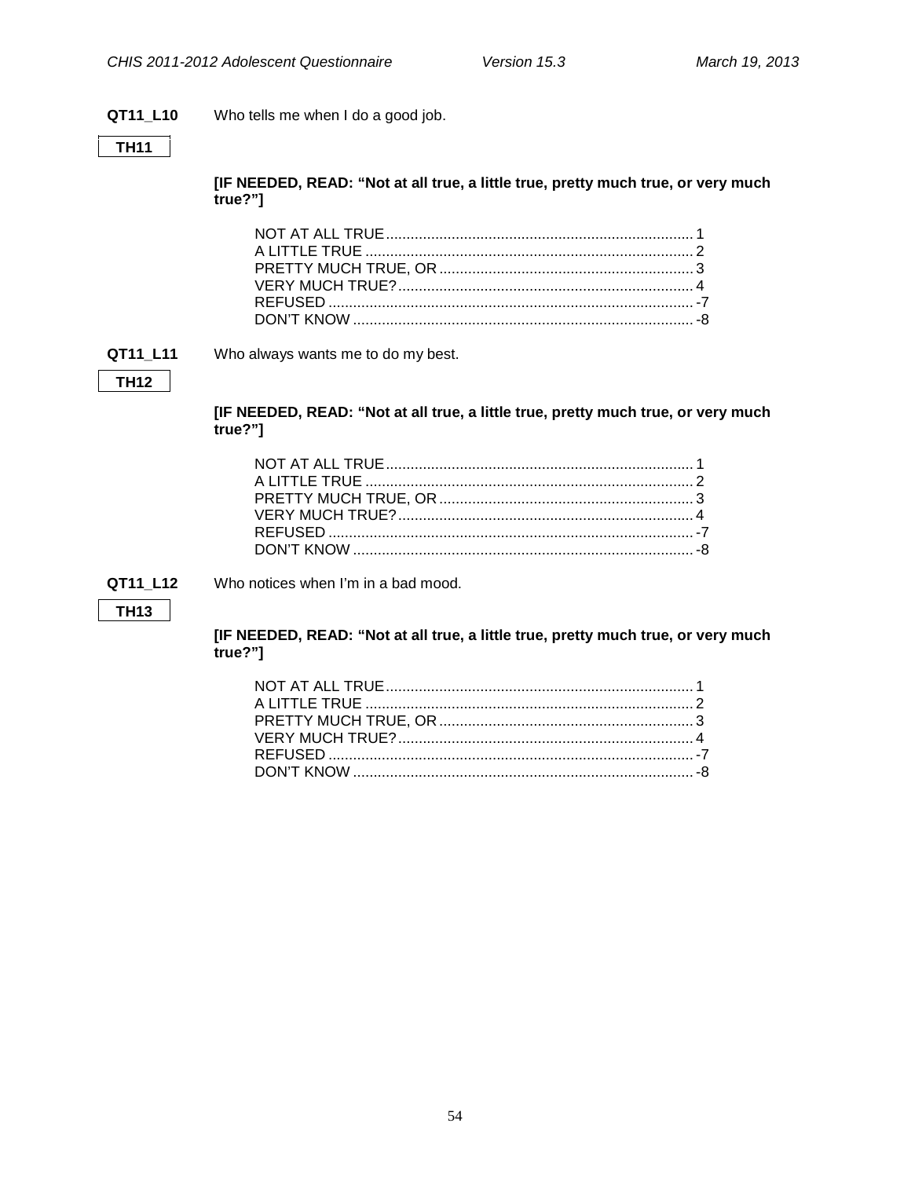**QT11_L10** Who tells me when I do a good job.

TH11

**[IF NEEDED, READ: "Not at all true, a little true, pretty much true, or very much true?"]**

NOT AT ALL TRUE .......................................................................... 1
A LITTLE TRUE .............................................................................. 2
PRETTY MUCH TRUE, OR ............................................................. 3
VERY MUCH TRUE? ...................................................................... 4
REFUSED ........................................................................................ -7
DON'T KNOW .................................................................................. -8

**QT11_L11** Who always wants me to do my best.

TH12

**[IF NEEDED, READ: "Not at all true, a little true, pretty much true, or very much true?"]**

NOT AT ALL TRUE .......................................................................... 1
A LITTLE TRUE .............................................................................. 2
PRETTY MUCH TRUE, OR ............................................................. 3
VERY MUCH TRUE? ...................................................................... 4
REFUSED ........................................................................................ -7
DON'T KNOW .................................................................................. -8

**QT11_L12** Who notices when I'm in a bad mood.

TH13

**[IF NEEDED, READ: "Not at all true, a little true, pretty much true, or very much true?"]**

NOT AT ALL TRUE .......................................................................... 1
A LITTLE TRUE .............................................................................. 2
PRETTY MUCH TRUE, OR ............................................................. 3
VERY MUCH TRUE? ...................................................................... 4
REFUSED ........................................................................................ -7
DON'T KNOW .................................................................................. -8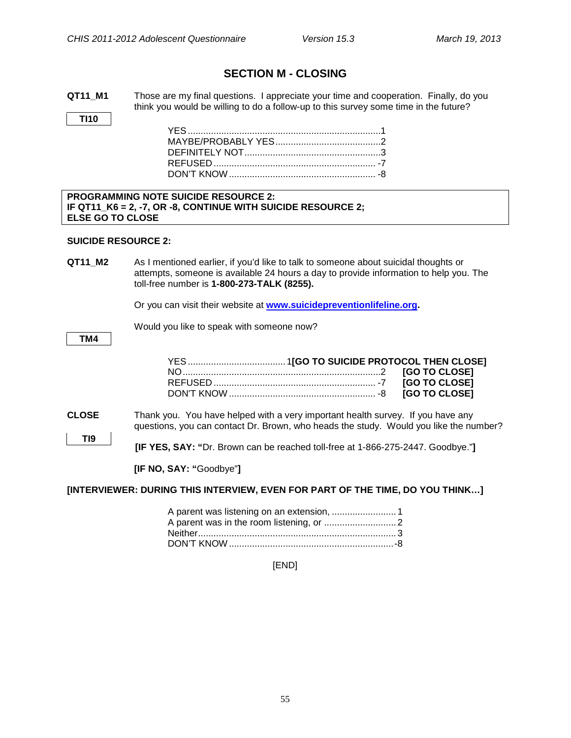## SECTION M - CLOSING

**QT11_M1** Those are my final questions. I appreciate your time and cooperation. Finally, do you think you would be willing to do a follow-up to this survey some time in the future?

**TI10**

| | |
|---|---|
| YES | 1 |
| MAYBE/PROBABLY YES | 2 |
| DEFINITELY NOT | 3 |
| REFUSED | -7 |
| DON'T KNOW | -8 |

**PROGRAMMING NOTE SUICIDE RESOURCE 2:**
**IF QT11_K6 = 2, -7, OR -8, CONTINUE WITH SUICIDE RESOURCE 2;**
**ELSE GO TO CLOSE**

**SUICIDE RESOURCE 2:**

**QT11_M2** As I mentioned earlier, if you'd like to talk to someone about suicidal thoughts or attempts, someone is available 24 hours a day to provide information to help you. The toll-free number is **1-800-273-TALK (8255).**

Or you can visit their website at **www.suicidepreventionlifeline.org**.

Would you like to speak with someone now?

**TM4**

| | | |
|---|---|---|
| YES | 1 | **[GO TO SUICIDE PROTOCOL THEN CLOSE]** |
| NO | 2 | **[GO TO CLOSE]** |
| REFUSED | -7 | **[GO TO CLOSE]** |
| DON'T KNOW | -8 | **[GO TO CLOSE]** |

**CLOSE** Thank you. You have helped with a very important health survey. If you have any questions, you can contact Dr. Brown, who heads the study. Would you like the number?

**TI9**

**[IF YES, SAY: "**Dr. Brown can be reached toll-free at 1-866-275-2447. Goodbye."**]**

**[IF NO, SAY: "**Goodbye"**]**

**[INTERVIEWER: DURING THIS INTERVIEW, EVEN FOR PART OF THE TIME, DO YOU THINK…]**

| | |
|---|---|
| A parent was listening on an extension, | 1 |
| A parent was in the room listening, or | 2 |
| Neither | 3 |
| DON'T KNOW | -8 |

[END]